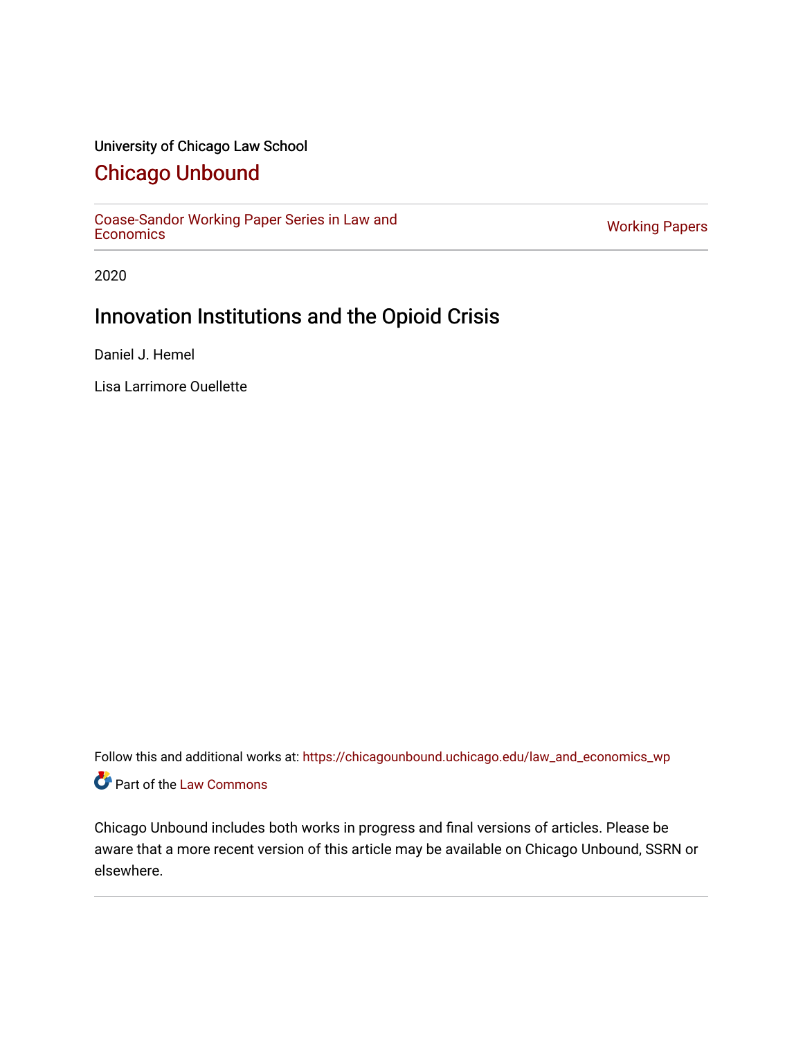University of Chicago Law School

# Chicago Unbound

Coase-Sandor Working Paper Series in Law and Economics | Working Papers

2020

## Innovation Institutions and the Opioid Crisis

Daniel J. Hemel

Lisa Larrimore Ouellette

Follow this and additional works at: https://chicagounbound.uchicago.edu/law_and_economics_wp

Part of the Law Commons

Chicago Unbound includes both works in progress and final versions of articles. Please be aware that a more recent version of this article may be available on Chicago Unbound, SSRN or elsewhere.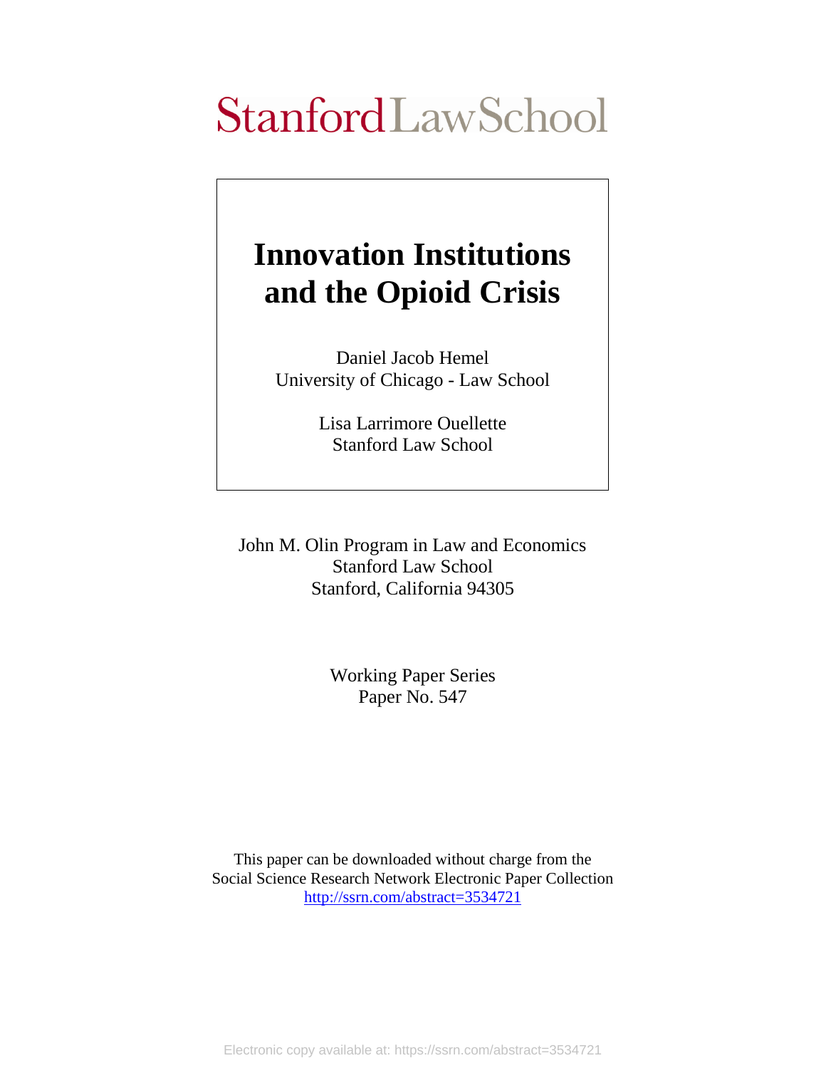# Stanford Law School

# Innovation Institutions and the Opioid Crisis

Daniel Jacob Hemel
University of Chicago - Law School

Lisa Larrimore Ouellette
Stanford Law School

John M. Olin Program in Law and Economics
Stanford Law School
Stanford, California 94305

Working Paper Series
Paper No. 547

This paper can be downloaded without charge from the
Social Science Research Network Electronic Paper Collection
http://ssrn.com/abstract=3534721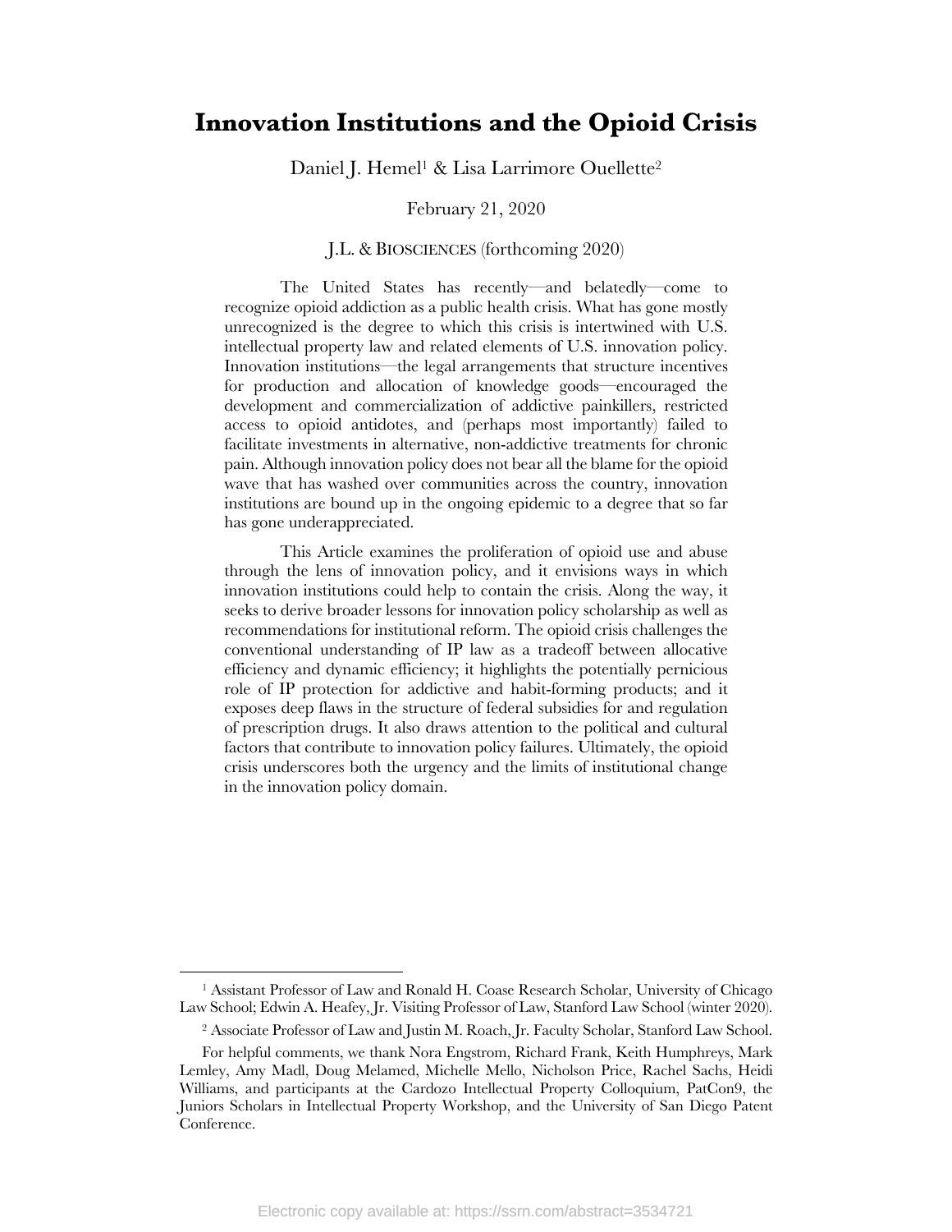# Innovation Institutions and the Opioid Crisis

Daniel J. Hemel[1] & Lisa Larrimore Ouellette[2]

February 21, 2020

J.L. & BIOSCIENCES (forthcoming 2020)

The United States has recently—and belatedly—come to recognize opioid addiction as a public health crisis. What has gone mostly unrecognized is the degree to which this crisis is intertwined with U.S. intellectual property law and related elements of U.S. innovation policy. Innovation institutions—the legal arrangements that structure incentives for production and allocation of knowledge goods—encouraged the development and commercialization of addictive painkillers, restricted access to opioid antidotes, and (perhaps most importantly) failed to facilitate investments in alternative, non-addictive treatments for chronic pain. Although innovation policy does not bear all the blame for the opioid wave that has washed over communities across the country, innovation institutions are bound up in the ongoing epidemic to a degree that so far has gone underappreciated.

This Article examines the proliferation of opioid use and abuse through the lens of innovation policy, and it envisions ways in which innovation institutions could help to contain the crisis. Along the way, it seeks to derive broader lessons for innovation policy scholarship as well as recommendations for institutional reform. The opioid crisis challenges the conventional understanding of IP law as a tradeoff between allocative efficiency and dynamic efficiency; it highlights the potentially pernicious role of IP protection for addictive and habit-forming products; and it exposes deep flaws in the structure of federal subsidies for and regulation of prescription drugs. It also draws attention to the political and cultural factors that contribute to innovation policy failures. Ultimately, the opioid crisis underscores both the urgency and the limits of institutional change in the innovation policy domain.

[1] Assistant Professor of Law and Ronald H. Coase Research Scholar, University of Chicago Law School; Edwin A. Heafey, Jr. Visiting Professor of Law, Stanford Law School (winter 2020).

[2] Associate Professor of Law and Justin M. Roach, Jr. Faculty Scholar, Stanford Law School.

For helpful comments, we thank Nora Engstrom, Richard Frank, Keith Humphreys, Mark Lemley, Amy Madl, Doug Melamed, Michelle Mello, Nicholson Price, Rachel Sachs, Heidi Williams, and participants at the Cardozo Intellectual Property Colloquium, PatCon9, the Juniors Scholars in Intellectual Property Workshop, and the University of San Diego Patent Conference.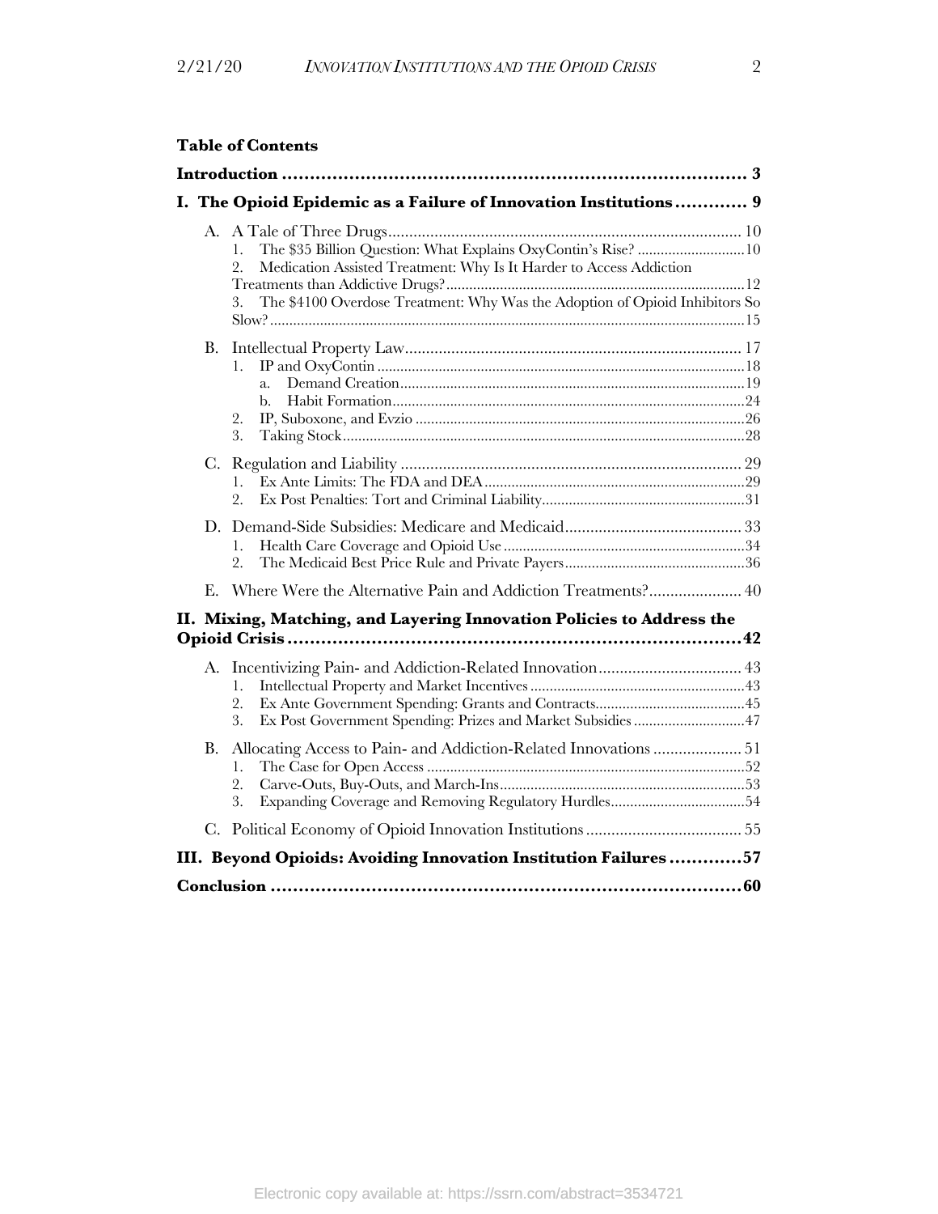**Table of Contents**

**Introduction ........................................................................... 3**

**I. The Opioid Epidemic as a Failure of Innovation Institutions ............ 9**

A. A Tale of Three Drugs .................................................................. 10

1. The $35 Billion Question: What Explains OxyContin's Rise? ........................ 10
2. Medication Assisted Treatment: Why Is It Harder to Access Addiction Treatments than Addictive Drugs? ........................................................ 12
3. The $4100 Overdose Treatment: Why Was the Adoption of Opioid Inhibitors So Slow? ........................................................................ 15

B. Intellectual Property Law ............................................................. 17

1. IP and OxyContin ............................................................................. 18
   a. Demand Creation ....................................................................... 19
   b. Habit Formation ......................................................................... 24
2. IP, Suboxone, and Evzio .................................................................. 26
3. Taking Stock .................................................................................... 28

C. Regulation and Liability ................................................................ 29

1. Ex Ante Limits: The FDA and DEA .................................................. 29
2. Ex Post Penalties: Tort and Criminal Liability .................................. 31

D. Demand-Side Subsidies: Medicare and Medicaid .......................... 33

1. Health Care Coverage and Opioid Use ............................................. 34
2. The Medicaid Best Price Rule and Private Payers ............................. 36

E. Where Were the Alternative Pain and Addiction Treatments? ..................... 40

**II. Mixing, Matching, and Layering Innovation Policies to Address the Opioid Crisis ........................................................................... 42**

A. Incentivizing Pain- and Addiction-Related Innovation ..................... 43

1. Intellectual Property and Market Incentives ...................................... 43
2. Ex Ante Government Spending: Grants and Contracts ....................... 45
3. Ex Post Government Spending: Prizes and Market Subsidies ............. 47

B. Allocating Access to Pain- and Addiction-Related Innovations ..................... 51

1. The Case for Open Access ............................................................... 52
2. Carve-Outs, Buy-Outs, and March-Ins ............................................. 53
3. Expanding Coverage and Removing Regulatory Hurdles ................... 54

C. Political Economy of Opioid Innovation Institutions .......................... 55

**III. Beyond Opioids: Avoiding Innovation Institution Failures .............57**

**Conclusion ........................................................................... 60**

Electronic copy available at: https://ssrn.com/abstract=3534721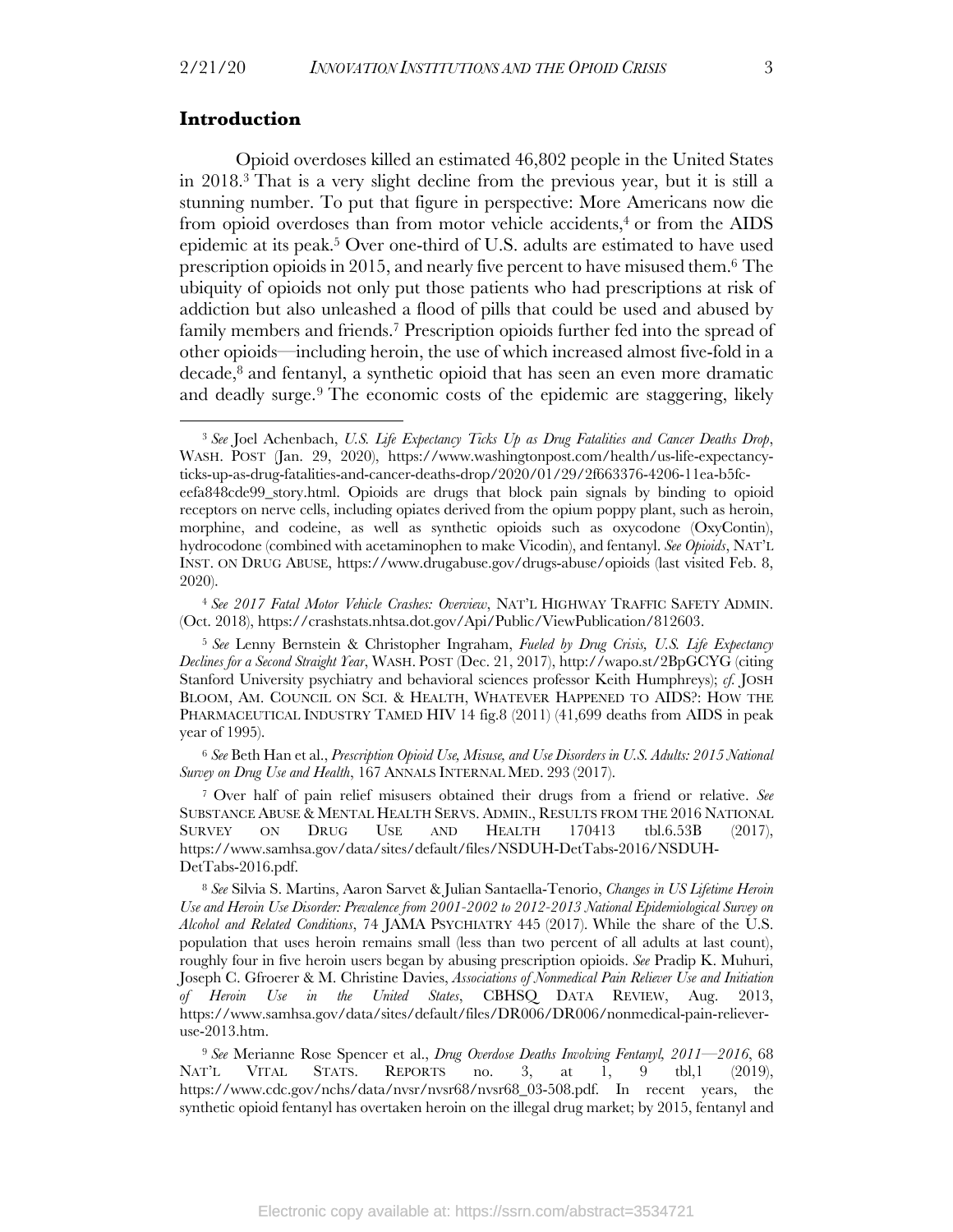## Introduction

Opioid overdoses killed an estimated 46,802 people in the United States in 2018.[3] That is a very slight decline from the previous year, but it is still a stunning number. To put that figure in perspective: More Americans now die from opioid overdoses than from motor vehicle accidents,[4] or from the AIDS epidemic at its peak.[5] Over one-third of U.S. adults are estimated to have used prescription opioids in 2015, and nearly five percent to have misused them.[6] The ubiquity of opioids not only put those patients who had prescriptions at risk of addiction but also unleashed a flood of pills that could be used and abused by family members and friends.[7] Prescription opioids further fed into the spread of other opioids—including heroin, the use of which increased almost five-fold in a decade,[8] and fentanyl, a synthetic opioid that has seen an even more dramatic and deadly surge.[9] The economic costs of the epidemic are staggering, likely

---

[3] *See* Joel Achenbach, *U.S. Life Expectancy Ticks Up as Drug Fatalities and Cancer Deaths Drop*, WASH. POST (Jan. 29, 2020), https://www.washingtonpost.com/health/us-life-expectancy-ticks-up-as-drug-fatalities-and-cancer-deaths-drop/2020/01/29/2f663376-4206-11ea-b5fc-eefa848cde99_story.html. Opioids are drugs that block pain signals by binding to opioid receptors on nerve cells, including opiates derived from the opium poppy plant, such as heroin, morphine, and codeine, as well as synthetic opioids such as oxycodone (OxyContin), hydrocodone (combined with acetaminophen to make Vicodin), and fentanyl. *See Opioids*, NAT'L INST. ON DRUG ABUSE, https://www.drugabuse.gov/drugs-abuse/opioids (last visited Feb. 8, 2020).

[4] *See 2017 Fatal Motor Vehicle Crashes: Overview*, NAT'L HIGHWAY TRAFFIC SAFETY ADMIN. (Oct. 2018), https://crashstats.nhtsa.dot.gov/Api/Public/ViewPublication/812603.

[5] *See* Lenny Bernstein & Christopher Ingraham, *Fueled by Drug Crisis, U.S. Life Expectancy Declines for a Second Straight Year*, WASH. POST (Dec. 21, 2017), http://wapo.st/2BpGCYG (citing Stanford University psychiatry and behavioral sciences professor Keith Humphreys); *cf.* JOSH BLOOM, AM. COUNCIL ON SCI. & HEALTH, WHATEVER HAPPENED TO AIDS?: HOW THE PHARMACEUTICAL INDUSTRY TAMED HIV 14 fig.8 (2011) (41,699 deaths from AIDS in peak year of 1995).

[6] *See* Beth Han et al., *Prescription Opioid Use, Misuse, and Use Disorders in U.S. Adults: 2015 National Survey on Drug Use and Health*, 167 ANNALS INTERNAL MED. 293 (2017).

[7] Over half of pain relief misusers obtained their drugs from a friend or relative. *See* SUBSTANCE ABUSE & MENTAL HEALTH SERVS. ADMIN., RESULTS FROM THE 2016 NATIONAL SURVEY ON DRUG USE AND HEALTH 170413 tbl.6.53B (2017), https://www.samhsa.gov/data/sites/default/files/NSDUH-DetTabs-2016/NSDUH-DetTabs-2016.pdf.

[8] *See* Silvia S. Martins, Aaron Sarvet & Julian Santaella-Tenorio, *Changes in US Lifetime Heroin Use and Heroin Use Disorder: Prevalence from 2001-2002 to 2012-2013 National Epidemiological Survey on Alcohol and Related Conditions*, 74 JAMA PSYCHIATRY 445 (2017). While the share of the U.S. population that uses heroin remains small (less than two percent of all adults at last count), roughly four in five heroin users began by abusing prescription opioids. *See* Pradip K. Muhuri, Joseph C. Gfroerer & M. Christine Davies, *Associations of Nonmedical Pain Reliever Use and Initiation of Heroin Use in the United States*, CBHSQ DATA REVIEW, Aug. 2013, https://www.samhsa.gov/data/sites/default/files/DR006/DR006/nonmedical-pain-reliever-use-2013.htm.

[9] *See* Merianne Rose Spencer et al., *Drug Overdose Deaths Involving Fentanyl, 2011—2016*, 68 NAT'L VITAL STATS. REPORTS no. 3, at 1, 9 tbl,1 (2019), https://www.cdc.gov/nchs/data/nvsr/nvsr68/nvsr68_03-508.pdf. In recent years, the synthetic opioid fentanyl has overtaken heroin on the illegal drug market; by 2015, fentanyl and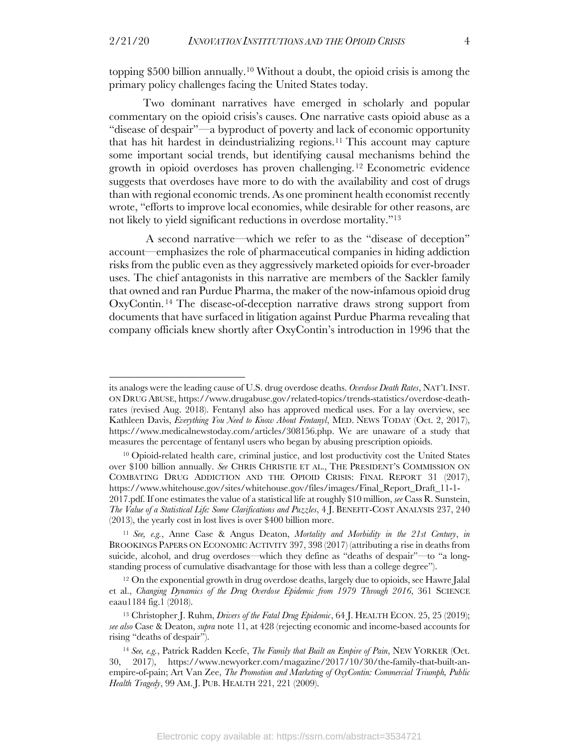topping \$500 billion annually.[10] Without a doubt, the opioid crisis is among the primary policy challenges facing the United States today.

Two dominant narratives have emerged in scholarly and popular commentary on the opioid crisis's causes. One narrative casts opioid abuse as a "disease of despair"—a byproduct of poverty and lack of economic opportunity that has hit hardest in deindustrializing regions.[11] This account may capture some important social trends, but identifying causal mechanisms behind the growth in opioid overdoses has proven challenging.[12] Econometric evidence suggests that overdoses have more to do with the availability and cost of drugs than with regional economic trends. As one prominent health economist recently wrote, "efforts to improve local economies, while desirable for other reasons, are not likely to yield significant reductions in overdose mortality."[13]

A second narrative—which we refer to as the "disease of deception" account—emphasizes the role of pharmaceutical companies in hiding addiction risks from the public even as they aggressively marketed opioids for ever-broader uses. The chief antagonists in this narrative are members of the Sackler family that owned and ran Purdue Pharma, the maker of the now-infamous opioid drug OxyContin.[14] The disease-of-deception narrative draws strong support from documents that have surfaced in litigation against Purdue Pharma revealing that company officials knew shortly after OxyContin's introduction in 1996 that the

---

its analogs were the leading cause of U.S. drug overdose deaths. *Overdose Death Rates*, NAT'L INST. ON DRUG ABUSE, https://www.drugabuse.gov/related-topics/trends-statistics/overdose-death-rates (revised Aug. 2018). Fentanyl also has approved medical uses. For a lay overview, see Kathleen Davis, *Everything You Need to Know About Fentanyl*, MED. NEWS TODAY (Oct. 2, 2017), https://www.medicalnewstoday.com/articles/308156.php. We are unaware of a study that measures the percentage of fentanyl users who began by abusing prescription opioids.

[10] Opioid-related health care, criminal justice, and lost productivity cost the United States over \$100 billion annually. *See* CHRIS CHRISTIE ET AL., THE PRESIDENT'S COMMISSION ON COMBATING DRUG ADDICTION AND THE OPIOID CRISIS: FINAL REPORT 31 (2017), https://www.whitehouse.gov/sites/whitehouse.gov/files/images/Final_Report_Draft_11-1-2017.pdf. If one estimates the value of a statistical life at roughly \$10 million, *see* Cass R. Sunstein, *The Value of a Statistical Life: Some Clarifications and Puzzles*, 4 J. BENEFIT-COST ANALYSIS 237, 240 (2013), the yearly cost in lost lives is over \$400 billion more.

[11] *See, e.g.*, Anne Case & Angus Deaton, *Mortality and Morbidity in the 21st Century*, *in* BROOKINGS PAPERS ON ECONOMIC ACTIVITY 397, 398 (2017) (attributing a rise in deaths from suicide, alcohol, and drug overdoses—which they define as "deaths of despair"—to "a long-standing process of cumulative disadvantage for those with less than a college degree").

[12] On the exponential growth in drug overdose deaths, largely due to opioids, see Hawre Jalal et al., *Changing Dynamics of the Drug Overdose Epidemic from 1979 Through 2016*, 361 SCIENCE eaau1184 fig.1 (2018).

[13] Christopher J. Ruhm, *Drivers of the Fatal Drug Epidemic*, 64 J. HEALTH ECON. 25, 25 (2019); *see also* Case & Deaton, *supra* note 11, at 428 (rejecting economic and income-based accounts for rising "deaths of despair").

[14] *See, e.g.*, Patrick Radden Keefe, *The Family that Built an Empire of Pain*, NEW YORKER (Oct. 30, 2017), https://www.newyorker.com/magazine/2017/10/30/the-family-that-built-an-empire-of-pain; Art Van Zee, *The Promotion and Marketing of OxyContin: Commercial Triumph, Public Health Tragedy*, 99 AM. J. PUB. HEALTH 221, 221 (2009).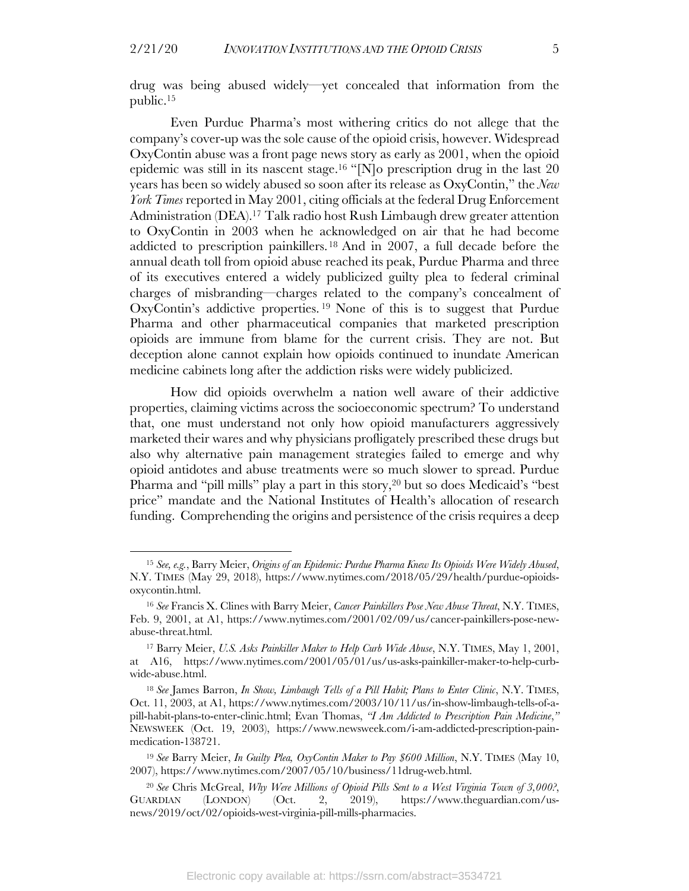drug was being abused widely—yet concealed that information from the public.[15]

Even Purdue Pharma's most withering critics do not allege that the company's cover-up was the sole cause of the opioid crisis, however. Widespread OxyContin abuse was a front page news story as early as 2001, when the opioid epidemic was still in its nascent stage.[16] "[N]o prescription drug in the last 20 years has been so widely abused so soon after its release as OxyContin," the *New York Times* reported in May 2001, citing officials at the federal Drug Enforcement Administration (DEA).[17] Talk radio host Rush Limbaugh drew greater attention to OxyContin in 2003 when he acknowledged on air that he had become addicted to prescription painkillers.[18] And in 2007, a full decade before the annual death toll from opioid abuse reached its peak, Purdue Pharma and three of its executives entered a widely publicized guilty plea to federal criminal charges of misbranding—charges related to the company's concealment of OxyContin's addictive properties.[19] None of this is to suggest that Purdue Pharma and other pharmaceutical companies that marketed prescription opioids are immune from blame for the current crisis. They are not. But deception alone cannot explain how opioids continued to inundate American medicine cabinets long after the addiction risks were widely publicized.

How did opioids overwhelm a nation well aware of their addictive properties, claiming victims across the socioeconomic spectrum? To understand that, one must understand not only how opioid manufacturers aggressively marketed their wares and why physicians profligately prescribed these drugs but also why alternative pain management strategies failed to emerge and why opioid antidotes and abuse treatments were so much slower to spread. Purdue Pharma and "pill mills" play a part in this story,[20] but so does Medicaid's "best price" mandate and the National Institutes of Health's allocation of research funding. Comprehending the origins and persistence of the crisis requires a deep

---

[15] *See, e.g.*, Barry Meier, *Origins of an Epidemic: Purdue Pharma Knew Its Opioids Were Widely Abused*, N.Y. TIMES (May 29, 2018), https://www.nytimes.com/2018/05/29/health/purdue-opioids-oxycontin.html.

[16] *See* Francis X. Clines with Barry Meier, *Cancer Painkillers Pose New Abuse Threat*, N.Y. TIMES, Feb. 9, 2001, at A1, https://www.nytimes.com/2001/02/09/us/cancer-painkillers-pose-new-abuse-threat.html.

[17] Barry Meier, *U.S. Asks Painkiller Maker to Help Curb Wide Abuse*, N.Y. TIMES, May 1, 2001, at A16, https://www.nytimes.com/2001/05/01/us/us-asks-painkiller-maker-to-help-curb-wide-abuse.html.

[18] *See* James Barron, *In Show, Limbaugh Tells of a Pill Habit; Plans to Enter Clinic*, N.Y. TIMES, Oct. 11, 2003, at A1, https://www.nytimes.com/2003/10/11/us/in-show-limbaugh-tells-of-a-pill-habit-plans-to-enter-clinic.html; Evan Thomas, *"I Am Addicted to Prescription Pain Medicine*,*"* NEWSWEEK (Oct. 19, 2003), https://www.newsweek.com/i-am-addicted-prescription-pain-medication-138721.

[19] *See* Barry Meier, *In Guilty Plea, OxyContin Maker to Pay $600 Million*, N.Y. TIMES (May 10, 2007), https://www.nytimes.com/2007/05/10/business/11drug-web.html.

[20] *See* Chris McGreal, *Why Were Millions of Opioid Pills Sent to a West Virginia Town of 3,000?*, GUARDIAN (LONDON) (Oct. 2, 2019), https://www.theguardian.com/us-news/2019/oct/02/opioids-west-virginia-pill-mills-pharmacies.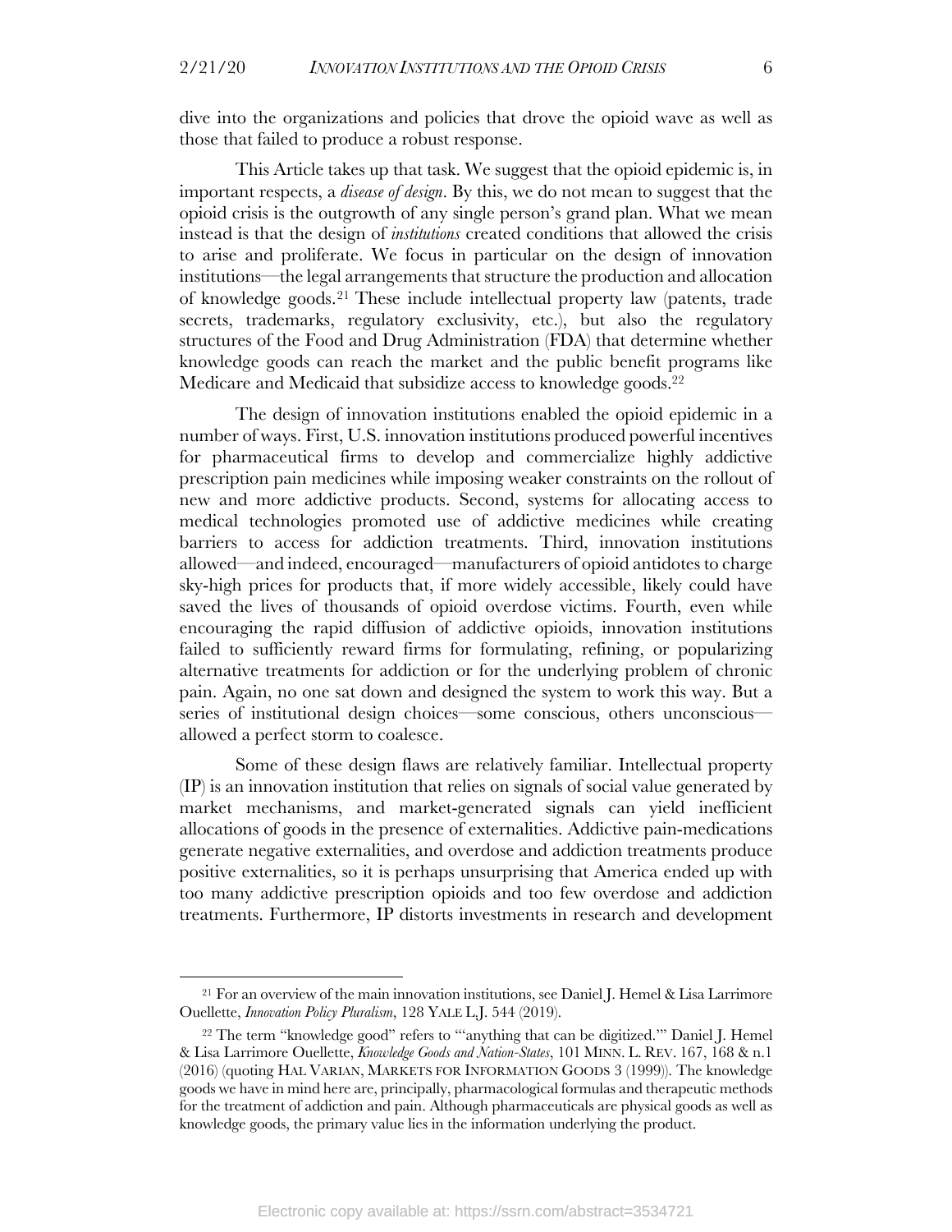dive into the organizations and policies that drove the opioid wave as well as those that failed to produce a robust response.

This Article takes up that task. We suggest that the opioid epidemic is, in important respects, a *disease of design*. By this, we do not mean to suggest that the opioid crisis is the outgrowth of any single person's grand plan. What we mean instead is that the design of *institutions* created conditions that allowed the crisis to arise and proliferate. We focus in particular on the design of innovation institutions—the legal arrangements that structure the production and allocation of knowledge goods.[21] These include intellectual property law (patents, trade secrets, trademarks, regulatory exclusivity, etc.), but also the regulatory structures of the Food and Drug Administration (FDA) that determine whether knowledge goods can reach the market and the public benefit programs like Medicare and Medicaid that subsidize access to knowledge goods.[22]

The design of innovation institutions enabled the opioid epidemic in a number of ways. First, U.S. innovation institutions produced powerful incentives for pharmaceutical firms to develop and commercialize highly addictive prescription pain medicines while imposing weaker constraints on the rollout of new and more addictive products. Second, systems for allocating access to medical technologies promoted use of addictive medicines while creating barriers to access for addiction treatments. Third, innovation institutions allowed—and indeed, encouraged—manufacturers of opioid antidotes to charge sky-high prices for products that, if more widely accessible, likely could have saved the lives of thousands of opioid overdose victims. Fourth, even while encouraging the rapid diffusion of addictive opioids, innovation institutions failed to sufficiently reward firms for formulating, refining, or popularizing alternative treatments for addiction or for the underlying problem of chronic pain. Again, no one sat down and designed the system to work this way. But a series of institutional design choices—some conscious, others unconscious—allowed a perfect storm to coalesce.

Some of these design flaws are relatively familiar. Intellectual property (IP) is an innovation institution that relies on signals of social value generated by market mechanisms, and market-generated signals can yield inefficient allocations of goods in the presence of externalities. Addictive pain-medications generate negative externalities, and overdose and addiction treatments produce positive externalities, so it is perhaps unsurprising that America ended up with too many addictive prescription opioids and too few overdose and addiction treatments. Furthermore, IP distorts investments in research and development

---

[21] For an overview of the main innovation institutions, see Daniel J. Hemel & Lisa Larrimore Ouellette, *Innovation Policy Pluralism*, 128 YALE L.J. 544 (2019).

[22] The term "knowledge good" refers to "'anything that can be digitized.'" Daniel J. Hemel & Lisa Larrimore Ouellette, *Knowledge Goods and Nation-States*, 101 MINN. L. REV. 167, 168 & n.1 (2016) (quoting HAL VARIAN, MARKETS FOR INFORMATION GOODS 3 (1999)). The knowledge goods we have in mind here are, principally, pharmacological formulas and therapeutic methods for the treatment of addiction and pain. Although pharmaceuticals are physical goods as well as knowledge goods, the primary value lies in the information underlying the product.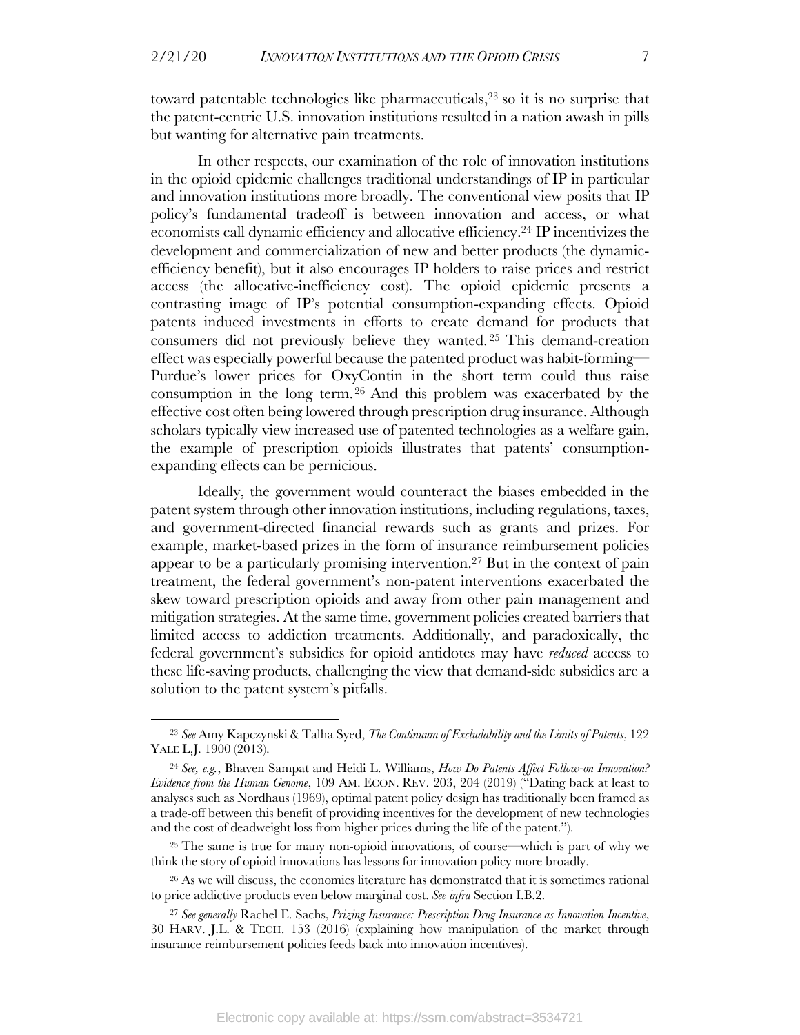toward patentable technologies like pharmaceuticals,[23] so it is no surprise that the patent-centric U.S. innovation institutions resulted in a nation awash in pills but wanting for alternative pain treatments.

In other respects, our examination of the role of innovation institutions in the opioid epidemic challenges traditional understandings of IP in particular and innovation institutions more broadly. The conventional view posits that IP policy's fundamental tradeoff is between innovation and access, or what economists call dynamic efficiency and allocative efficiency.[24] IP incentivizes the development and commercialization of new and better products (the dynamic-efficiency benefit), but it also encourages IP holders to raise prices and restrict access (the allocative-inefficiency cost). The opioid epidemic presents a contrasting image of IP's potential consumption-expanding effects. Opioid patents induced investments in efforts to create demand for products that consumers did not previously believe they wanted.[25] This demand-creation effect was especially powerful because the patented product was habit-forming—Purdue's lower prices for OxyContin in the short term could thus raise consumption in the long term.[26] And this problem was exacerbated by the effective cost often being lowered through prescription drug insurance. Although scholars typically view increased use of patented technologies as a welfare gain, the example of prescription opioids illustrates that patents' consumption-expanding effects can be pernicious.

Ideally, the government would counteract the biases embedded in the patent system through other innovation institutions, including regulations, taxes, and government-directed financial rewards such as grants and prizes. For example, market-based prizes in the form of insurance reimbursement policies appear to be a particularly promising intervention.[27] But in the context of pain treatment, the federal government's non-patent interventions exacerbated the skew toward prescription opioids and away from other pain management and mitigation strategies. At the same time, government policies created barriers that limited access to addiction treatments. Additionally, and paradoxically, the federal government's subsidies for opioid antidotes may have *reduced* access to these life-saving products, challenging the view that demand-side subsidies are a solution to the patent system's pitfalls.

---

[23] *See* Amy Kapczynski & Talha Syed, *The Continuum of Excludability and the Limits of Patents*, 122 YALE L.J. 1900 (2013).

[24] *See, e.g.*, Bhaven Sampat and Heidi L. Williams, *How Do Patents Affect Follow-on Innovation? Evidence from the Human Genome*, 109 AM. ECON. REV. 203, 204 (2019) ("Dating back at least to analyses such as Nordhaus (1969), optimal patent policy design has traditionally been framed as a trade-off between this benefit of providing incentives for the development of new technologies and the cost of deadweight loss from higher prices during the life of the patent.").

[25] The same is true for many non-opioid innovations, of course—which is part of why we think the story of opioid innovations has lessons for innovation policy more broadly.

[26] As we will discuss, the economics literature has demonstrated that it is sometimes rational to price addictive products even below marginal cost. *See infra* Section I.B.2.

[27] *See generally* Rachel E. Sachs, *Prizing Insurance: Prescription Drug Insurance as Innovation Incentive*, 30 HARV. J.L. & TECH. 153 (2016) (explaining how manipulation of the market through insurance reimbursement policies feeds back into innovation incentives).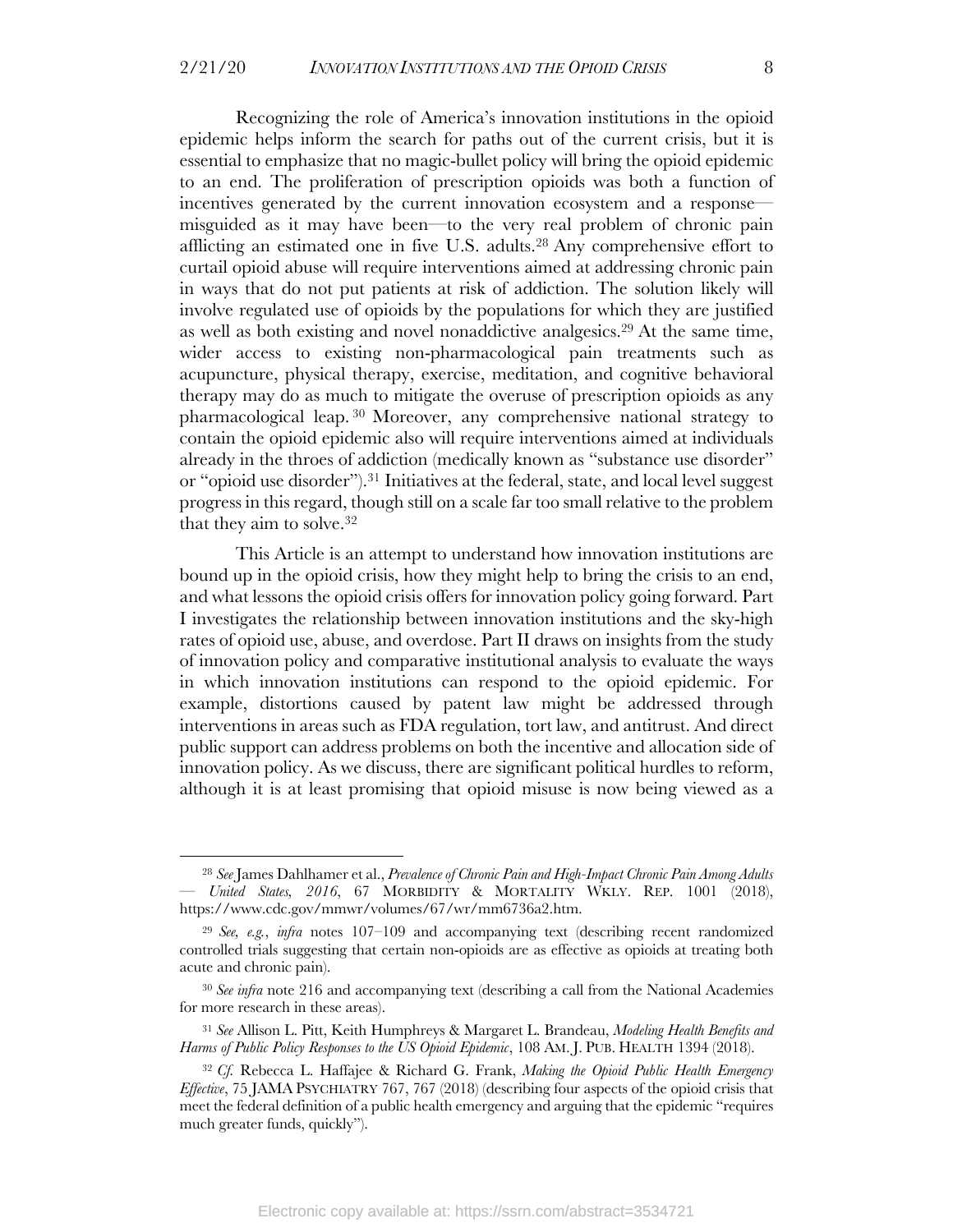Recognizing the role of America's innovation institutions in the opioid epidemic helps inform the search for paths out of the current crisis, but it is essential to emphasize that no magic-bullet policy will bring the opioid epidemic to an end. The proliferation of prescription opioids was both a function of incentives generated by the current innovation ecosystem and a response—misguided as it may have been—to the very real problem of chronic pain afflicting an estimated one in five U.S. adults.[28] Any comprehensive effort to curtail opioid abuse will require interventions aimed at addressing chronic pain in ways that do not put patients at risk of addiction. The solution likely will involve regulated use of opioids by the populations for which they are justified as well as both existing and novel nonaddictive analgesics.[29] At the same time, wider access to existing non-pharmacological pain treatments such as acupuncture, physical therapy, exercise, meditation, and cognitive behavioral therapy may do as much to mitigate the overuse of prescription opioids as any pharmacological leap.[30] Moreover, any comprehensive national strategy to contain the opioid epidemic also will require interventions aimed at individuals already in the throes of addiction (medically known as "substance use disorder" or "opioid use disorder").[31] Initiatives at the federal, state, and local level suggest progress in this regard, though still on a scale far too small relative to the problem that they aim to solve.[32]

This Article is an attempt to understand how innovation institutions are bound up in the opioid crisis, how they might help to bring the crisis to an end, and what lessons the opioid crisis offers for innovation policy going forward. Part I investigates the relationship between innovation institutions and the sky-high rates of opioid use, abuse, and overdose. Part II draws on insights from the study of innovation policy and comparative institutional analysis to evaluate the ways in which innovation institutions can respond to the opioid epidemic. For example, distortions caused by patent law might be addressed through interventions in areas such as FDA regulation, tort law, and antitrust. And direct public support can address problems on both the incentive and allocation side of innovation policy. As we discuss, there are significant political hurdles to reform, although it is at least promising that opioid misuse is now being viewed as a

---

[28] *See* James Dahlhamer et al., *Prevalence of Chronic Pain and High-Impact Chronic Pain Among Adults — United States, 2016*, 67 MORBIDITY & MORTALITY WKLY. REP. 1001 (2018), https://www.cdc.gov/mmwr/volumes/67/wr/mm6736a2.htm.

[29] *See, e.g.*, *infra* notes 107–109 and accompanying text (describing recent randomized controlled trials suggesting that certain non-opioids are as effective as opioids at treating both acute and chronic pain).

[30] *See infra* note 216 and accompanying text (describing a call from the National Academies for more research in these areas).

[31] *See* Allison L. Pitt, Keith Humphreys & Margaret L. Brandeau, *Modeling Health Benefits and Harms of Public Policy Responses to the US Opioid Epidemic*, 108 AM. J. PUB. HEALTH 1394 (2018).

[32] *Cf.* Rebecca L. Haffajee & Richard G. Frank, *Making the Opioid Public Health Emergency Effective*, 75 JAMA PSYCHIATRY 767, 767 (2018) (describing four aspects of the opioid crisis that meet the federal definition of a public health emergency and arguing that the epidemic "requires much greater funds, quickly").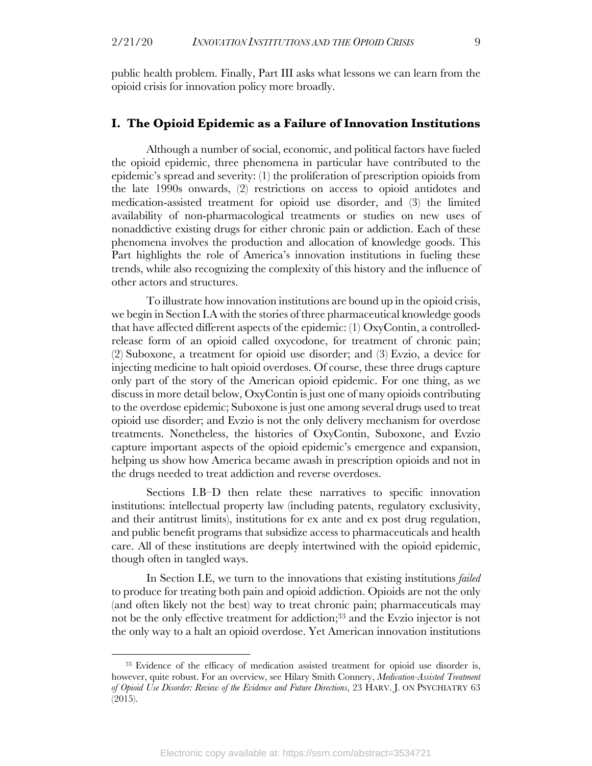public health problem. Finally, Part III asks what lessons we can learn from the opioid crisis for innovation policy more broadly.

## I. The Opioid Epidemic as a Failure of Innovation Institutions

Although a number of social, economic, and political factors have fueled the opioid epidemic, three phenomena in particular have contributed to the epidemic's spread and severity: (1) the proliferation of prescription opioids from the late 1990s onwards, (2) restrictions on access to opioid antidotes and medication-assisted treatment for opioid use disorder, and (3) the limited availability of non-pharmacological treatments or studies on new uses of nonaddictive existing drugs for either chronic pain or addiction. Each of these phenomena involves the production and allocation of knowledge goods. This Part highlights the role of America's innovation institutions in fueling these trends, while also recognizing the complexity of this history and the influence of other actors and structures.

To illustrate how innovation institutions are bound up in the opioid crisis, we begin in Section I.A with the stories of three pharmaceutical knowledge goods that have affected different aspects of the epidemic: (1) OxyContin, a controlled-release form of an opioid called oxycodone, for treatment of chronic pain; (2) Suboxone, a treatment for opioid use disorder; and (3) Evzio, a device for injecting medicine to halt opioid overdoses. Of course, these three drugs capture only part of the story of the American opioid epidemic. For one thing, as we discuss in more detail below, OxyContin is just one of many opioids contributing to the overdose epidemic; Suboxone is just one among several drugs used to treat opioid use disorder; and Evzio is not the only delivery mechanism for overdose treatments. Nonetheless, the histories of OxyContin, Suboxone, and Evzio capture important aspects of the opioid epidemic's emergence and expansion, helping us show how America became awash in prescription opioids and not in the drugs needed to treat addiction and reverse overdoses.

Sections I.B–D then relate these narratives to specific innovation institutions: intellectual property law (including patents, regulatory exclusivity, and their antitrust limits), institutions for ex ante and ex post drug regulation, and public benefit programs that subsidize access to pharmaceuticals and health care. All of these institutions are deeply intertwined with the opioid epidemic, though often in tangled ways.

In Section I.E, we turn to the innovations that existing institutions *failed* to produce for treating both pain and opioid addiction. Opioids are not the only (and often likely not the best) way to treat chronic pain; pharmaceuticals may not be the only effective treatment for addiction;[33] and the Evzio injector is not the only way to a halt an opioid overdose. Yet American innovation institutions

---

[33] Evidence of the efficacy of medication assisted treatment for opioid use disorder is, however, quite robust. For an overview, see Hilary Smith Connery, *Medication-Assisted Treatment of Opioid Use Disorder: Review of the Evidence and Future Directions*, 23 HARV. J. ON PSYCHIATRY 63 (2015).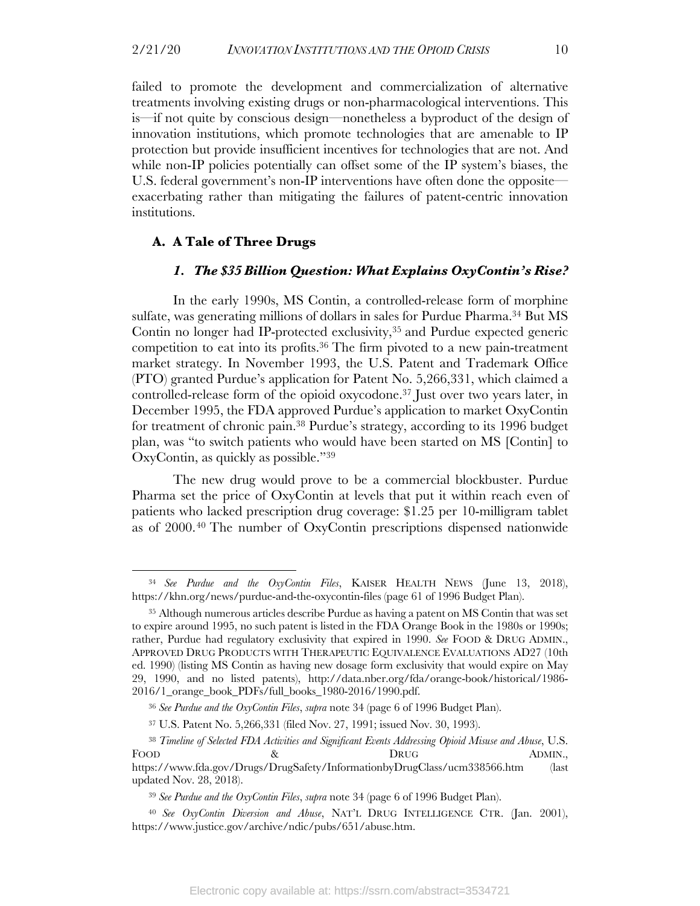failed to promote the development and commercialization of alternative treatments involving existing drugs or non-pharmacological interventions. This is—if not quite by conscious design—nonetheless a byproduct of the design of innovation institutions, which promote technologies that are amenable to IP protection but provide insufficient incentives for technologies that are not. And while non-IP policies potentially can offset some of the IP system's biases, the U.S. federal government's non-IP interventions have often done the opposite—exacerbating rather than mitigating the failures of patent-centric innovation institutions.

## A. A Tale of Three Drugs

### *1. The $35 Billion Question: What Explains OxyContin's Rise?*

In the early 1990s, MS Contin, a controlled-release form of morphine sulfate, was generating millions of dollars in sales for Purdue Pharma.[34] But MS Contin no longer had IP-protected exclusivity,[35] and Purdue expected generic competition to eat into its profits.[36] The firm pivoted to a new pain-treatment market strategy. In November 1993, the U.S. Patent and Trademark Office (PTO) granted Purdue's application for Patent No. 5,266,331, which claimed a controlled-release form of the opioid oxycodone.[37] Just over two years later, in December 1995, the FDA approved Purdue's application to market OxyContin for treatment of chronic pain.[38] Purdue's strategy, according to its 1996 budget plan, was "to switch patients who would have been started on MS [Contin] to OxyContin, as quickly as possible."[39]

The new drug would prove to be a commercial blockbuster. Purdue Pharma set the price of OxyContin at levels that put it within reach even of patients who lacked prescription drug coverage: $1.25 per 10-milligram tablet as of 2000.[40] The number of OxyContin prescriptions dispensed nationwide

---

[34] *See Purdue and the OxyContin Files*, KAISER HEALTH NEWS (June 13, 2018), https://khn.org/news/purdue-and-the-oxycontin-files (page 61 of 1996 Budget Plan).

[35] Although numerous articles describe Purdue as having a patent on MS Contin that was set to expire around 1995, no such patent is listed in the FDA Orange Book in the 1980s or 1990s; rather, Purdue had regulatory exclusivity that expired in 1990. *See* FOOD & DRUG ADMIN., APPROVED DRUG PRODUCTS WITH THERAPEUTIC EQUIVALENCE EVALUATIONS AD27 (10th ed. 1990) (listing MS Contin as having new dosage form exclusivity that would expire on May 29, 1990, and no listed patents), http://data.nber.org/fda/orange-book/historical/1986-2016/1_orange_book_PDFs/full_books_1980-2016/1990.pdf.

[36] *See Purdue and the OxyContin Files*, *supra* note 34 (page 6 of 1996 Budget Plan).

[37] U.S. Patent No. 5,266,331 (filed Nov. 27, 1991; issued Nov. 30, 1993).

[38] *Timeline of Selected FDA Activities and Significant Events Addressing Opioid Misuse and Abuse*, U.S. FOOD & DRUG ADMIN., https://www.fda.gov/Drugs/DrugSafety/InformationbyDrugClass/ucm338566.htm (last updated Nov. 28, 2018).

[39] *See Purdue and the OxyContin Files*, *supra* note 34 (page 6 of 1996 Budget Plan).

[40] *See OxyContin Diversion and Abuse*, NAT'L DRUG INTELLIGENCE CTR. (Jan. 2001), https://www.justice.gov/archive/ndic/pubs/651/abuse.htm.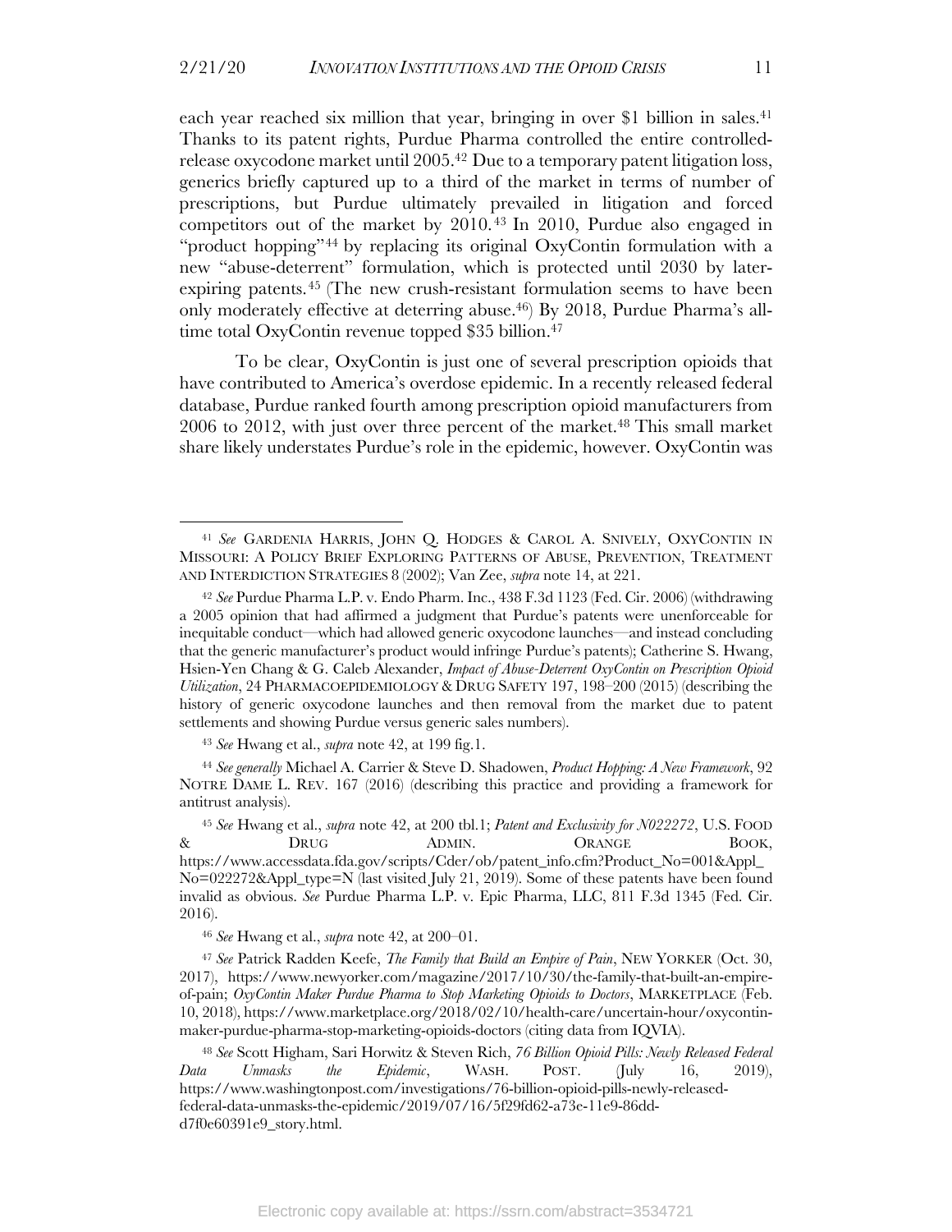each year reached six million that year, bringing in over $1 billion in sales.[41] Thanks to its patent rights, Purdue Pharma controlled the entire controlled-release oxycodone market until 2005.[42] Due to a temporary patent litigation loss, generics briefly captured up to a third of the market in terms of number of prescriptions, but Purdue ultimately prevailed in litigation and forced competitors out of the market by 2010.[43] In 2010, Purdue also engaged in "product hopping"[44] by replacing its original OxyContin formulation with a new "abuse-deterrent" formulation, which is protected until 2030 by later-expiring patents.[45] (The new crush-resistant formulation seems to have been only moderately effective at deterring abuse.[46]) By 2018, Purdue Pharma's all-time total OxyContin revenue topped $35 billion.[47]

To be clear, OxyContin is just one of several prescription opioids that have contributed to America's overdose epidemic. In a recently released federal database, Purdue ranked fourth among prescription opioid manufacturers from 2006 to 2012, with just over three percent of the market.[48] This small market share likely understates Purdue's role in the epidemic, however. OxyContin was

---

[41] *See* GARDENIA HARRIS, JOHN Q. HODGES & CAROL A. SNIVELY, OXYCONTIN IN MISSOURI: A POLICY BRIEF EXPLORING PATTERNS OF ABUSE, PREVENTION, TREATMENT AND INTERDICTION STRATEGIES 8 (2002); Van Zee, *supra* note 14, at 221.

[42] *See* Purdue Pharma L.P. v. Endo Pharm. Inc., 438 F.3d 1123 (Fed. Cir. 2006) (withdrawing a 2005 opinion that had affirmed a judgment that Purdue's patents were unenforceable for inequitable conduct—which had allowed generic oxycodone launches—and instead concluding that the generic manufacturer's product would infringe Purdue's patents); Catherine S. Hwang, Hsien-Yen Chang & G. Caleb Alexander, *Impact of Abuse-Deterrent OxyContin on Prescription Opioid Utilization*, 24 PHARMACOEPIDEMIOLOGY & DRUG SAFETY 197, 198–200 (2015) (describing the history of generic oxycodone launches and then removal from the market due to patent settlements and showing Purdue versus generic sales numbers).

[43] *See* Hwang et al., *supra* note 42, at 199 fig.1.

[44] *See generally* Michael A. Carrier & Steve D. Shadowen, *Product Hopping: A New Framework*, 92 NOTRE DAME L. REV. 167 (2016) (describing this practice and providing a framework for antitrust analysis).

[45] *See* Hwang et al., *supra* note 42, at 200 tbl.1; *Patent and Exclusivity for N022272*, U.S. FOOD & DRUG ADMIN. ORANGE BOOK, https://www.accessdata.fda.gov/scripts/Cder/ob/patent_info.cfm?Product_No=001&Appl_No=022272&Appl_type=N (last visited July 21, 2019). Some of these patents have been found invalid as obvious. *See* Purdue Pharma L.P. v. Epic Pharma, LLC, 811 F.3d 1345 (Fed. Cir. 2016).

[46] *See* Hwang et al., *supra* note 42, at 200–01.

[47] *See* Patrick Radden Keefe, *The Family that Build an Empire of Pain*, NEW YORKER (Oct. 30, 2017), https://www.newyorker.com/magazine/2017/10/30/the-family-that-built-an-empire-of-pain; *OxyContin Maker Purdue Pharma to Stop Marketing Opioids to Doctors*, MARKETPLACE (Feb. 10, 2018), https://www.marketplace.org/2018/02/10/health-care/uncertain-hour/oxycontin-maker-purdue-pharma-stop-marketing-opioids-doctors (citing data from IQVIA).

[48] *See* Scott Higham, Sari Horwitz & Steven Rich, *76 Billion Opioid Pills: Newly Released Federal Data Unmasks the Epidemic*, WASH. POST. (July 16, 2019), https://www.washingtonpost.com/investigations/76-billion-opioid-pills-newly-released-federal-data-unmasks-the-epidemic/2019/07/16/5f29fd62-a73e-11e9-86dd-d7f0e60391e9_story.html.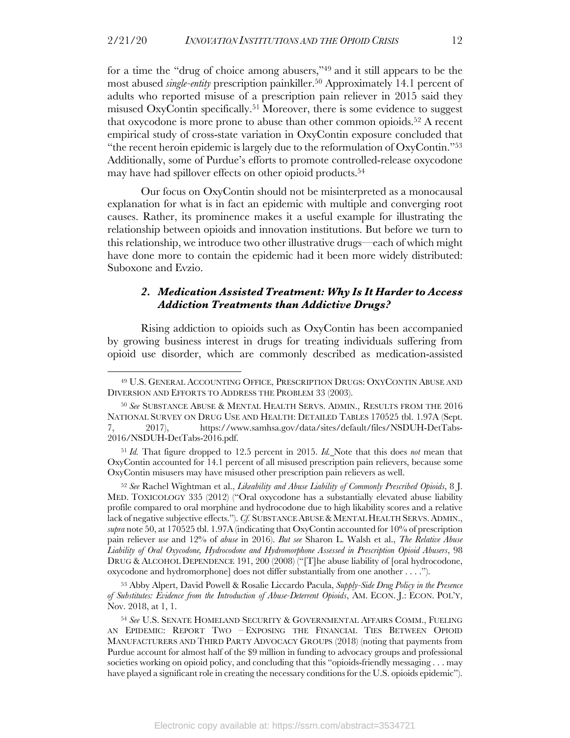for a time the "drug of choice among abusers,"[49] and it still appears to be the most abused *single-entity* prescription painkiller.[50] Approximately 14.1 percent of adults who reported misuse of a prescription pain reliever in 2015 said they misused OxyContin specifically.[51] Moreover, there is some evidence to suggest that oxycodone is more prone to abuse than other common opioids.[52] A recent empirical study of cross-state variation in OxyContin exposure concluded that "the recent heroin epidemic is largely due to the reformulation of OxyContin."[53] Additionally, some of Purdue's efforts to promote controlled-release oxycodone may have had spillover effects on other opioid products.[54]

Our focus on OxyContin should not be misinterpreted as a monocausal explanation for what is in fact an epidemic with multiple and converging root causes. Rather, its prominence makes it a useful example for illustrating the relationship between opioids and innovation institutions. But before we turn to this relationship, we introduce two other illustrative drugs—each of which might have done more to contain the epidemic had it been more widely distributed: Suboxone and Evzio.

### *2. Medication Assisted Treatment: Why Is It Harder to Access Addiction Treatments than Addictive Drugs?*

Rising addiction to opioids such as OxyContin has been accompanied by growing business interest in drugs for treating individuals suffering from opioid use disorder, which are commonly described as medication-assisted

---

[49] U.S. GENERAL ACCOUNTING OFFICE, PRESCRIPTION DRUGS: OXYCONTIN ABUSE AND DIVERSION AND EFFORTS TO ADDRESS THE PROBLEM 33 (2003).

[50] *See* SUBSTANCE ABUSE & MENTAL HEALTH SERVS. ADMIN., RESULTS FROM THE 2016 NATIONAL SURVEY ON DRUG USE AND HEALTH: DETAILED TABLES 170525 tbl. 1.97A (Sept. 7, 2017), https://www.samhsa.gov/data/sites/default/files/NSDUH-DetTabs-2016/NSDUH-DetTabs-2016.pdf.

[51] *Id.* That figure dropped to 12.5 percent in 2015. *Id.* Note that this does *not* mean that OxyContin accounted for 14.1 percent of all misused prescription pain relievers, because some OxyContin misusers may have misused other prescription pain relievers as well.

[52] *See* Rachel Wightman et al., *Likeability and Abuse Liability of Commonly Prescribed Opioids*, 8 J. MED. TOXICOLOGY 335 (2012) ("Oral oxycodone has a substantially elevated abuse liability profile compared to oral morphine and hydrocodone due to high likability scores and a relative lack of negative subjective effects."). *Cf.* SUBSTANCE ABUSE & MENTAL HEALTH SERVS. ADMIN., *supra* note 50, at 170525 tbl. 1.97A (indicating that OxyContin accounted for 10% of prescription pain reliever *use* and 12% of *abuse* in 2016). *But see* Sharon L. Walsh et al., *The Relative Abuse Liability of Oral Oxycodone, Hydrocodone and Hydromorphone Assessed in Prescription Opioid Abusers*, 98 DRUG & ALCOHOL DEPENDENCE 191, 200 (2008) ("[T]he abuse liability of [oral hydrocodone, oxycodone and hydromorphone] does not differ substantially from one another . . . .").

[53] Abby Alpert, David Powell & Rosalie Liccardo Pacula, *Supply-Side Drug Policy in the Presence of Substitutes: Evidence from the Introduction of Abuse-Deterrent Opioids*, AM. ECON. J.: ECON. POL'Y, Nov. 2018, at 1, 1.

[54] *See* U.S. SENATE HOMELAND SECURITY & GOVERNMENTAL AFFAIRS COMM., FUELING AN EPIDEMIC: REPORT TWO – EXPOSING THE FINANCIAL TIES BETWEEN OPIOID MANUFACTURERS AND THIRD PARTY ADVOCACY GROUPS (2018) (noting that payments from Purdue account for almost half of the $9 million in funding to advocacy groups and professional societies working on opioid policy, and concluding that this "opioids-friendly messaging . . . may have played a significant role in creating the necessary conditions for the U.S. opioids epidemic").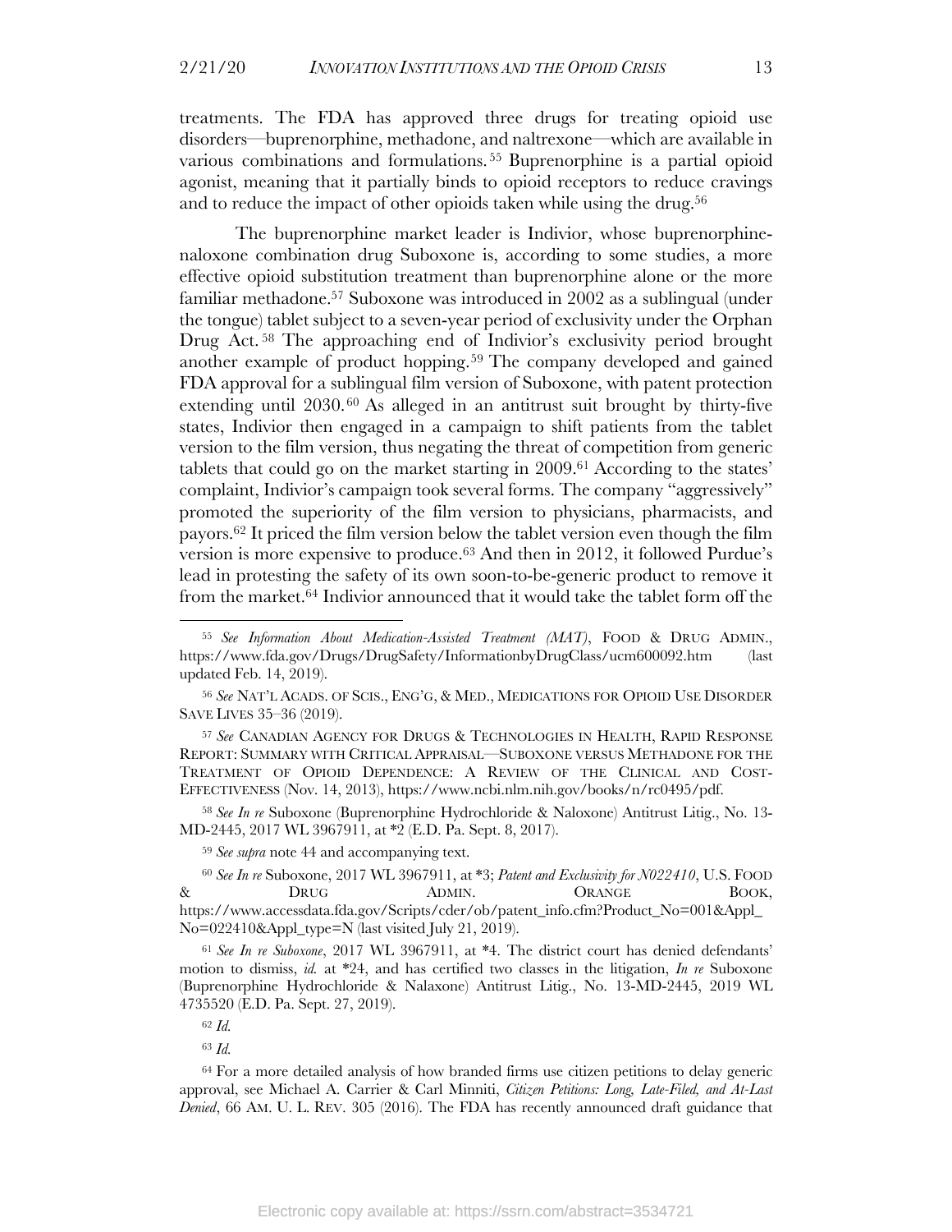treatments. The FDA has approved three drugs for treating opioid use disorders—buprenorphine, methadone, and naltrexone—which are available in various combinations and formulations.[55] Buprenorphine is a partial opioid agonist, meaning that it partially binds to opioid receptors to reduce cravings and to reduce the impact of other opioids taken while using the drug.[56]

The buprenorphine market leader is Indivior, whose buprenorphine-naloxone combination drug Suboxone is, according to some studies, a more effective opioid substitution treatment than buprenorphine alone or the more familiar methadone.[57] Suboxone was introduced in 2002 as a sublingual (under the tongue) tablet subject to a seven-year period of exclusivity under the Orphan Drug Act.[58] The approaching end of Indivior's exclusivity period brought another example of product hopping.[59] The company developed and gained FDA approval for a sublingual film version of Suboxone, with patent protection extending until 2030.[60] As alleged in an antitrust suit brought by thirty-five states, Indivior then engaged in a campaign to shift patients from the tablet version to the film version, thus negating the threat of competition from generic tablets that could go on the market starting in 2009.[61] According to the states' complaint, Indivior's campaign took several forms. The company "aggressively" promoted the superiority of the film version to physicians, pharmacists, and payors.[62] It priced the film version below the tablet version even though the film version is more expensive to produce.[63] And then in 2012, it followed Purdue's lead in protesting the safety of its own soon-to-be-generic product to remove it from the market.[64] Indivior announced that it would take the tablet form off the

---

[55] *See Information About Medication-Assisted Treatment (MAT)*, FOOD & DRUG ADMIN., https://www.fda.gov/Drugs/DrugSafety/InformationbyDrugClass/ucm600092.htm (last updated Feb. 14, 2019).

[56] *See* NAT'L ACADS. OF SCIS., ENG'G, & MED., MEDICATIONS FOR OPIOID USE DISORDER SAVE LIVES 35–36 (2019).

[57] *See* CANADIAN AGENCY FOR DRUGS & TECHNOLOGIES IN HEALTH, RAPID RESPONSE REPORT: SUMMARY WITH CRITICAL APPRAISAL—SUBOXONE VERSUS METHADONE FOR THE TREATMENT OF OPIOID DEPENDENCE: A REVIEW OF THE CLINICAL AND COST-EFFECTIVENESS (Nov. 14, 2013), https://www.ncbi.nlm.nih.gov/books/n/rc0495/pdf.

[58] *See In re* Suboxone (Buprenorphine Hydrochloride & Naloxone) Antitrust Litig., No. 13-MD-2445, 2017 WL 3967911, at *2 (E.D. Pa. Sept. 8, 2017).

[59] *See supra* note 44 and accompanying text.

[60] *See In re* Suboxone, 2017 WL 3967911, at *3; *Patent and Exclusivity for N022410*, U.S. FOOD & DRUG ADMIN. ORANGE BOOK, https://www.accessdata.fda.gov/Scripts/cder/ob/patent_info.cfm?Product_No=001&Appl_No=022410&Appl_type=N (last visited July 21, 2019).

[61] *See In re Suboxone*, 2017 WL 3967911, at *4. The district court has denied defendants' motion to dismiss, *id.* at *24, and has certified two classes in the litigation, *In re* Suboxone (Buprenorphine Hydrochloride & Nalaxone) Antitrust Litig., No. 13-MD-2445, 2019 WL 4735520 (E.D. Pa. Sept. 27, 2019).

[62] *Id.*

[63] *Id.*

[64] For a more detailed analysis of how branded firms use citizen petitions to delay generic approval, see Michael A. Carrier & Carl Minniti, *Citizen Petitions: Long, Late-Filed, and At-Last Denied*, 66 AM. U. L. REV. 305 (2016). The FDA has recently announced draft guidance that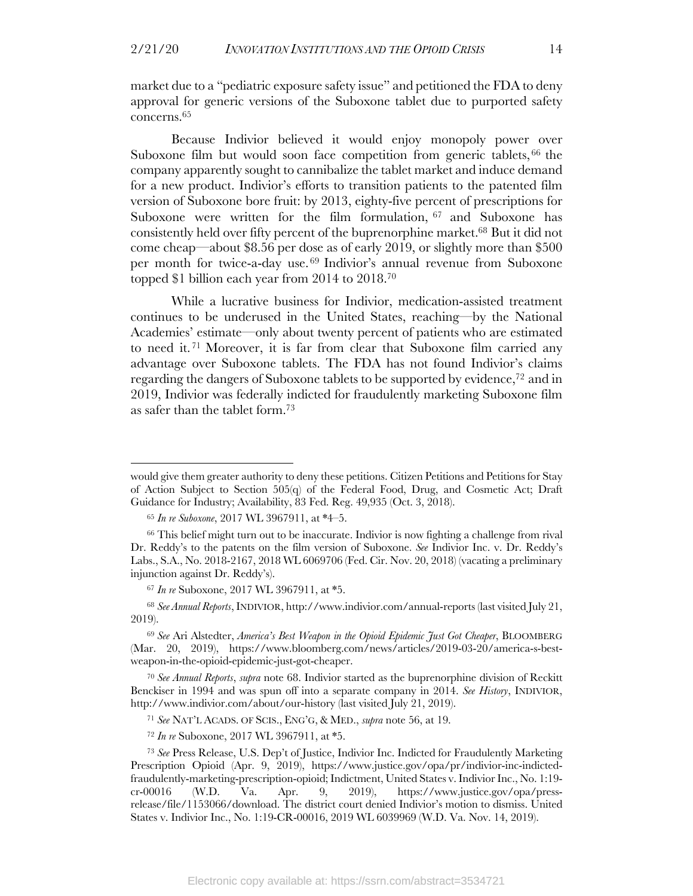market due to a "pediatric exposure safety issue" and petitioned the FDA to deny approval for generic versions of the Suboxone tablet due to purported safety concerns.[65]

Because Indivior believed it would enjoy monopoly power over Suboxone film but would soon face competition from generic tablets,[66] the company apparently sought to cannibalize the tablet market and induce demand for a new product. Indivior's efforts to transition patients to the patented film version of Suboxone bore fruit: by 2013, eighty-five percent of prescriptions for Suboxone were written for the film formulation,[67] and Suboxone has consistently held over fifty percent of the buprenorphine market.[68] But it did not come cheap—about \$8.56 per dose as of early 2019, or slightly more than \$500 per month for twice-a-day use.[69] Indivior's annual revenue from Suboxone topped \$1 billion each year from 2014 to 2018.[70]

While a lucrative business for Indivior, medication-assisted treatment continues to be underused in the United States, reaching—by the National Academies' estimate—only about twenty percent of patients who are estimated to need it.[71] Moreover, it is far from clear that Suboxone film carried any advantage over Suboxone tablets. The FDA has not found Indivior's claims regarding the dangers of Suboxone tablets to be supported by evidence,[72] and in 2019, Indivior was federally indicted for fraudulently marketing Suboxone film as safer than the tablet form.[73]

---

would give them greater authority to deny these petitions. Citizen Petitions and Petitions for Stay of Action Subject to Section 505(q) of the Federal Food, Drug, and Cosmetic Act; Draft Guidance for Industry; Availability, 83 Fed. Reg. 49,935 (Oct. 3, 2018).

[65] *In re Suboxone*, 2017 WL 3967911, at *4–5.

[66] This belief might turn out to be inaccurate. Indivior is now fighting a challenge from rival Dr. Reddy's to the patents on the film version of Suboxone. *See* Indivior Inc. v. Dr. Reddy's Labs., S.A., No. 2018-2167, 2018 WL 6069706 (Fed. Cir. Nov. 20, 2018) (vacating a preliminary injunction against Dr. Reddy's).

[67] *In re* Suboxone, 2017 WL 3967911, at *5.

[68] *See Annual Reports*, INDIVIOR, http://www.indivior.com/annual-reports (last visited July 21, 2019).

[69] *See* Ari Alstedter, *America's Best Weapon in the Opioid Epidemic Just Got Cheaper*, BLOOMBERG (Mar. 20, 2019), https://www.bloomberg.com/news/articles/2019-03-20/america-s-best-weapon-in-the-opioid-epidemic-just-got-cheaper.

[70] *See Annual Reports*, *supra* note 68. Indivior started as the buprenorphine division of Reckitt Benckiser in 1994 and was spun off into a separate company in 2014. *See History*, INDIVIOR, http://www.indivior.com/about/our-history (last visited July 21, 2019).

[71] *See* NAT'L ACADS. OF SCIS., ENG'G, & MED., *supra* note 56, at 19.

[72] *In re* Suboxone, 2017 WL 3967911, at *5.

[73] *See* Press Release, U.S. Dep't of Justice, Indivior Inc. Indicted for Fraudulently Marketing Prescription Opioid (Apr. 9, 2019), https://www.justice.gov/opa/pr/indivior-inc-indicted-fraudulently-marketing-prescription-opioid; Indictment, United States v. Indivior Inc., No. 1:19-cr-00016 (W.D. Va. Apr. 9, 2019), https://www.justice.gov/opa/press-release/file/1153066/download. The district court denied Indivior's motion to dismiss. United States v. Indivior Inc., No. 1:19-CR-00016, 2019 WL 6039969 (W.D. Va. Nov. 14, 2019).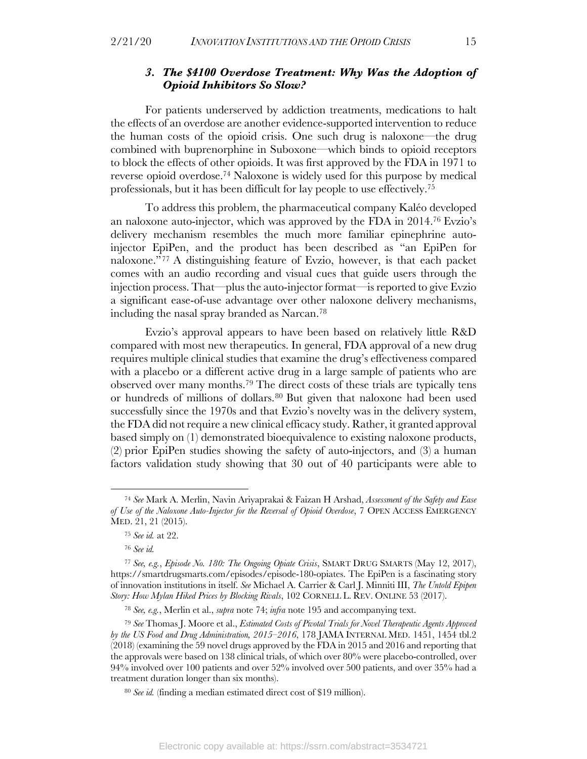### *3. The $4100 Overdose Treatment: Why Was the Adoption of Opioid Inhibitors So Slow?*

For patients underserved by addiction treatments, medications to halt the effects of an overdose are another evidence-supported intervention to reduce the human costs of the opioid crisis. One such drug is naloxone—the drug combined with buprenorphine in Suboxone—which binds to opioid receptors to block the effects of other opioids. It was first approved by the FDA in 1971 to reverse opioid overdose.[74] Naloxone is widely used for this purpose by medical professionals, but it has been difficult for lay people to use effectively.[75]

To address this problem, the pharmaceutical company Kaléo developed an naloxone auto-injector, which was approved by the FDA in 2014.[76] Evzio's delivery mechanism resembles the much more familiar epinephrine auto-injector EpiPen, and the product has been described as "an EpiPen for naloxone."[77] A distinguishing feature of Evzio, however, is that each packet comes with an audio recording and visual cues that guide users through the injection process. That—plus the auto-injector format—is reported to give Evzio a significant ease-of-use advantage over other naloxone delivery mechanisms, including the nasal spray branded as Narcan.[78]

Evzio's approval appears to have been based on relatively little R&D compared with most new therapeutics. In general, FDA approval of a new drug requires multiple clinical studies that examine the drug's effectiveness compared with a placebo or a different active drug in a large sample of patients who are observed over many months.[79] The direct costs of these trials are typically tens or hundreds of millions of dollars.[80] But given that naloxone had been used successfully since the 1970s and that Evzio's novelty was in the delivery system, the FDA did not require a new clinical efficacy study. Rather, it granted approval based simply on (1) demonstrated bioequivalence to existing naloxone products, (2) prior EpiPen studies showing the safety of auto-injectors, and (3) a human factors validation study showing that 30 out of 40 participants were able to

---

[74] *See* Mark A. Merlin, Navin Ariyaprakai & Faizan H Arshad, *Assessment of the Safety and Ease of Use of the Naloxone Auto-Injector for the Reversal of Opioid Overdose*, 7 OPEN ACCESS EMERGENCY MED. 21, 21 (2015).

[75] *See id.* at 22.

[76] *See id.*

[77] *See, e.g.*, *Episode No. 180: The Ongoing Opiate Crisis*, SMART DRUG SMARTS (May 12, 2017), https://smartdrugsmarts.com/episodes/episode-180-opiates. The EpiPen is a fascinating story of innovation institutions in itself. *See* Michael A. Carrier & Carl J. Minniti III, *The Untold Epipen Story: How Mylan Hiked Prices by Blocking Rivals*, 102 CORNELL L. REV. ONLINE 53 (2017).

[78] *See, e.g.*, Merlin et al., *supra* note 74; *infra* note 195 and accompanying text.

[79] *See* Thomas J. Moore et al., *Estimated Costs of Pivotal Trials for Novel Therapeutic Agents Approved by the US Food and Drug Administration, 2015–2016*, 178 JAMA INTERNAL MED. 1451, 1454 tbl.2 (2018) (examining the 59 novel drugs approved by the FDA in 2015 and 2016 and reporting that the approvals were based on 138 clinical trials, of which over 80% were placebo-controlled, over 94% involved over 100 patients and over 52% involved over 500 patients, and over 35% had a treatment duration longer than six months).

[80] *See id.* (finding a median estimated direct cost of $19 million).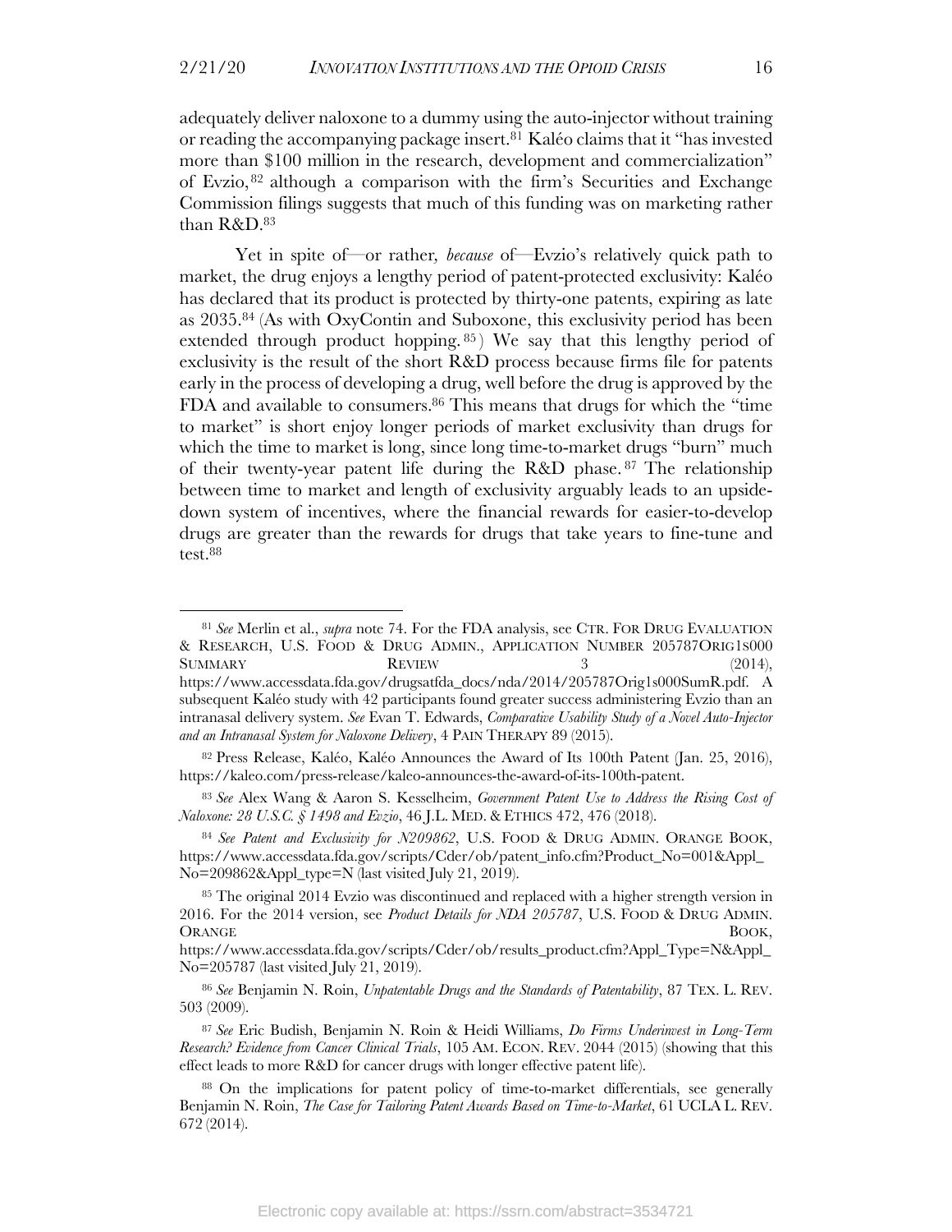adequately deliver naloxone to a dummy using the auto-injector without training or reading the accompanying package insert.[81] Kaléo claims that it "has invested more than $100 million in the research, development and commercialization" of Evzio,[82] although a comparison with the firm's Securities and Exchange Commission filings suggests that much of this funding was on marketing rather than R&D.[83]

Yet in spite of—or rather, *because* of—Evzio's relatively quick path to market, the drug enjoys a lengthy period of patent-protected exclusivity: Kaléo has declared that its product is protected by thirty-one patents, expiring as late as 2035.[84] (As with OxyContin and Suboxone, this exclusivity period has been extended through product hopping.[85]) We say that this lengthy period of exclusivity is the result of the short R&D process because firms file for patents early in the process of developing a drug, well before the drug is approved by the FDA and available to consumers.[86] This means that drugs for which the "time to market" is short enjoy longer periods of market exclusivity than drugs for which the time to market is long, since long time-to-market drugs "burn" much of their twenty-year patent life during the R&D phase.[87] The relationship between time to market and length of exclusivity arguably leads to an upside-down system of incentives, where the financial rewards for easier-to-develop drugs are greater than the rewards for drugs that take years to fine-tune and test.[88]

---

[81] *See* Merlin et al., *supra* note 74. For the FDA analysis, see CTR. FOR DRUG EVALUATION & RESEARCH, U.S. FOOD & DRUG ADMIN., APPLICATION NUMBER 205787ORIG1S000 SUMMARY REVIEW 3 (2014), https://www.accessdata.fda.gov/drugsatfda_docs/nda/2014/205787Orig1s000SumR.pdf. A subsequent Kaléo study with 42 participants found greater success administering Evzio than an intranasal delivery system. *See* Evan T. Edwards, *Comparative Usability Study of a Novel Auto-Injector and an Intranasal System for Naloxone Delivery*, 4 PAIN THERAPY 89 (2015).

[82] Press Release, Kaléo, Kaléo Announces the Award of Its 100th Patent (Jan. 25, 2016), https://kaleo.com/press-release/kaleo-announces-the-award-of-its-100th-patent.

[83] *See* Alex Wang & Aaron S. Kesselheim, *Government Patent Use to Address the Rising Cost of Naloxone: 28 U.S.C. § 1498 and Evzio*, 46 J.L. MED. & ETHICS 472, 476 (2018).

[84] *See Patent and Exclusivity for N209862*, U.S. FOOD & DRUG ADMIN. ORANGE BOOK, https://www.accessdata.fda.gov/scripts/Cder/ob/patent_info.cfm?Product_No=001&Appl_No=209862&Appl_type=N (last visited July 21, 2019).

[85] The original 2014 Evzio was discontinued and replaced with a higher strength version in 2016. For the 2014 version, see *Product Details for NDA 205787*, U.S. FOOD & DRUG ADMIN. ORANGE BOOK, https://www.accessdata.fda.gov/scripts/Cder/ob/results_product.cfm?Appl_Type=N&Appl_No=205787 (last visited July 21, 2019).

[86] *See* Benjamin N. Roin, *Unpatentable Drugs and the Standards of Patentability*, 87 TEX. L. REV. 503 (2009).

[87] *See* Eric Budish, Benjamin N. Roin & Heidi Williams, *Do Firms Underinvest in Long-Term Research? Evidence from Cancer Clinical Trials*, 105 AM. ECON. REV. 2044 (2015) (showing that this effect leads to more R&D for cancer drugs with longer effective patent life).

[88] On the implications for patent policy of time-to-market differentials, see generally Benjamin N. Roin, *The Case for Tailoring Patent Awards Based on Time-to-Market*, 61 UCLA L. REV. 672 (2014).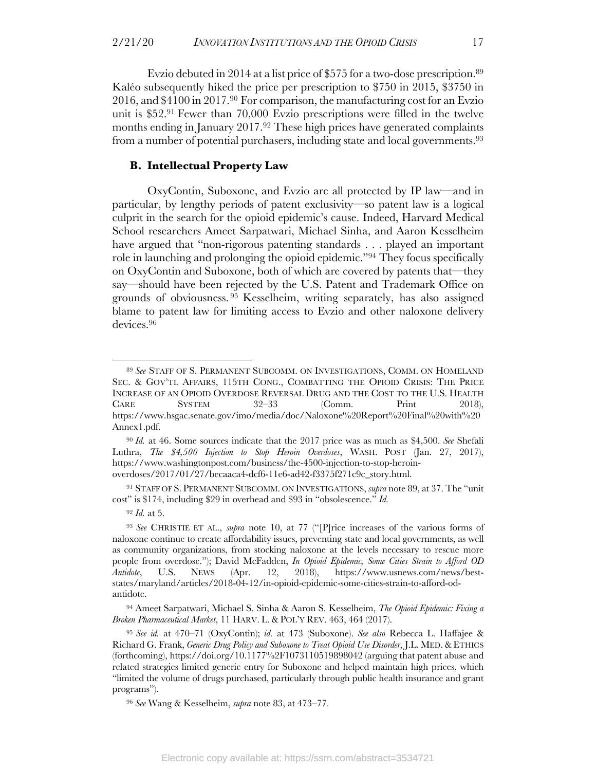Evzio debuted in 2014 at a list price of $575 for a two-dose prescription.[89] Kaléo subsequently hiked the price per prescription to $750 in 2015, $3750 in 2016, and $4100 in 2017.[90] For comparison, the manufacturing cost for an Evzio unit is $52.[91] Fewer than 70,000 Evzio prescriptions were filled in the twelve months ending in January 2017.[92] These high prices have generated complaints from a number of potential purchasers, including state and local governments.[93]

### B. Intellectual Property Law

OxyContin, Suboxone, and Evzio are all protected by IP law—and in particular, by lengthy periods of patent exclusivity—so patent law is a logical culprit in the search for the opioid epidemic's cause. Indeed, Harvard Medical School researchers Ameet Sarpatwari, Michael Sinha, and Aaron Kesselheim have argued that "non-rigorous patenting standards . . . played an important role in launching and prolonging the opioid epidemic."[94] They focus specifically on OxyContin and Suboxone, both of which are covered by patents that—they say—should have been rejected by the U.S. Patent and Trademark Office on grounds of obviousness.[95] Kesselheim, writing separately, has also assigned blame to patent law for limiting access to Evzio and other naloxone delivery devices.[96]

---

[89] *See* STAFF OF S. PERMANENT SUBCOMM. ON INVESTIGATIONS, COMM. ON HOMELAND SEC. & GOV'TL AFFAIRS, 115TH CONG., COMBATTING THE OPIOID CRISIS: THE PRICE INCREASE OF AN OPIOID OVERDOSE REVERSAL DRUG AND THE COST TO THE U.S. HEALTH CARE SYSTEM 32–33 (Comm. Print 2018), https://www.hsgac.senate.gov/imo/media/doc/Naloxone%20Report%20Final%20with%20Annex1.pdf.

[90] *Id.* at 46. Some sources indicate that the 2017 price was as much as $4,500. *See* Shefali Luthra, *The $4,500 Injection to Stop Heroin Overdoses*, WASH. POST (Jan. 27, 2017), https://www.washingtonpost.com/business/the-4500-injection-to-stop-heroin-overdoses/2017/01/27/becaaca4-dcf6-11e6-ad42-f3375f271c9c_story.html.

[91] STAFF OF S. PERMANENT SUBCOMM. ON INVESTIGATIONS, *supra* note 89, at 37. The "unit cost" is $174, including $29 in overhead and $93 in "obsolescence." *Id.*

[92] *Id.* at 5.

[93] *See* CHRISTIE ET AL., *supra* note 10, at 77 ("[P]rice increases of the various forms of naloxone continue to create affordability issues, preventing state and local governments, as well as community organizations, from stocking naloxone at the levels necessary to rescue more people from overdose."); David McFadden, *In Opioid Epidemic, Some Cities Strain to Afford OD Antidote*, U.S. NEWS (Apr. 12, 2018), https://www.usnews.com/news/best-states/maryland/articles/2018-04-12/in-opioid-epidemic-some-cities-strain-to-afford-od-antidote.

[94] Ameet Sarpatwari, Michael S. Sinha & Aaron S. Kesselheim, *The Opioid Epidemic: Fixing a Broken Pharmaceutical Market*, 11 HARV. L. & POL'Y REV. 463, 464 (2017).

[95] *See id.* at 470–71 (OxyContin); *id.* at 473 (Suboxone). *See also* Rebecca L. Haffajee & Richard G. Frank, *Generic Drug Policy and Suboxone to Treat Opioid Use Disorder*, J.L. MED. & ETHICS (forthcoming), https://doi.org/10.1177%2F1073110519898042 (arguing that patent abuse and related strategies limited generic entry for Suboxone and helped maintain high prices, which "limited the volume of drugs purchased, particularly through public health insurance and grant programs").

[96] *See* Wang & Kesselheim, *supra* note 83, at 473–77.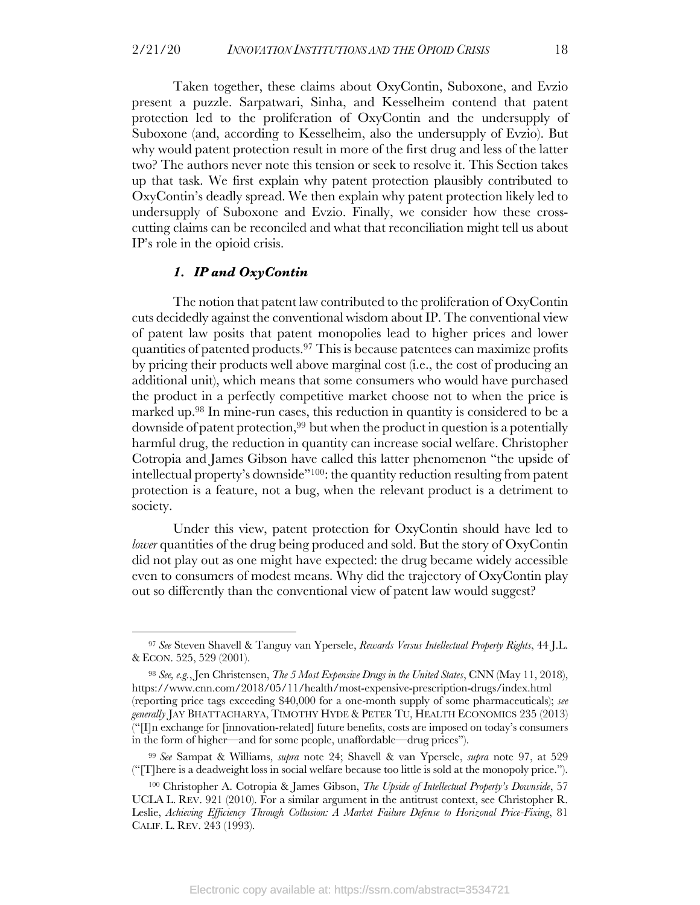Taken together, these claims about OxyContin, Suboxone, and Evzio present a puzzle. Sarpatwari, Sinha, and Kesselheim contend that patent protection led to the proliferation of OxyContin and the undersupply of Suboxone (and, according to Kesselheim, also the undersupply of Evzio). But why would patent protection result in more of the first drug and less of the latter two? The authors never note this tension or seek to resolve it. This Section takes up that task. We first explain why patent protection plausibly contributed to OxyContin's deadly spread. We then explain why patent protection likely led to undersupply of Suboxone and Evzio. Finally, we consider how these cross-cutting claims can be reconciled and what that reconciliation might tell us about IP's role in the opioid crisis.

### *1. IP and OxyContin*

The notion that patent law contributed to the proliferation of OxyContin cuts decidedly against the conventional wisdom about IP. The conventional view of patent law posits that patent monopolies lead to higher prices and lower quantities of patented products.[97] This is because patentees can maximize profits by pricing their products well above marginal cost (i.e., the cost of producing an additional unit), which means that some consumers who would have purchased the product in a perfectly competitive market choose not to when the price is marked up.[98] In mine-run cases, this reduction in quantity is considered to be a downside of patent protection,[99] but when the product in question is a potentially harmful drug, the reduction in quantity can increase social welfare. Christopher Cotropia and James Gibson have called this latter phenomenon "the upside of intellectual property's downside"[100]: the quantity reduction resulting from patent protection is a feature, not a bug, when the relevant product is a detriment to society.

Under this view, patent protection for OxyContin should have led to *lower* quantities of the drug being produced and sold. But the story of OxyContin did not play out as one might have expected: the drug became widely accessible even to consumers of modest means. Why did the trajectory of OxyContin play out so differently than the conventional view of patent law would suggest?

---

[97] *See* Steven Shavell & Tanguy van Ypersele, *Rewards Versus Intellectual Property Rights*, 44 J.L. & ECON. 525, 529 (2001).

[98] *See, e.g.*, Jen Christensen, *The 5 Most Expensive Drugs in the United States*, CNN (May 11, 2018), https://www.cnn.com/2018/05/11/health/most-expensive-prescription-drugs/index.html (reporting price tags exceeding $40,000 for a one-month supply of some pharmaceuticals); *see generally* JAY BHATTACHARYA, TIMOTHY HYDE & PETER TU, HEALTH ECONOMICS 235 (2013) ("[I]n exchange for [innovation-related] future benefits, costs are imposed on today's consumers in the form of higher—and for some people, unaffordable—drug prices").

[99] *See* Sampat & Williams, *supra* note 24; Shavell & van Ypersele, *supra* note 97, at 529 ("[T]here is a deadweight loss in social welfare because too little is sold at the monopoly price.").

[100] Christopher A. Cotropia & James Gibson, *The Upside of Intellectual Property's Downside*, 57 UCLA L. REV. 921 (2010). For a similar argument in the antitrust context, see Christopher R. Leslie, *Achieving Efficiency Through Collusion: A Market Failure Defense to Horizonal Price-Fixing*, 81 CALIF. L. REV. 243 (1993).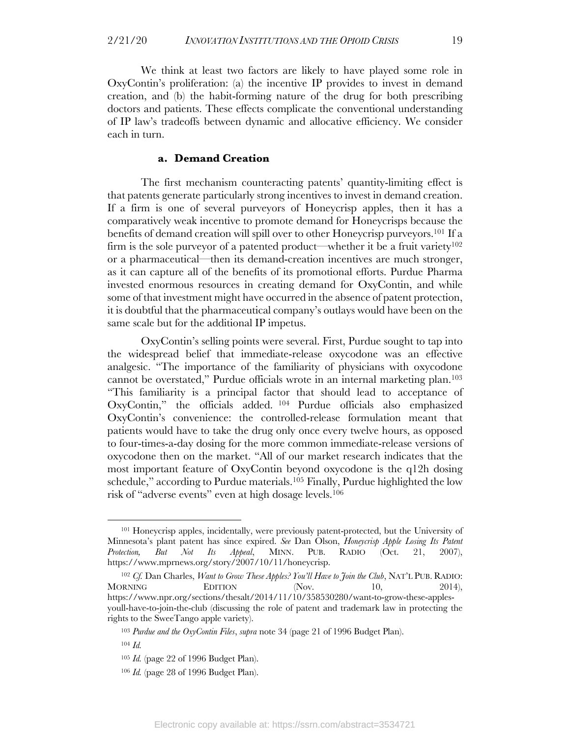We think at least two factors are likely to have played some role in OxyContin's proliferation: (a) the incentive IP provides to invest in demand creation, and (b) the habit-forming nature of the drug for both prescribing doctors and patients. These effects complicate the conventional understanding of IP law's tradeoffs between dynamic and allocative efficiency. We consider each in turn.

### a. Demand Creation

The first mechanism counteracting patents' quantity-limiting effect is that patents generate particularly strong incentives to invest in demand creation. If a firm is one of several purveyors of Honeycrisp apples, then it has a comparatively weak incentive to promote demand for Honeycrisps because the benefits of demand creation will spill over to other Honeycrisp purveyors.[101] If a firm is the sole purveyor of a patented product—whether it be a fruit variety[102] or a pharmaceutical—then its demand-creation incentives are much stronger, as it can capture all of the benefits of its promotional efforts. Purdue Pharma invested enormous resources in creating demand for OxyContin, and while some of that investment might have occurred in the absence of patent protection, it is doubtful that the pharmaceutical company's outlays would have been on the same scale but for the additional IP impetus.

OxyContin's selling points were several. First, Purdue sought to tap into the widespread belief that immediate-release oxycodone was an effective analgesic. "The importance of the familiarity of physicians with oxycodone cannot be overstated," Purdue officials wrote in an internal marketing plan.[103] "This familiarity is a principal factor that should lead to acceptance of OxyContin," the officials added.[104] Purdue officials also emphasized OxyContin's convenience: the controlled-release formulation meant that patients would have to take the drug only once every twelve hours, as opposed to four-times-a-day dosing for the more common immediate-release versions of oxycodone then on the market. "All of our market research indicates that the most important feature of OxyContin beyond oxycodone is the q12h dosing schedule," according to Purdue materials.[105] Finally, Purdue highlighted the low risk of "adverse events" even at high dosage levels.[106]

---

[101] Honeycrisp apples, incidentally, were previously patent-protected, but the University of Minnesota's plant patent has since expired. *See* Dan Olson, *Honeycrisp Apple Losing Its Patent Protection, But Not Its Appeal*, MINN. PUB. RADIO (Oct. 21, 2007), https://www.mprnews.org/story/2007/10/11/honeycrisp.

[102] *Cf.* Dan Charles, *Want to Grow These Apples? You'll Have to Join the Club*, NAT'L PUB. RADIO: MORNING EDITION (Nov. 10, 2014), https://www.npr.org/sections/thesalt/2014/11/10/358530280/want-to-grow-these-apples-youll-have-to-join-the-club (discussing the role of patent and trademark law in protecting the rights to the SweeTango apple variety).

[103] *Purdue and the OxyContin Files*, *supra* note 34 (page 21 of 1996 Budget Plan).

[104] *Id.*

[105] *Id.* (page 22 of 1996 Budget Plan).

[106] *Id.* (page 28 of 1996 Budget Plan).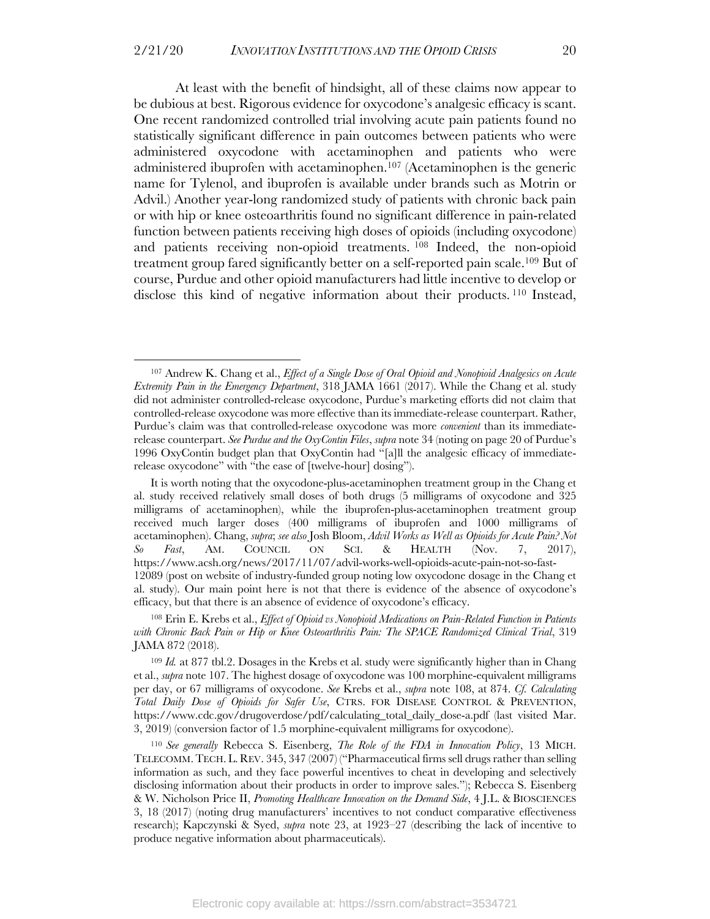At least with the benefit of hindsight, all of these claims now appear to be dubious at best. Rigorous evidence for oxycodone's analgesic efficacy is scant. One recent randomized controlled trial involving acute pain patients found no statistically significant difference in pain outcomes between patients who were administered oxycodone with acetaminophen and patients who were administered ibuprofen with acetaminophen.[107] (Acetaminophen is the generic name for Tylenol, and ibuprofen is available under brands such as Motrin or Advil.) Another year-long randomized study of patients with chronic back pain or with hip or knee osteoarthritis found no significant difference in pain-related function between patients receiving high doses of opioids (including oxycodone) and patients receiving non-opioid treatments.[108] Indeed, the non-opioid treatment group fared significantly better on a self-reported pain scale.[109] But of course, Purdue and other opioid manufacturers had little incentive to develop or disclose this kind of negative information about their products.[110] Instead,

---

[107] Andrew K. Chang et al., *Effect of a Single Dose of Oral Opioid and Nonopioid Analgesics on Acute Extremity Pain in the Emergency Department*, 318 JAMA 1661 (2017). While the Chang et al. study did not administer controlled-release oxycodone, Purdue's marketing efforts did not claim that controlled-release oxycodone was more effective than its immediate-release counterpart. Rather, Purdue's claim was that controlled-release oxycodone was more *convenient* than its immediate-release counterpart. *See Purdue and the OxyContin Files*, *supra* note 34 (noting on page 20 of Purdue's 1996 OxyContin budget plan that OxyContin had "[a]ll the analgesic efficacy of immediate-release oxycodone" with "the ease of [twelve-hour] dosing").

It is worth noting that the oxycodone-plus-acetaminophen treatment group in the Chang et al. study received relatively small doses of both drugs (5 milligrams of oxycodone and 325 milligrams of acetaminophen), while the ibuprofen-plus-acetaminophen treatment group received much larger doses (400 milligrams of ibuprofen and 1000 milligrams of acetaminophen). Chang, *supra*; *see also* Josh Bloom, *Advil Works as Well as Opioids for Acute Pain? Not So Fast*, AM. COUNCIL ON SCI. & HEALTH (Nov. 7, 2017), https://www.acsh.org/news/2017/11/07/advil-works-well-opioids-acute-pain-not-so-fast-12089 (post on website of industry-funded group noting low oxycodone dosage in the Chang et al. study). Our main point here is not that there is evidence of the absence of oxycodone's efficacy, but that there is an absence of evidence of oxycodone's efficacy.

[108] Erin E. Krebs et al., *Effect of Opioid vs Nonopioid Medications on Pain-Related Function in Patients with Chronic Back Pain or Hip or Knee Osteoarthritis Pain: The SPACE Randomized Clinical Trial*, 319 JAMA 872 (2018).

[109] *Id.* at 877 tbl.2. Dosages in the Krebs et al. study were significantly higher than in Chang et al., *supra* note 107. The highest dosage of oxycodone was 100 morphine-equivalent milligrams per day, or 67 milligrams of oxycodone. *See* Krebs et al., *supra* note 108, at 874. *Cf. Calculating Total Daily Dose of Opioids for Safer Use*, CTRS. FOR DISEASE CONTROL & PREVENTION, https://www.cdc.gov/drugoverdose/pdf/calculating_total_daily_dose-a.pdf (last visited Mar. 3, 2019) (conversion factor of 1.5 morphine-equivalent milligrams for oxycodone).

[110] *See generally* Rebecca S. Eisenberg, *The Role of the FDA in Innovation Policy*, 13 MICH. TELECOMM. TECH. L. REV. 345, 347 (2007) ("Pharmaceutical firms sell drugs rather than selling information as such, and they face powerful incentives to cheat in developing and selectively disclosing information about their products in order to improve sales."); Rebecca S. Eisenberg & W. Nicholson Price II, *Promoting Healthcare Innovation on the Demand Side*, 4 J.L. & BIOSCIENCES 3, 18 (2017) (noting drug manufacturers' incentives to not conduct comparative effectiveness research); Kapczynski & Syed, *supra* note 23, at 1923–27 (describing the lack of incentive to produce negative information about pharmaceuticals).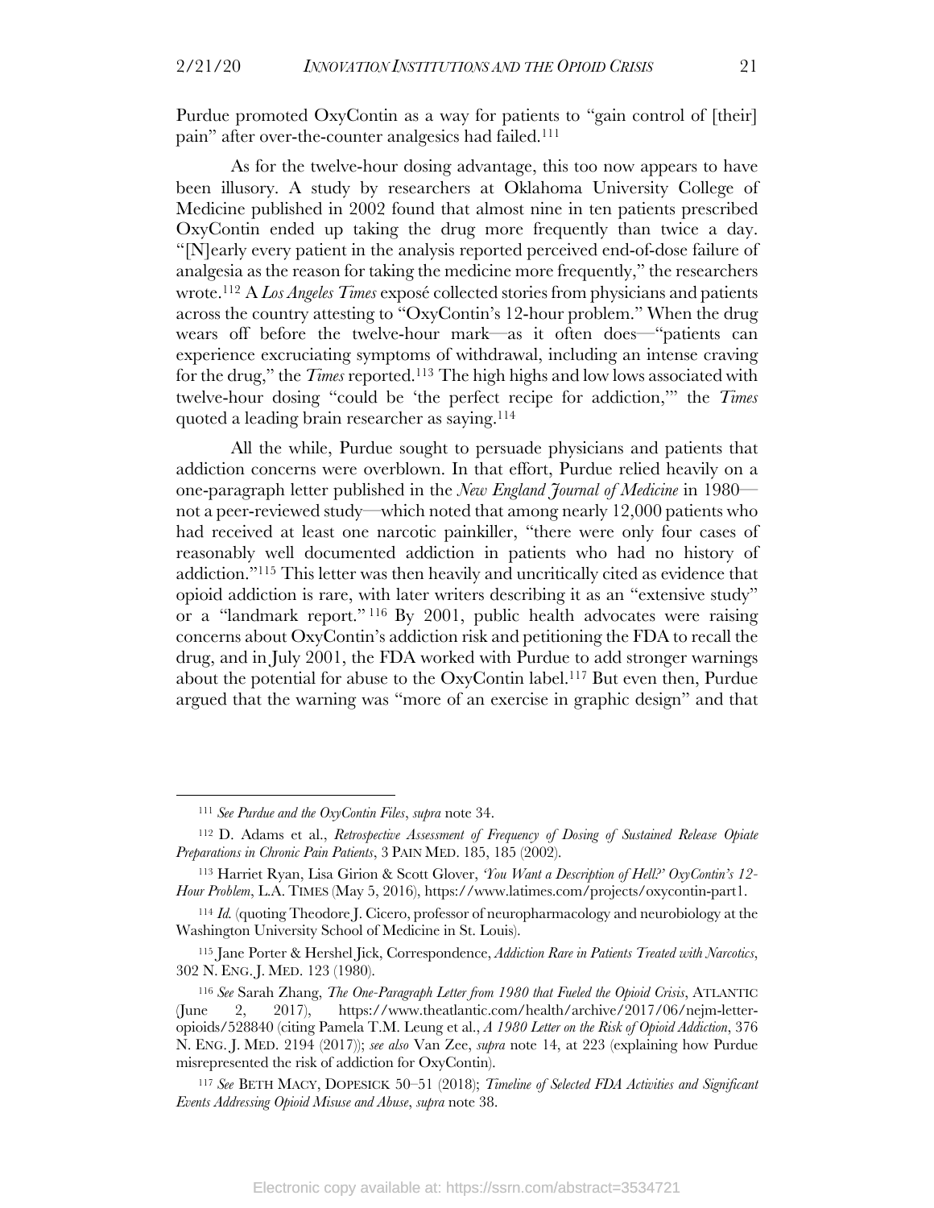Purdue promoted OxyContin as a way for patients to "gain control of [their] pain" after over-the-counter analgesics had failed.[111]

As for the twelve-hour dosing advantage, this too now appears to have been illusory. A study by researchers at Oklahoma University College of Medicine published in 2002 found that almost nine in ten patients prescribed OxyContin ended up taking the drug more frequently than twice a day. "[N]early every patient in the analysis reported perceived end-of-dose failure of analgesia as the reason for taking the medicine more frequently," the researchers wrote.[112] A *Los Angeles Times* exposé collected stories from physicians and patients across the country attesting to "OxyContin's 12-hour problem." When the drug wears off before the twelve-hour mark—as it often does—"patients can experience excruciating symptoms of withdrawal, including an intense craving for the drug," the *Times* reported.[113] The high highs and low lows associated with twelve-hour dosing "could be 'the perfect recipe for addiction,'" the *Times* quoted a leading brain researcher as saying.[114]

All the while, Purdue sought to persuade physicians and patients that addiction concerns were overblown. In that effort, Purdue relied heavily on a one-paragraph letter published in the *New England Journal of Medicine* in 1980—not a peer-reviewed study—which noted that among nearly 12,000 patients who had received at least one narcotic painkiller, "there were only four cases of reasonably well documented addiction in patients who had no history of addiction."[115] This letter was then heavily and uncritically cited as evidence that opioid addiction is rare, with later writers describing it as an "extensive study" or a "landmark report."[116] By 2001, public health advocates were raising concerns about OxyContin's addiction risk and petitioning the FDA to recall the drug, and in July 2001, the FDA worked with Purdue to add stronger warnings about the potential for abuse to the OxyContin label.[117] But even then, Purdue argued that the warning was "more of an exercise in graphic design" and that

---

[111] *See Purdue and the OxyContin Files*, *supra* note 34.

[112] D. Adams et al., *Retrospective Assessment of Frequency of Dosing of Sustained Release Opiate Preparations in Chronic Pain Patients*, 3 PAIN MED. 185, 185 (2002).

[113] Harriet Ryan, Lisa Girion & Scott Glover, *'You Want a Description of Hell?' OxyContin's 12-Hour Problem*, L.A. TIMES (May 5, 2016), https://www.latimes.com/projects/oxycontin-part1.

[114] *Id.* (quoting Theodore J. Cicero, professor of neuropharmacology and neurobiology at the Washington University School of Medicine in St. Louis).

[115] Jane Porter & Hershel Jick, Correspondence, *Addiction Rare in Patients Treated with Narcotics*, 302 N. ENG. J. MED. 123 (1980).

[116] *See* Sarah Zhang, *The One-Paragraph Letter from 1980 that Fueled the Opioid Crisis*, ATLANTIC (June 2, 2017), https://www.theatlantic.com/health/archive/2017/06/nejm-letter-opioids/528840 (citing Pamela T.M. Leung et al., *A 1980 Letter on the Risk of Opioid Addiction*, 376 N. ENG. J. MED. 2194 (2017)); *see also* Van Zee, *supra* note 14, at 223 (explaining how Purdue misrepresented the risk of addiction for OxyContin).

[117] *See* BETH MACY, DOPESICK 50–51 (2018); *Timeline of Selected FDA Activities and Significant Events Addressing Opioid Misuse and Abuse*, *supra* note 38.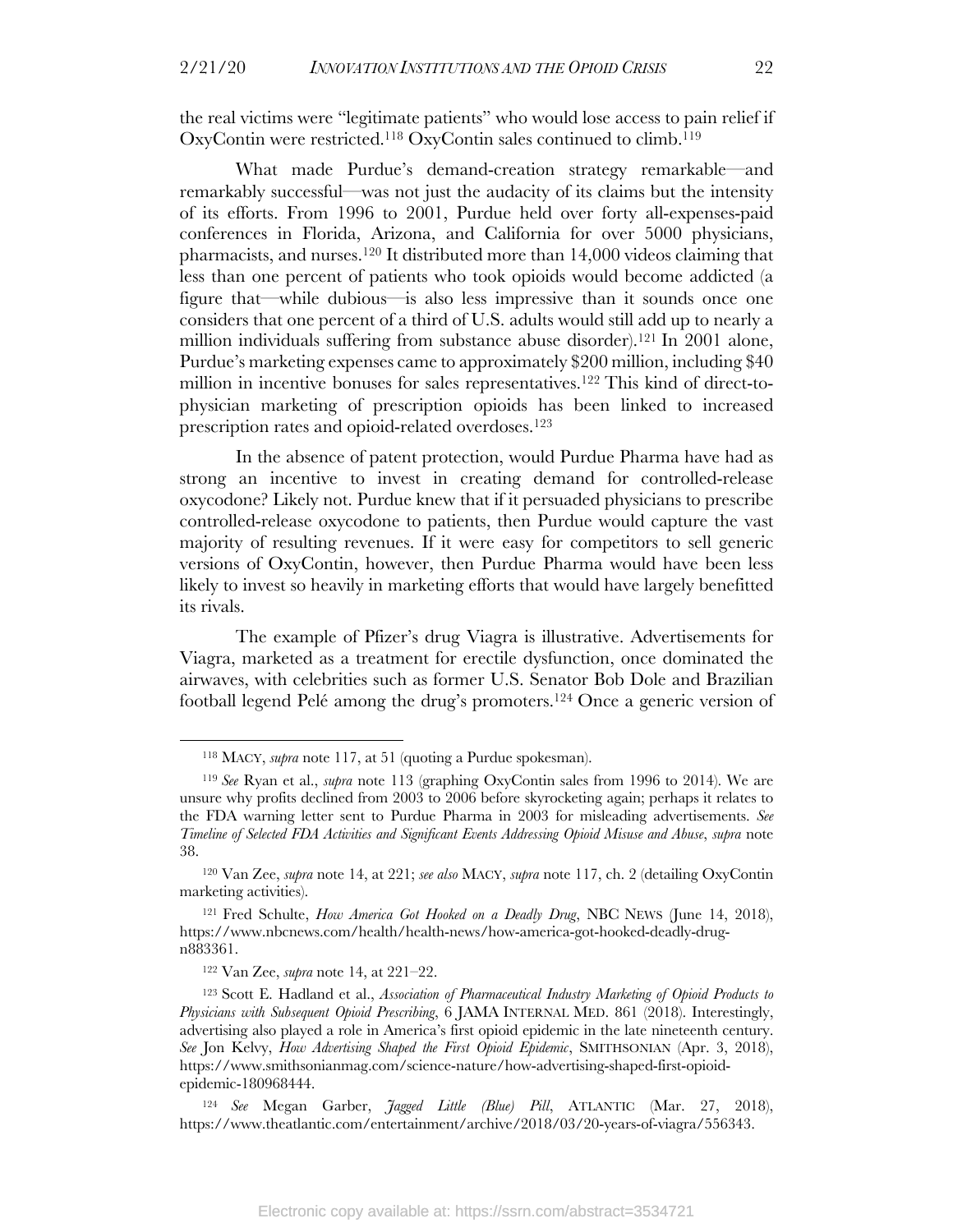the real victims were "legitimate patients" who would lose access to pain relief if OxyContin were restricted.[118] OxyContin sales continued to climb.[119]

What made Purdue's demand-creation strategy remarkable—and remarkably successful—was not just the audacity of its claims but the intensity of its efforts. From 1996 to 2001, Purdue held over forty all-expenses-paid conferences in Florida, Arizona, and California for over 5000 physicians, pharmacists, and nurses.[120] It distributed more than 14,000 videos claiming that less than one percent of patients who took opioids would become addicted (a figure that—while dubious—is also less impressive than it sounds once one considers that one percent of a third of U.S. adults would still add up to nearly a million individuals suffering from substance abuse disorder).[121] In 2001 alone, Purdue's marketing expenses came to approximately $200 million, including $40 million in incentive bonuses for sales representatives.[122] This kind of direct-to-physician marketing of prescription opioids has been linked to increased prescription rates and opioid-related overdoses.[123]

In the absence of patent protection, would Purdue Pharma have had as strong an incentive to invest in creating demand for controlled-release oxycodone? Likely not. Purdue knew that if it persuaded physicians to prescribe controlled-release oxycodone to patients, then Purdue would capture the vast majority of resulting revenues. If it were easy for competitors to sell generic versions of OxyContin, however, then Purdue Pharma would have been less likely to invest so heavily in marketing efforts that would have largely benefitted its rivals.

The example of Pfizer's drug Viagra is illustrative. Advertisements for Viagra, marketed as a treatment for erectile dysfunction, once dominated the airwaves, with celebrities such as former U.S. Senator Bob Dole and Brazilian football legend Pelé among the drug's promoters.[124] Once a generic version of

---

[118] MACY, *supra* note 117, at 51 (quoting a Purdue spokesman).

[119] *See* Ryan et al., *supra* note 113 (graphing OxyContin sales from 1996 to 2014). We are unsure why profits declined from 2003 to 2006 before skyrocketing again; perhaps it relates to the FDA warning letter sent to Purdue Pharma in 2003 for misleading advertisements. *See Timeline of Selected FDA Activities and Significant Events Addressing Opioid Misuse and Abuse*, *supra* note 38.

[120] Van Zee, *supra* note 14, at 221; *see also* MACY, *supra* note 117, ch. 2 (detailing OxyContin marketing activities).

[121] Fred Schulte, *How America Got Hooked on a Deadly Drug*, NBC NEWS (June 14, 2018), https://www.nbcnews.com/health/health-news/how-america-got-hooked-deadly-drug-n883361.

[122] Van Zee, *supra* note 14, at 221–22.

[123] Scott E. Hadland et al., *Association of Pharmaceutical Industry Marketing of Opioid Products to Physicians with Subsequent Opioid Prescribing*, 6 JAMA INTERNAL MED. 861 (2018). Interestingly, advertising also played a role in America's first opioid epidemic in the late nineteenth century. *See* Jon Kelvy, *How Advertising Shaped the First Opioid Epidemic*, SMITHSONIAN (Apr. 3, 2018), https://www.smithsonianmag.com/science-nature/how-advertising-shaped-first-opioid-epidemic-180968444.

[124] *See* Megan Garber, *Jagged Little (Blue) Pill*, ATLANTIC (Mar. 27, 2018), https://www.theatlantic.com/entertainment/archive/2018/03/20-years-of-viagra/556343.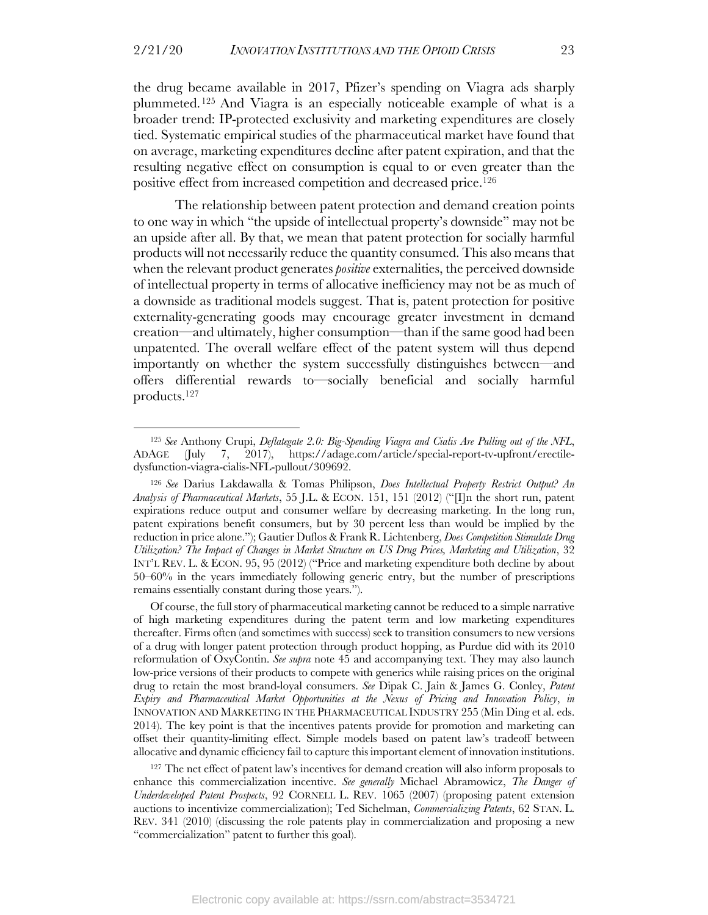the drug became available in 2017, Pfizer's spending on Viagra ads sharply plummeted.[125] And Viagra is an especially noticeable example of what is a broader trend: IP-protected exclusivity and marketing expenditures are closely tied. Systematic empirical studies of the pharmaceutical market have found that on average, marketing expenditures decline after patent expiration, and that the resulting negative effect on consumption is equal to or even greater than the positive effect from increased competition and decreased price.[126]

The relationship between patent protection and demand creation points to one way in which "the upside of intellectual property's downside" may not be an upside after all. By that, we mean that patent protection for socially harmful products will not necessarily reduce the quantity consumed. This also means that when the relevant product generates *positive* externalities, the perceived downside of intellectual property in terms of allocative inefficiency may not be as much of a downside as traditional models suggest. That is, patent protection for positive externality-generating goods may encourage greater investment in demand creation—and ultimately, higher consumption—than if the same good had been unpatented. The overall welfare effect of the patent system will thus depend importantly on whether the system successfully distinguishes between—and offers differential rewards to—socially beneficial and socially harmful products.[127]

---

[125] *See* Anthony Crupi, *Deflategate 2.0: Big-Spending Viagra and Cialis Are Pulling out of the NFL*, ADAGE (July 7, 2017), https://adage.com/article/special-report-tv-upfront/erectile-dysfunction-viagra-cialis-NFL-pullout/309692.

[126] *See* Darius Lakdawalla & Tomas Philipson, *Does Intellectual Property Restrict Output? An Analysis of Pharmaceutical Markets*, 55 J.L. & ECON. 151, 151 (2012) ("[I]n the short run, patent expirations reduce output and consumer welfare by decreasing marketing. In the long run, patent expirations benefit consumers, but by 30 percent less than would be implied by the reduction in price alone."); Gautier Duflos & Frank R. Lichtenberg, *Does Competition Stimulate Drug Utilization? The Impact of Changes in Market Structure on US Drug Prices, Marketing and Utilization*, 32 INT'L REV. L. & ECON. 95, 95 (2012) ("Price and marketing expenditure both decline by about 50–60% in the years immediately following generic entry, but the number of prescriptions remains essentially constant during those years.").

Of course, the full story of pharmaceutical marketing cannot be reduced to a simple narrative of high marketing expenditures during the patent term and low marketing expenditures thereafter. Firms often (and sometimes with success) seek to transition consumers to new versions of a drug with longer patent protection through product hopping, as Purdue did with its 2010 reformulation of OxyContin. *See supra* note 45 and accompanying text. They may also launch low-price versions of their products to compete with generics while raising prices on the original drug to retain the most brand-loyal consumers. *See* Dipak C. Jain & James G. Conley, *Patent Expiry and Pharmaceutical Market Opportunities at the Nexus of Pricing and Innovation Policy*, *in* INNOVATION AND MARKETING IN THE PHARMACEUTICAL INDUSTRY 255 (Min Ding et al. eds. 2014). The key point is that the incentives patents provide for promotion and marketing can offset their quantity-limiting effect. Simple models based on patent law's tradeoff between allocative and dynamic efficiency fail to capture this important element of innovation institutions.

[127] The net effect of patent law's incentives for demand creation will also inform proposals to enhance this commercialization incentive. *See generally* Michael Abramowicz, *The Danger of Underdeveloped Patent Prospects*, 92 CORNELL L. REV. 1065 (2007) (proposing patent extension auctions to incentivize commercialization); Ted Sichelman, *Commercializing Patents*, 62 STAN. L. REV. 341 (2010) (discussing the role patents play in commercialization and proposing a new "commercialization" patent to further this goal).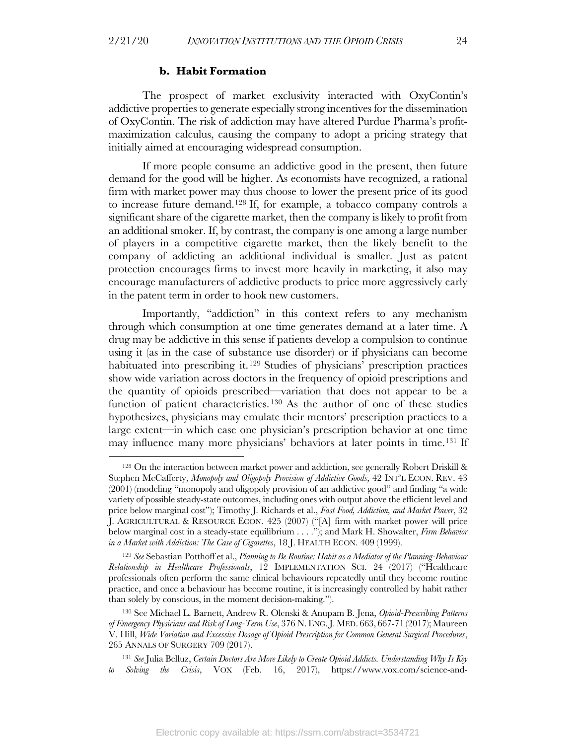### b. Habit Formation

The prospect of market exclusivity interacted with OxyContin's addictive properties to generate especially strong incentives for the dissemination of OxyContin. The risk of addiction may have altered Purdue Pharma's profit-maximization calculus, causing the company to adopt a pricing strategy that initially aimed at encouraging widespread consumption.

If more people consume an addictive good in the present, then future demand for the good will be higher. As economists have recognized, a rational firm with market power may thus choose to lower the present price of its good to increase future demand.[128] If, for example, a tobacco company controls a significant share of the cigarette market, then the company is likely to profit from an additional smoker. If, by contrast, the company is one among a large number of players in a competitive cigarette market, then the likely benefit to the company of addicting an additional individual is smaller. Just as patent protection encourages firms to invest more heavily in marketing, it also may encourage manufacturers of addictive products to price more aggressively early in the patent term in order to hook new customers.

Importantly, "addiction" in this context refers to any mechanism through which consumption at one time generates demand at a later time. A drug may be addictive in this sense if patients develop a compulsion to continue using it (as in the case of substance use disorder) or if physicians can become habituated into prescribing it.[129] Studies of physicians' prescription practices show wide variation across doctors in the frequency of opioid prescriptions and the quantity of opioids prescribed—variation that does not appear to be a function of patient characteristics.[130] As the author of one of these studies hypothesizes, physicians may emulate their mentors' prescription practices to a large extent—in which case one physician's prescription behavior at one time may influence many more physicians' behaviors at later points in time.[131] If

---

[128] On the interaction between market power and addiction, see generally Robert Driskill & Stephen McCafferty, *Monopoly and Oligopoly Provision of Addictive Goods*, 42 INT'L ECON. REV. 43 (2001) (modeling "monopoly and oligopoly provision of an addictive good" and finding "a wide variety of possible steady-state outcomes, including ones with output above the efficient level and price below marginal cost"); Timothy J. Richards et al., *Fast Food, Addiction, and Market Power*, 32 J. AGRICULTURAL & RESOURCE ECON. 425 (2007) ("[A] firm with market power will price below marginal cost in a steady-state equilibrium . . . ."); and Mark H. Showalter, *Firm Behavior in a Market with Addiction: The Case of Cigarettes*, 18 J. HEALTH ECON. 409 (1999).

[129] *See* Sebastian Potthoff et al., *Planning to Be Routine: Habit as a Mediator of the Planning-Behaviour Relationship in Healthcare Professionals*, 12 IMPLEMENTATION SCI. 24 (2017) ("Healthcare professionals often perform the same clinical behaviours repeatedly until they become routine practice, and once a behaviour has become routine, it is increasingly controlled by habit rather than solely by conscious, in the moment decision-making.").

[130] See Michael L. Barnett, Andrew R. Olenski & Anupam B. Jena, *Opioid-Prescribing Patterns of Emergency Physicians and Risk of Long-Term Use*, 376 N. ENG. J. MED. 663, 667-71 (2017); Maureen V. Hill, *Wide Variation and Excessive Dosage of Opioid Prescription for Common General Surgical Procedures*, 265 ANNALS OF SURGERY 709 (2017).

[131] *See* Julia Belluz, *Certain Doctors Are More Likely to Create Opioid Addicts. Understanding Why Is Key to Solving the Crisis*, VOX (Feb. 16, 2017), https://www.vox.com/science-and-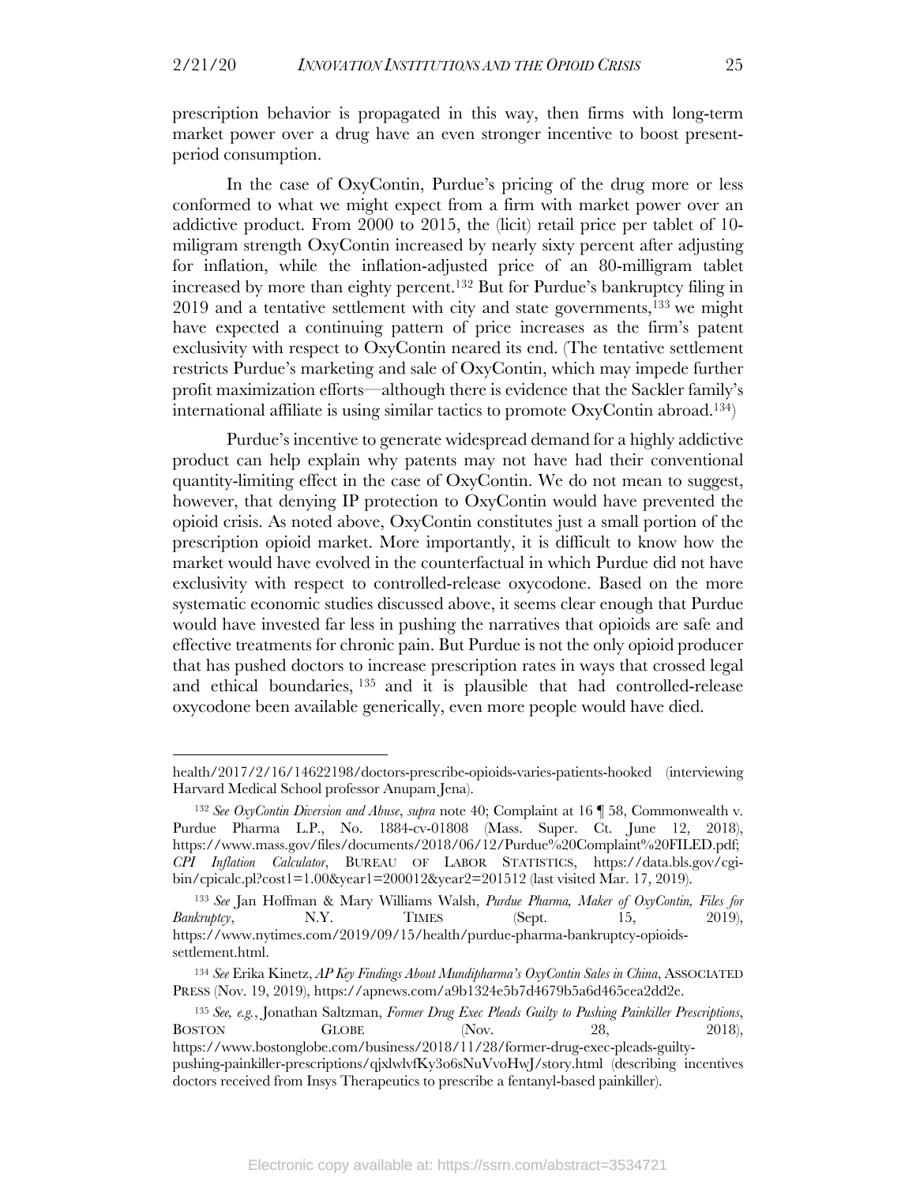prescription behavior is propagated in this way, then firms with long-term market power over a drug have an even stronger incentive to boost present-period consumption.

In the case of OxyContin, Purdue's pricing of the drug more or less conformed to what we might expect from a firm with market power over an addictive product. From 2000 to 2015, the (licit) retail price per tablet of 10-miligram strength OxyContin increased by nearly sixty percent after adjusting for inflation, while the inflation-adjusted price of an 80-milligram tablet increased by more than eighty percent.[132] But for Purdue's bankruptcy filing in 2019 and a tentative settlement with city and state governments,[133] we might have expected a continuing pattern of price increases as the firm's patent exclusivity with respect to OxyContin neared its end. (The tentative settlement restricts Purdue's marketing and sale of OxyContin, which may impede further profit maximization efforts—although there is evidence that the Sackler family's international affiliate is using similar tactics to promote OxyContin abroad.[134])

Purdue's incentive to generate widespread demand for a highly addictive product can help explain why patents may not have had their conventional quantity-limiting effect in the case of OxyContin. We do not mean to suggest, however, that denying IP protection to OxyContin would have prevented the opioid crisis. As noted above, OxyContin constitutes just a small portion of the prescription opioid market. More importantly, it is difficult to know how the market would have evolved in the counterfactual in which Purdue did not have exclusivity with respect to controlled-release oxycodone. Based on the more systematic economic studies discussed above, it seems clear enough that Purdue would have invested far less in pushing the narratives that opioids are safe and effective treatments for chronic pain. But Purdue is not the only opioid producer that has pushed doctors to increase prescription rates in ways that crossed legal and ethical boundaries,[135] and it is plausible that had controlled-release oxycodone been available generically, even more people would have died.

---

health/2017/2/16/14622198/doctors-prescribe-opioids-varies-patients-hooked (interviewing Harvard Medical School professor Anupam Jena).

[132] *See OxyContin Diversion and Abuse*, *supra* note 40; Complaint at 16 ¶ 58, Commonwealth v. Purdue Pharma L.P., No. 1884-cv-01808 (Mass. Super. Ct. June 12, 2018), https://www.mass.gov/files/documents/2018/06/12/Purdue%20Complaint%20FILED.pdf; *CPI Inflation Calculator*, BUREAU OF LABOR STATISTICS, https://data.bls.gov/cgi-bin/cpicalc.pl?cost1=1.00&year1=200012&year2=201512 (last visited Mar. 17, 2019).

[133] *See* Jan Hoffman & Mary Williams Walsh, *Purdue Pharma, Maker of OxyContin, Files for Bankruptcy*, N.Y. TIMES (Sept. 15, 2019), https://www.nytimes.com/2019/09/15/health/purdue-pharma-bankruptcy-opioids-settlement.html.

[134] *See* Erika Kinetz, *AP Key Findings About Mundipharma's OxyContin Sales in China*, ASSOCIATED PRESS (Nov. 19, 2019), https://apnews.com/a9b1324e5b7d4679b5a6d465cea2dd2e.

[135] *See, e.g.*, Jonathan Saltzman, *Former Drug Exec Pleads Guilty to Pushing Painkiller Prescriptions*, BOSTON GLOBE (Nov. 28, 2018), https://www.bostonglobe.com/business/2018/11/28/former-drug-exec-pleads-guilty-pushing-painkiller-prescriptions/qjxlwlvfKy3o6sNuVvoHwJ/story.html (describing incentives doctors received from Insys Therapeutics to prescribe a fentanyl-based painkiller).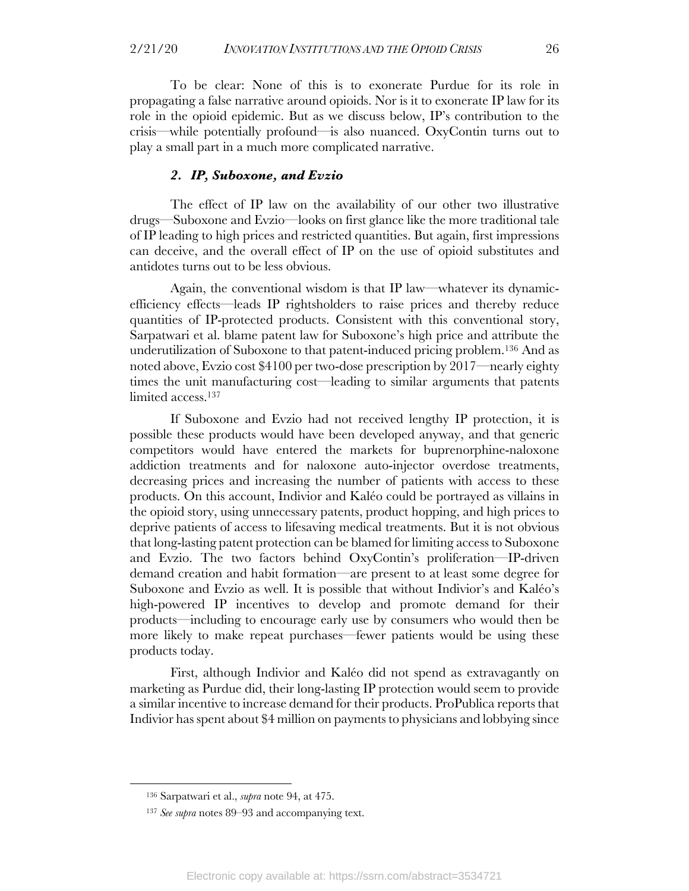To be clear: None of this is to exonerate Purdue for its role in propagating a false narrative around opioids. Nor is it to exonerate IP law for its role in the opioid epidemic. But as we discuss below, IP's contribution to the crisis—while potentially profound—is also nuanced. OxyContin turns out to play a small part in a much more complicated narrative.

### *2. IP, Suboxone, and Evzio*

The effect of IP law on the availability of our other two illustrative drugs—Suboxone and Evzio—looks on first glance like the more traditional tale of IP leading to high prices and restricted quantities. But again, first impressions can deceive, and the overall effect of IP on the use of opioid substitutes and antidotes turns out to be less obvious.

Again, the conventional wisdom is that IP law—whatever its dynamic-efficiency effects—leads IP rightsholders to raise prices and thereby reduce quantities of IP-protected products. Consistent with this conventional story, Sarpatwari et al. blame patent law for Suboxone's high price and attribute the underutilization of Suboxone to that patent-induced pricing problem.[136] And as noted above, Evzio cost $4100 per two-dose prescription by 2017—nearly eighty times the unit manufacturing cost—leading to similar arguments that patents limited access.[137]

If Suboxone and Evzio had not received lengthy IP protection, it is possible these products would have been developed anyway, and that generic competitors would have entered the markets for buprenorphine-naloxone addiction treatments and for naloxone auto-injector overdose treatments, decreasing prices and increasing the number of patients with access to these products. On this account, Indivior and Kaléo could be portrayed as villains in the opioid story, using unnecessary patents, product hopping, and high prices to deprive patients of access to lifesaving medical treatments. But it is not obvious that long-lasting patent protection can be blamed for limiting access to Suboxone and Evzio. The two factors behind OxyContin's proliferation—IP-driven demand creation and habit formation—are present to at least some degree for Suboxone and Evzio as well. It is possible that without Indivior's and Kaléo's high-powered IP incentives to develop and promote demand for their products—including to encourage early use by consumers who would then be more likely to make repeat purchases—fewer patients would be using these products today.

First, although Indivior and Kaléo did not spend as extravagantly on marketing as Purdue did, their long-lasting IP protection would seem to provide a similar incentive to increase demand for their products. ProPublica reports that Indivior has spent about $4 million on payments to physicians and lobbying since

---

[136] Sarpatwari et al., *supra* note 94, at 475.

[137] *See supra* notes 89–93 and accompanying text.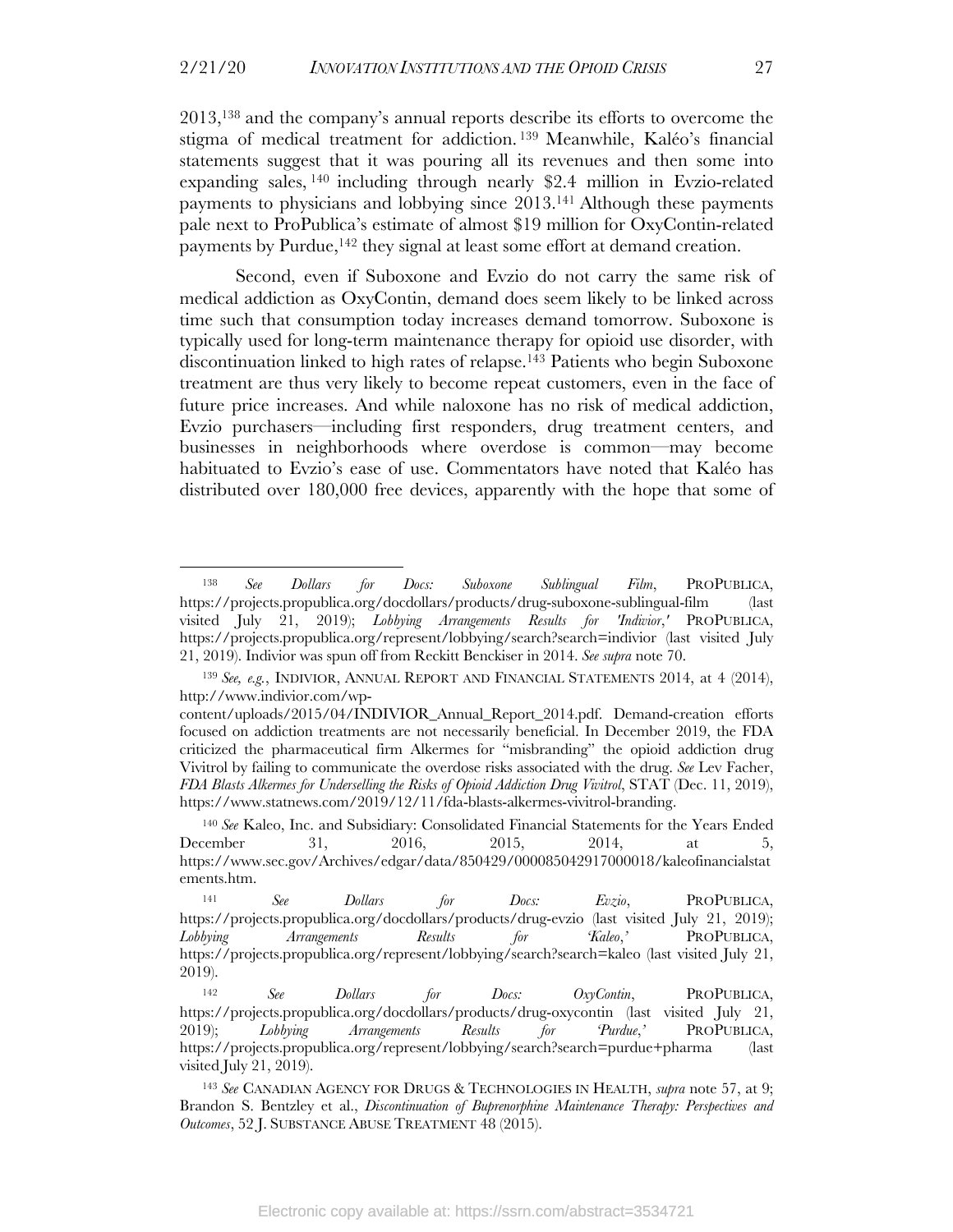2013,[138] and the company's annual reports describe its efforts to overcome the stigma of medical treatment for addiction.[139] Meanwhile, Kaléo's financial statements suggest that it was pouring all its revenues and then some into expanding sales,[140] including through nearly $2.4 million in Evzio-related payments to physicians and lobbying since 2013.[141] Although these payments pale next to ProPublica's estimate of almost $19 million for OxyContin-related payments by Purdue,[142] they signal at least some effort at demand creation.

Second, even if Suboxone and Evzio do not carry the same risk of medical addiction as OxyContin, demand does seem likely to be linked across time such that consumption today increases demand tomorrow. Suboxone is typically used for long-term maintenance therapy for opioid use disorder, with discontinuation linked to high rates of relapse.[143] Patients who begin Suboxone treatment are thus very likely to become repeat customers, even in the face of future price increases. And while naloxone has no risk of medical addiction, Evzio purchasers—including first responders, drug treatment centers, and businesses in neighborhoods where overdose is common—may become habituated to Evzio's ease of use. Commentators have noted that Kaléo has distributed over 180,000 free devices, apparently with the hope that some of

---

[138] *See Dollars for Docs: Suboxone Sublingual Film*, PROPUBLICA, https://projects.propublica.org/docdollars/products/drug-suboxone-sublingual-film (last visited July 21, 2019); *Lobbying Arrangements Results for 'Indivior,'* PROPUBLICA, https://projects.propublica.org/represent/lobbying/search?search=indivior (last visited July 21, 2019). Indivior was spun off from Reckitt Benckiser in 2014. *See supra* note 70.

[139] *See, e.g.*, INDIVIOR, ANNUAL REPORT AND FINANCIAL STATEMENTS 2014, at 4 (2014), http://www.indivior.com/wp-content/uploads/2015/04/INDIVIOR_Annual_Report_2014.pdf. Demand-creation efforts focused on addiction treatments are not necessarily beneficial. In December 2019, the FDA criticized the pharmaceutical firm Alkermes for "misbranding" the opioid addiction drug Vivitrol by failing to communicate the overdose risks associated with the drug. *See* Lev Facher, *FDA Blasts Alkermes for Underselling the Risks of Opioid Addiction Drug Vivitrol*, STAT (Dec. 11, 2019), https://www.statnews.com/2019/12/11/fda-blasts-alkermes-vivitrol-branding.

[140] *See* Kaleo, Inc. and Subsidiary: Consolidated Financial Statements for the Years Ended December 31, 2016, 2015, 2014, at 5, https://www.sec.gov/Archives/edgar/data/850429/000085042917000018/kaleofinancialstatements.htm.

[141] *See Dollars for Docs: Evzio*, PROPUBLICA, https://projects.propublica.org/docdollars/products/drug-evzio (last visited July 21, 2019); *Lobbying Arrangements Results for 'Kaleo,'* PROPUBLICA, https://projects.propublica.org/represent/lobbying/search?search=kaleo (last visited July 21, 2019).

[142] *See Dollars for Docs: OxyContin*, PROPUBLICA, https://projects.propublica.org/docdollars/products/drug-oxycontin (last visited July 21, 2019); *Lobbying Arrangements Results for 'Purdue,'* PROPUBLICA, https://projects.propublica.org/represent/lobbying/search?search=purdue+pharma (last visited July 21, 2019).

[143] *See* CANADIAN AGENCY FOR DRUGS & TECHNOLOGIES IN HEALTH, *supra* note 57, at 9; Brandon S. Bentzley et al., *Discontinuation of Buprenorphine Maintenance Therapy: Perspectives and Outcomes*, 52 J. SUBSTANCE ABUSE TREATMENT 48 (2015).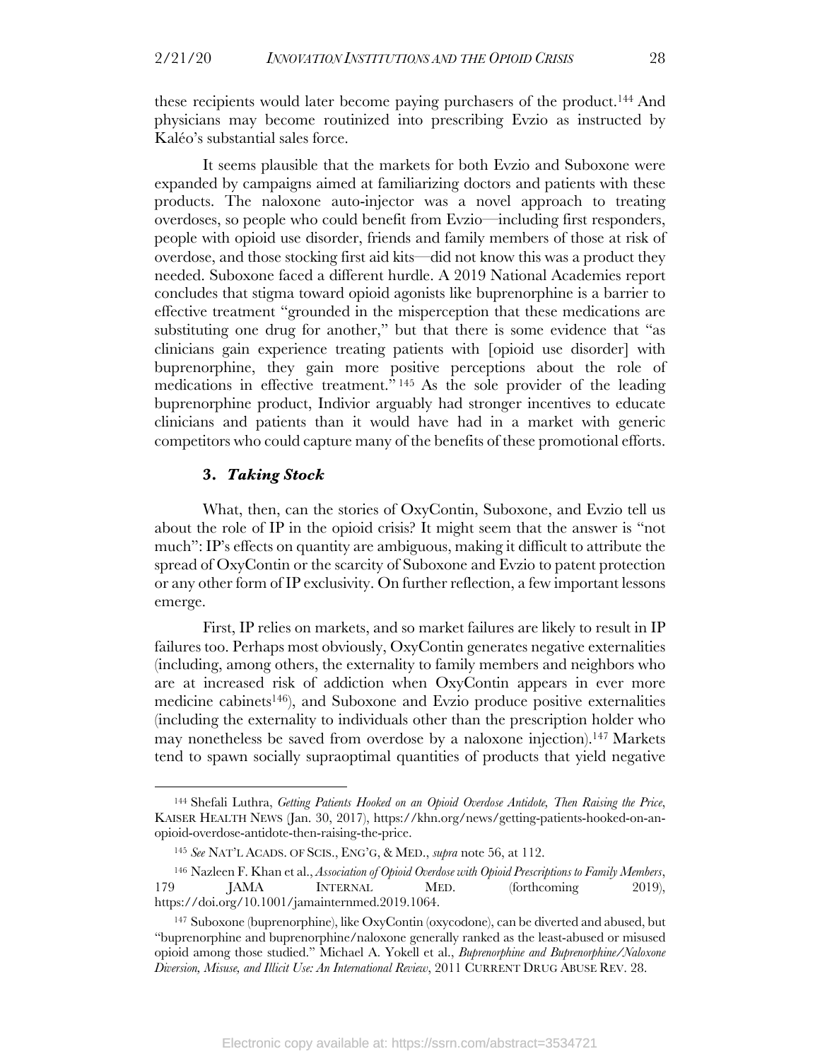these recipients would later become paying purchasers of the product.[144] And physicians may become routinized into prescribing Evzio as instructed by Kaléo's substantial sales force.

It seems plausible that the markets for both Evzio and Suboxone were expanded by campaigns aimed at familiarizing doctors and patients with these products. The naloxone auto-injector was a novel approach to treating overdoses, so people who could benefit from Evzio—including first responders, people with opioid use disorder, friends and family members of those at risk of overdose, and those stocking first aid kits—did not know this was a product they needed. Suboxone faced a different hurdle. A 2019 National Academies report concludes that stigma toward opioid agonists like buprenorphine is a barrier to effective treatment "grounded in the misperception that these medications are substituting one drug for another," but that there is some evidence that "as clinicians gain experience treating patients with [opioid use disorder] with buprenorphine, they gain more positive perceptions about the role of medications in effective treatment."[145] As the sole provider of the leading buprenorphine product, Indivior arguably had stronger incentives to educate clinicians and patients than it would have had in a market with generic competitors who could capture many of the benefits of these promotional efforts.

### 3. *Taking Stock*

What, then, can the stories of OxyContin, Suboxone, and Evzio tell us about the role of IP in the opioid crisis? It might seem that the answer is "not much": IP's effects on quantity are ambiguous, making it difficult to attribute the spread of OxyContin or the scarcity of Suboxone and Evzio to patent protection or any other form of IP exclusivity. On further reflection, a few important lessons emerge.

First, IP relies on markets, and so market failures are likely to result in IP failures too. Perhaps most obviously, OxyContin generates negative externalities (including, among others, the externality to family members and neighbors who are at increased risk of addiction when OxyContin appears in ever more medicine cabinets[146]), and Suboxone and Evzio produce positive externalities (including the externality to individuals other than the prescription holder who may nonetheless be saved from overdose by a naloxone injection).[147] Markets tend to spawn socially supraoptimal quantities of products that yield negative

---

[144] Shefali Luthra, *Getting Patients Hooked on an Opioid Overdose Antidote, Then Raising the Price*, KAISER HEALTH NEWS (Jan. 30, 2017), https://khn.org/news/getting-patients-hooked-on-an-opioid-overdose-antidote-then-raising-the-price.

[145] *See* NAT'L ACADS. OF SCIS., ENG'G, & MED., *supra* note 56, at 112.

[146] Nazleen F. Khan et al., *Association of Opioid Overdose with Opioid Prescriptions to Family Members*, 179 JAMA INTERNAL MED. (forthcoming 2019), https://doi.org/10.1001/jamainternmed.2019.1064.

[147] Suboxone (buprenorphine), like OxyContin (oxycodone), can be diverted and abused, but "buprenorphine and buprenorphine/naloxone generally ranked as the least-abused or misused opioid among those studied." Michael A. Yokell et al., *Buprenorphine and Buprenorphine/Naloxone Diversion, Misuse, and Illicit Use: An International Review*, 2011 CURRENT DRUG ABUSE REV. 28.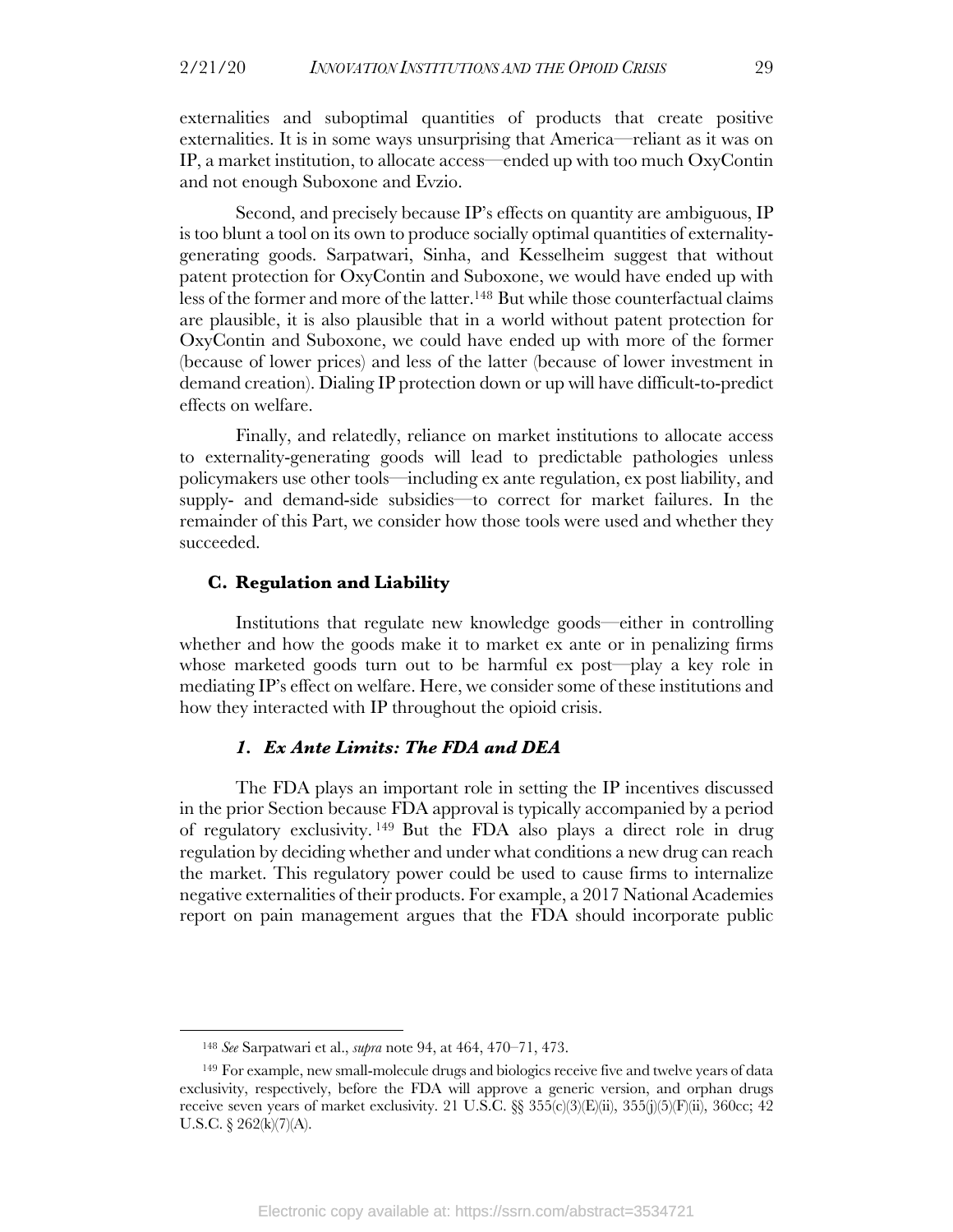externalities and suboptimal quantities of products that create positive externalities. It is in some ways unsurprising that America—reliant as it was on IP, a market institution, to allocate access—ended up with too much OxyContin and not enough Suboxone and Evzio.

Second, and precisely because IP's effects on quantity are ambiguous, IP is too blunt a tool on its own to produce socially optimal quantities of externality-generating goods. Sarpatwari, Sinha, and Kesselheim suggest that without patent protection for OxyContin and Suboxone, we would have ended up with less of the former and more of the latter.[148] But while those counterfactual claims are plausible, it is also plausible that in a world without patent protection for OxyContin and Suboxone, we could have ended up with more of the former (because of lower prices) and less of the latter (because of lower investment in demand creation). Dialing IP protection down or up will have difficult-to-predict effects on welfare.

Finally, and relatedly, reliance on market institutions to allocate access to externality-generating goods will lead to predictable pathologies unless policymakers use other tools—including ex ante regulation, ex post liability, and supply- and demand-side subsidies—to correct for market failures. In the remainder of this Part, we consider how those tools were used and whether they succeeded.

### C. Regulation and Liability

Institutions that regulate new knowledge goods—either in controlling whether and how the goods make it to market ex ante or in penalizing firms whose marketed goods turn out to be harmful ex post—play a key role in mediating IP's effect on welfare. Here, we consider some of these institutions and how they interacted with IP throughout the opioid crisis.

#### *1. Ex Ante Limits: The FDA and DEA*

The FDA plays an important role in setting the IP incentives discussed in the prior Section because FDA approval is typically accompanied by a period of regulatory exclusivity.[149] But the FDA also plays a direct role in drug regulation by deciding whether and under what conditions a new drug can reach the market. This regulatory power could be used to cause firms to internalize negative externalities of their products. For example, a 2017 National Academies report on pain management argues that the FDA should incorporate public

---

[148] *See* Sarpatwari et al., *supra* note 94, at 464, 470–71, 473.

[149] For example, new small-molecule drugs and biologics receive five and twelve years of data exclusivity, respectively, before the FDA will approve a generic version, and orphan drugs receive seven years of market exclusivity. 21 U.S.C. §§ 355(c)(3)(E)(ii), 355(j)(5)(F)(ii), 360cc; 42 U.S.C. § 262(k)(7)(A).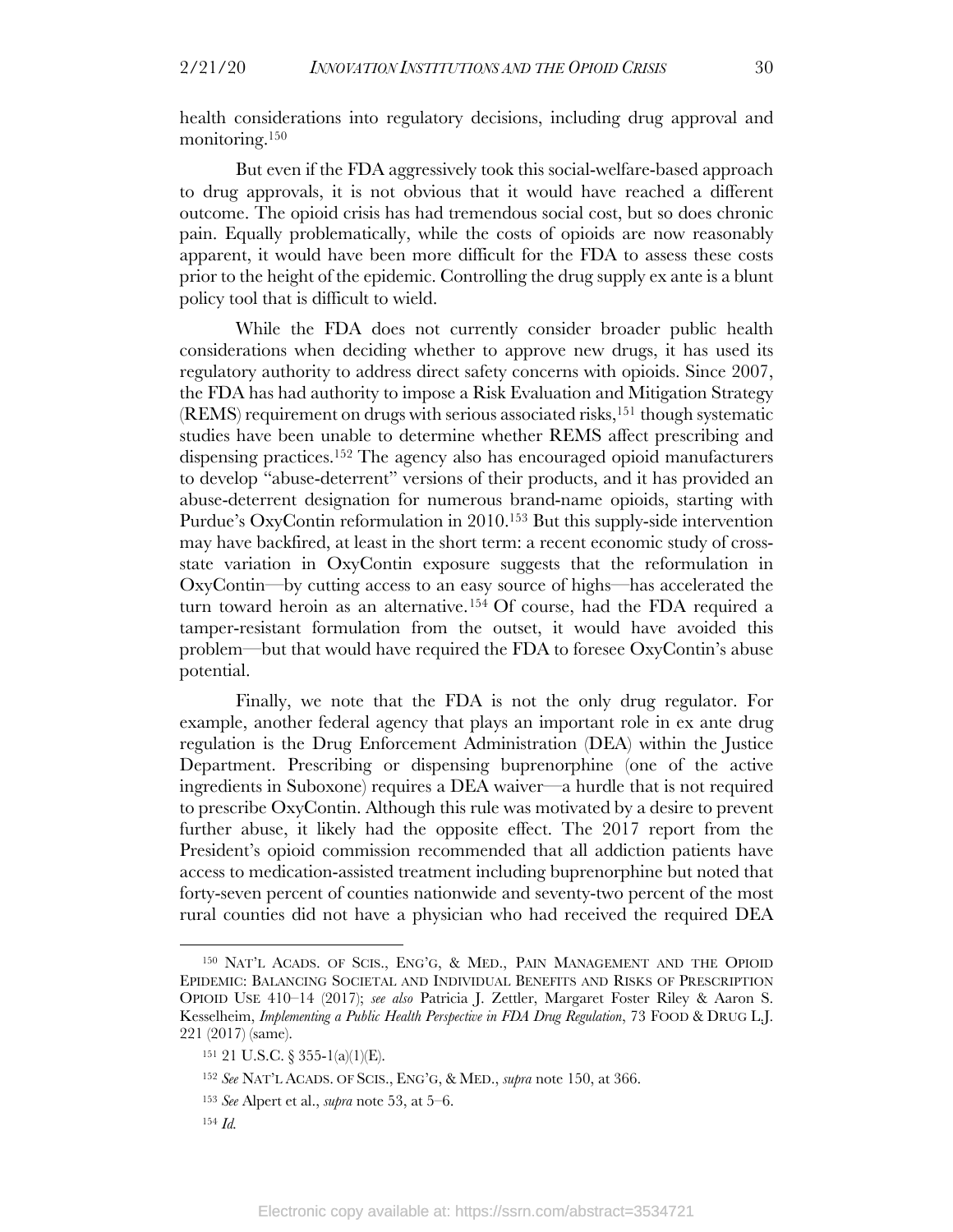health considerations into regulatory decisions, including drug approval and monitoring.[150]

But even if the FDA aggressively took this social-welfare-based approach to drug approvals, it is not obvious that it would have reached a different outcome. The opioid crisis has had tremendous social cost, but so does chronic pain. Equally problematically, while the costs of opioids are now reasonably apparent, it would have been more difficult for the FDA to assess these costs prior to the height of the epidemic. Controlling the drug supply ex ante is a blunt policy tool that is difficult to wield.

While the FDA does not currently consider broader public health considerations when deciding whether to approve new drugs, it has used its regulatory authority to address direct safety concerns with opioids. Since 2007, the FDA has had authority to impose a Risk Evaluation and Mitigation Strategy (REMS) requirement on drugs with serious associated risks,[151] though systematic studies have been unable to determine whether REMS affect prescribing and dispensing practices.[152] The agency also has encouraged opioid manufacturers to develop "abuse-deterrent" versions of their products, and it has provided an abuse-deterrent designation for numerous brand-name opioids, starting with Purdue's OxyContin reformulation in 2010.[153] But this supply-side intervention may have backfired, at least in the short term: a recent economic study of cross-state variation in OxyContin exposure suggests that the reformulation in OxyContin—by cutting access to an easy source of highs—has accelerated the turn toward heroin as an alternative.[154] Of course, had the FDA required a tamper-resistant formulation from the outset, it would have avoided this problem—but that would have required the FDA to foresee OxyContin's abuse potential.

Finally, we note that the FDA is not the only drug regulator. For example, another federal agency that plays an important role in ex ante drug regulation is the Drug Enforcement Administration (DEA) within the Justice Department. Prescribing or dispensing buprenorphine (one of the active ingredients in Suboxone) requires a DEA waiver—a hurdle that is not required to prescribe OxyContin. Although this rule was motivated by a desire to prevent further abuse, it likely had the opposite effect. The 2017 report from the President's opioid commission recommended that all addiction patients have access to medication-assisted treatment including buprenorphine but noted that forty-seven percent of counties nationwide and seventy-two percent of the most rural counties did not have a physician who had received the required DEA

---

[150] NAT'L ACADS. OF SCIS., ENG'G, & MED., PAIN MANAGEMENT AND THE OPIOID EPIDEMIC: BALANCING SOCIETAL AND INDIVIDUAL BENEFITS AND RISKS OF PRESCRIPTION OPIOID USE 410–14 (2017); *see also* Patricia J. Zettler, Margaret Foster Riley & Aaron S. Kesselheim, *Implementing a Public Health Perspective in FDA Drug Regulation*, 73 FOOD & DRUG L.J. 221 (2017) (same).

[151] 21 U.S.C. § 355-1(a)(1)(E).

[152] *See* NAT'L ACADS. OF SCIS., ENG'G, & MED., *supra* note 150, at 366.

[153] *See* Alpert et al., *supra* note 53, at 5–6.

[154] *Id.*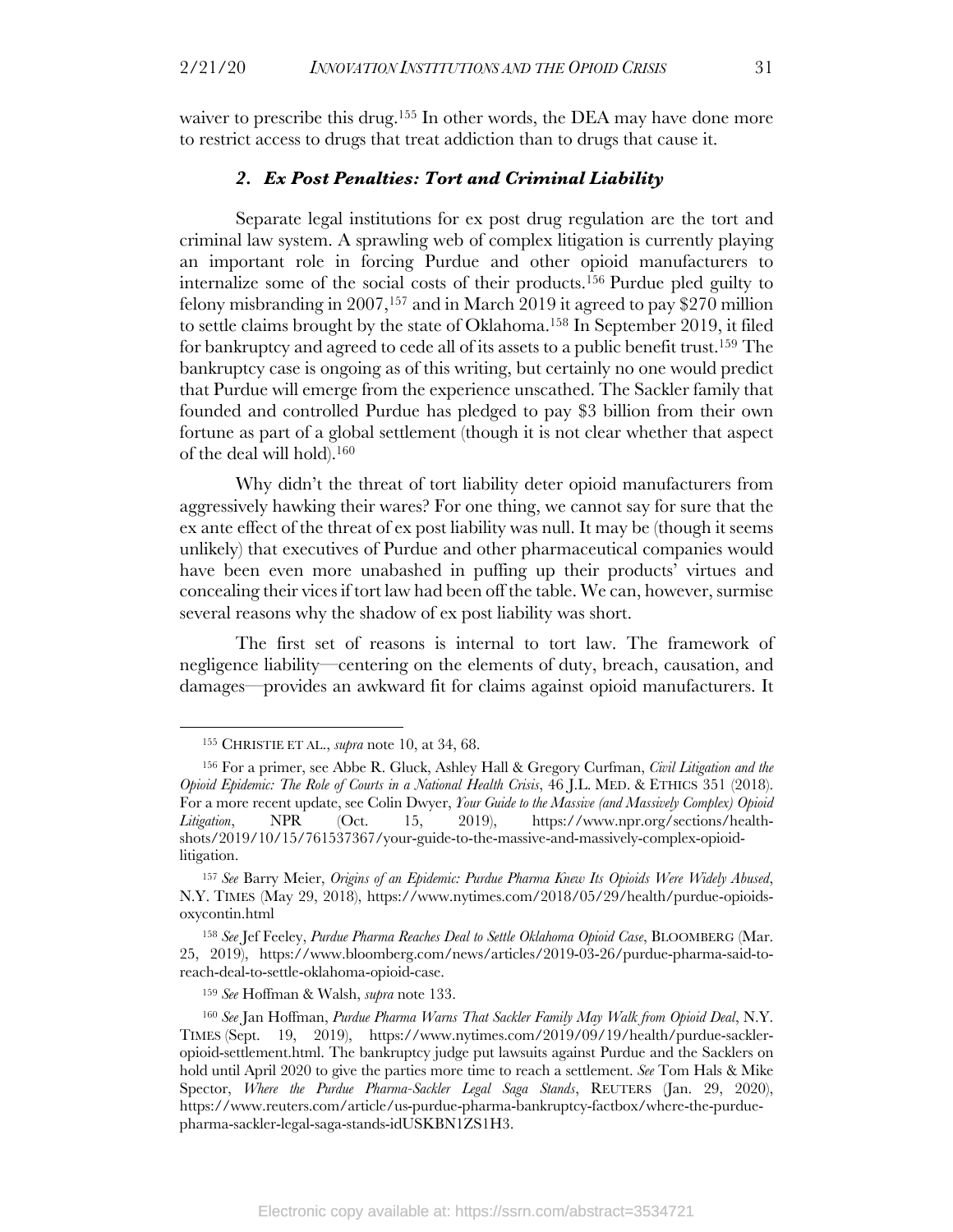waiver to prescribe this drug.[155] In other words, the DEA may have done more to restrict access to drugs that treat addiction than to drugs that cause it.

### *2. Ex Post Penalties: Tort and Criminal Liability*

Separate legal institutions for ex post drug regulation are the tort and criminal law system. A sprawling web of complex litigation is currently playing an important role in forcing Purdue and other opioid manufacturers to internalize some of the social costs of their products.[156] Purdue pled guilty to felony misbranding in 2007,[157] and in March 2019 it agreed to pay $270 million to settle claims brought by the state of Oklahoma.[158] In September 2019, it filed for bankruptcy and agreed to cede all of its assets to a public benefit trust.[159] The bankruptcy case is ongoing as of this writing, but certainly no one would predict that Purdue will emerge from the experience unscathed. The Sackler family that founded and controlled Purdue has pledged to pay $3 billion from their own fortune as part of a global settlement (though it is not clear whether that aspect of the deal will hold).[160]

Why didn't the threat of tort liability deter opioid manufacturers from aggressively hawking their wares? For one thing, we cannot say for sure that the ex ante effect of the threat of ex post liability was null. It may be (though it seems unlikely) that executives of Purdue and other pharmaceutical companies would have been even more unabashed in puffing up their products' virtues and concealing their vices if tort law had been off the table. We can, however, surmise several reasons why the shadow of ex post liability was short.

The first set of reasons is internal to tort law. The framework of negligence liability—centering on the elements of duty, breach, causation, and damages—provides an awkward fit for claims against opioid manufacturers. It

---

[155] CHRISTIE ET AL., *supra* note 10, at 34, 68.

[156] For a primer, see Abbe R. Gluck, Ashley Hall & Gregory Curfman, *Civil Litigation and the Opioid Epidemic: The Role of Courts in a National Health Crisis*, 46 J.L. MED. & ETHICS 351 (2018). For a more recent update, see Colin Dwyer, *Your Guide to the Massive (and Massively Complex) Opioid Litigation*, NPR (Oct. 15, 2019), https://www.npr.org/sections/health-shots/2019/10/15/761537367/your-guide-to-the-massive-and-massively-complex-opioid-litigation.

[157] *See* Barry Meier, *Origins of an Epidemic: Purdue Pharma Knew Its Opioids Were Widely Abused*, N.Y. TIMES (May 29, 2018), https://www.nytimes.com/2018/05/29/health/purdue-opioids-oxycontin.html

[158] *See* Jef Feeley, *Purdue Pharma Reaches Deal to Settle Oklahoma Opioid Case*, BLOOMBERG (Mar. 25, 2019), https://www.bloomberg.com/news/articles/2019-03-26/purdue-pharma-said-to-reach-deal-to-settle-oklahoma-opioid-case.

[159] *See* Hoffman & Walsh, *supra* note 133.

[160] *See* Jan Hoffman, *Purdue Pharma Warns That Sackler Family May Walk from Opioid Deal*, N.Y. TIMES (Sept. 19, 2019), https://www.nytimes.com/2019/09/19/health/purdue-sackler-opioid-settlement.html. The bankruptcy judge put lawsuits against Purdue and the Sacklers on hold until April 2020 to give the parties more time to reach a settlement. *See* Tom Hals & Mike Spector, *Where the Purdue Pharma-Sackler Legal Saga Stands*, REUTERS (Jan. 29, 2020), https://www.reuters.com/article/us-purdue-pharma-bankruptcy-factbox/where-the-purdue-pharma-sackler-legal-saga-stands-idUSKBN1ZS1H3.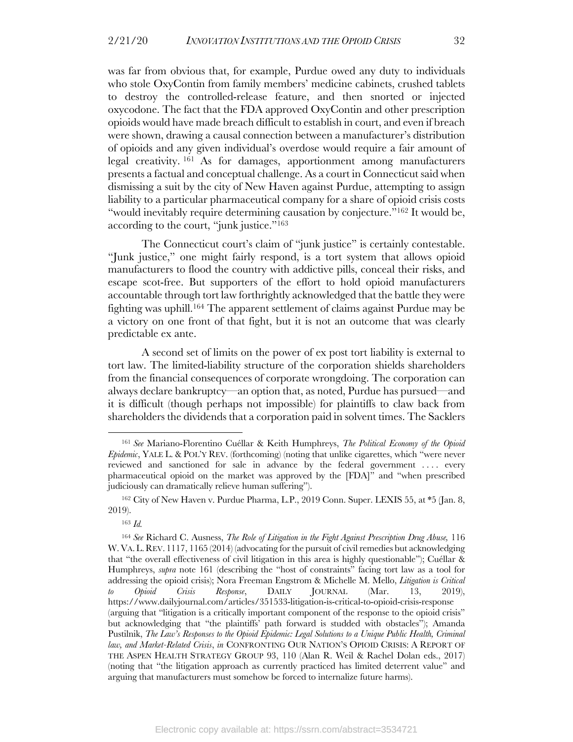was far from obvious that, for example, Purdue owed any duty to individuals who stole OxyContin from family members' medicine cabinets, crushed tablets to destroy the controlled-release feature, and then snorted or injected oxycodone. The fact that the FDA approved OxyContin and other prescription opioids would have made breach difficult to establish in court, and even if breach were shown, drawing a causal connection between a manufacturer's distribution of opioids and any given individual's overdose would require a fair amount of legal creativity.[161] As for damages, apportionment among manufacturers presents a factual and conceptual challenge. As a court in Connecticut said when dismissing a suit by the city of New Haven against Purdue, attempting to assign liability to a particular pharmaceutical company for a share of opioid crisis costs "would inevitably require determining causation by conjecture."[162] It would be, according to the court, "junk justice."[163]

The Connecticut court's claim of "junk justice" is certainly contestable. "Junk justice," one might fairly respond, is a tort system that allows opioid manufacturers to flood the country with addictive pills, conceal their risks, and escape scot-free. But supporters of the effort to hold opioid manufacturers accountable through tort law forthrightly acknowledged that the battle they were fighting was uphill.[164] The apparent settlement of claims against Purdue may be a victory on one front of that fight, but it is not an outcome that was clearly predictable ex ante.

A second set of limits on the power of ex post tort liability is external to tort law. The limited-liability structure of the corporation shields shareholders from the financial consequences of corporate wrongdoing. The corporation can always declare bankruptcy—an option that, as noted, Purdue has pursued—and it is difficult (though perhaps not impossible) for plaintiffs to claw back from shareholders the dividends that a corporation paid in solvent times. The Sacklers

---

[161] *See* Mariano-Florentino Cuéllar & Keith Humphreys, *The Political Economy of the Opioid Epidemic*, YALE L. & POL'Y REV. (forthcoming) (noting that unlike cigarettes, which "were never reviewed and sanctioned for sale in advance by the federal government . . . . every pharmaceutical opioid on the market was approved by the [FDA]" and "when prescribed judiciously can dramatically relieve human suffering").

[162] City of New Haven v. Purdue Pharma, L.P., 2019 Conn. Super. LEXIS 55, at *5 (Jan. 8, 2019).

[163] *Id.*

[164] *See* Richard C. Ausness, *The Role of Litigation in the Fight Against Prescription Drug Abuse,* 116 W. VA. L. REV. 1117, 1165 (2014) (advocating for the pursuit of civil remedies but acknowledging that "the overall effectiveness of civil litigation in this area is highly questionable"); Cuéllar & Humphreys, *supra* note 161 (describing the "host of constraints" facing tort law as a tool for addressing the opioid crisis); Nora Freeman Engstrom & Michelle M. Mello, *Litigation is Critical to Opioid Crisis Response*, DAILY JOURNAL (Mar. 13, 2019), https://www.dailyjournal.com/articles/351533-litigation-is-critical-to-opioid-crisis-response (arguing that "litigation is a critically important component of the response to the opioid crisis" but acknowledging that "the plaintiffs' path forward is studded with obstacles"); Amanda Pustilnik, *The Law's Responses to the Opioid Epidemic: Legal Solutions to a Unique Public Health, Criminal law, and Market-Related Crisis*, *in* CONFRONTING OUR NATION'S OPIOID CRISIS: A REPORT OF THE ASPEN HEALTH STRATEGY GROUP 93, 110 (Alan R. Weil & Rachel Dolan eds., 2017) (noting that "the litigation approach as currently practiced has limited deterrent value" and arguing that manufacturers must somehow be forced to internalize future harms).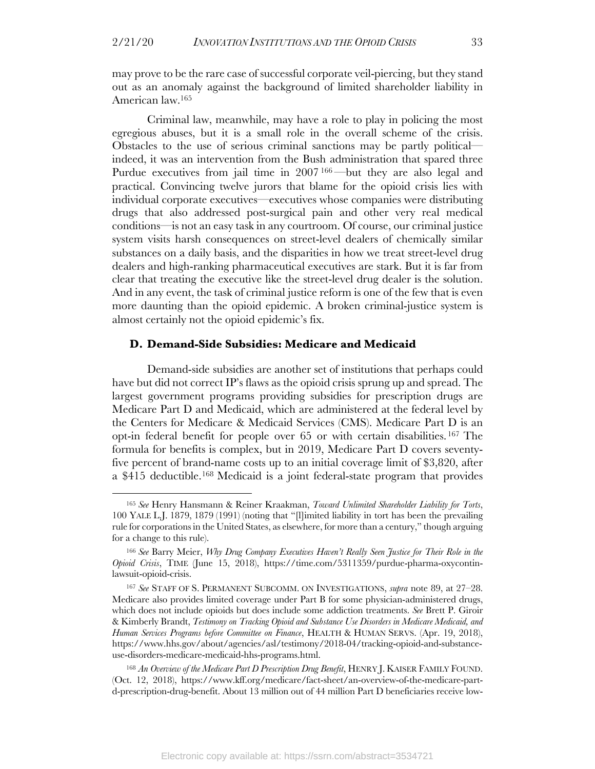may prove to be the rare case of successful corporate veil-piercing, but they stand out as an anomaly against the background of limited shareholder liability in American law.[165]

Criminal law, meanwhile, may have a role to play in policing the most egregious abuses, but it is a small role in the overall scheme of the crisis. Obstacles to the use of serious criminal sanctions may be partly political—indeed, it was an intervention from the Bush administration that spared three Purdue executives from jail time in 2007[166]—but they are also legal and practical. Convincing twelve jurors that blame for the opioid crisis lies with individual corporate executives—executives whose companies were distributing drugs that also addressed post-surgical pain and other very real medical conditions—is not an easy task in any courtroom. Of course, our criminal justice system visits harsh consequences on street-level dealers of chemically similar substances on a daily basis, and the disparities in how we treat street-level drug dealers and high-ranking pharmaceutical executives are stark. But it is far from clear that treating the executive like the street-level drug dealer is the solution. And in any event, the task of criminal justice reform is one of the few that is even more daunting than the opioid epidemic. A broken criminal-justice system is almost certainly not the opioid epidemic's fix.

### D. Demand-Side Subsidies: Medicare and Medicaid

Demand-side subsidies are another set of institutions that perhaps could have but did not correct IP's flaws as the opioid crisis sprung up and spread. The largest government programs providing subsidies for prescription drugs are Medicare Part D and Medicaid, which are administered at the federal level by the Centers for Medicare & Medicaid Services (CMS). Medicare Part D is an opt-in federal benefit for people over 65 or with certain disabilities.[167] The formula for benefits is complex, but in 2019, Medicare Part D covers seventy-five percent of brand-name costs up to an initial coverage limit of $3,820, after a $415 deductible.[168] Medicaid is a joint federal-state program that provides

---

[165] *See* Henry Hansmann & Reiner Kraakman, *Toward Unlimited Shareholder Liability for Torts*, 100 YALE L.J. 1879, 1879 (1991) (noting that "[l]imited liability in tort has been the prevailing rule for corporations in the United States, as elsewhere, for more than a century," though arguing for a change to this rule).

[166] *See* Barry Meier, *Why Drug Company Executives Haven't Really Seen Justice for Their Role in the Opioid Crisis*, TIME (June 15, 2018), https://time.com/5311359/purdue-pharma-oxycontin-lawsuit-opioid-crisis.

[167] *See* STAFF OF S. PERMANENT SUBCOMM. ON INVESTIGATIONS, *supra* note 89, at 27–28. Medicare also provides limited coverage under Part B for some physician-administered drugs, which does not include opioids but does include some addiction treatments. *See* Brett P. Giroir & Kimberly Brandt, *Testimony on Tracking Opioid and Substance Use Disorders in Medicare Medicaid, and Human Services Programs before Committee on Finance*, HEALTH & HUMAN SERVS. (Apr. 19, 2018), https://www.hhs.gov/about/agencies/asl/testimony/2018-04/tracking-opioid-and-substance-use-disorders-medicare-medicaid-hhs-programs.html.

[168] *An Overview of the Medicare Part D Prescription Drug Benefit*, HENRY J. KAISER FAMILY FOUND. (Oct. 12, 2018), https://www.kff.org/medicare/fact-sheet/an-overview-of-the-medicare-part-d-prescription-drug-benefit. About 13 million out of 44 million Part D beneficiaries receive low-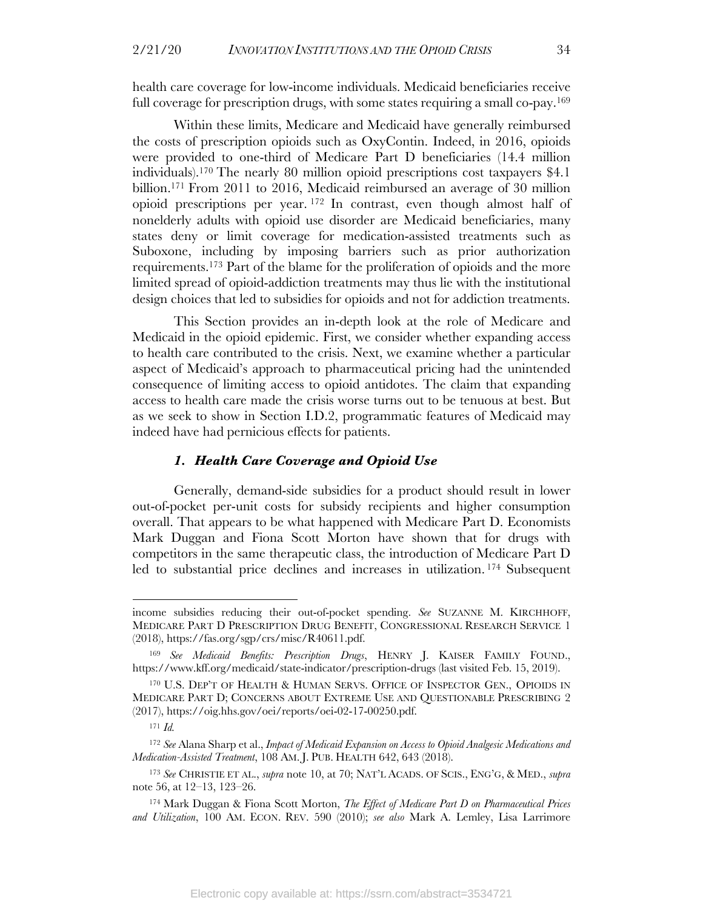health care coverage for low-income individuals. Medicaid beneficiaries receive full coverage for prescription drugs, with some states requiring a small co-pay.[169]

Within these limits, Medicare and Medicaid have generally reimbursed the costs of prescription opioids such as OxyContin. Indeed, in 2016, opioids were provided to one-third of Medicare Part D beneficiaries (14.4 million individuals).[170] The nearly 80 million opioid prescriptions cost taxpayers $4.1 billion.[171] From 2011 to 2016, Medicaid reimbursed an average of 30 million opioid prescriptions per year.[172] In contrast, even though almost half of nonelderly adults with opioid use disorder are Medicaid beneficiaries, many states deny or limit coverage for medication-assisted treatments such as Suboxone, including by imposing barriers such as prior authorization requirements.[173] Part of the blame for the proliferation of opioids and the more limited spread of opioid-addiction treatments may thus lie with the institutional design choices that led to subsidies for opioids and not for addiction treatments.

This Section provides an in-depth look at the role of Medicare and Medicaid in the opioid epidemic. First, we consider whether expanding access to health care contributed to the crisis. Next, we examine whether a particular aspect of Medicaid's approach to pharmaceutical pricing had the unintended consequence of limiting access to opioid antidotes. The claim that expanding access to health care made the crisis worse turns out to be tenuous at best. But as we seek to show in Section I.D.2, programmatic features of Medicaid may indeed have had pernicious effects for patients.

### *1. Health Care Coverage and Opioid Use*

Generally, demand-side subsidies for a product should result in lower out-of-pocket per-unit costs for subsidy recipients and higher consumption overall. That appears to be what happened with Medicare Part D. Economists Mark Duggan and Fiona Scott Morton have shown that for drugs with competitors in the same therapeutic class, the introduction of Medicare Part D led to substantial price declines and increases in utilization.[174] Subsequent

---

income subsidies reducing their out-of-pocket spending. *See* SUZANNE M. KIRCHHOFF, MEDICARE PART D PRESCRIPTION DRUG BENEFIT, CONGRESSIONAL RESEARCH SERVICE 1 (2018), https://fas.org/sgp/crs/misc/R40611.pdf.

[169] *See Medicaid Benefits: Prescription Drugs*, HENRY J. KAISER FAMILY FOUND., https://www.kff.org/medicaid/state-indicator/prescription-drugs (last visited Feb. 15, 2019).

[170] U.S. DEP'T OF HEALTH & HUMAN SERVS. OFFICE OF INSPECTOR GEN., OPIOIDS IN MEDICARE PART D; CONCERNS ABOUT EXTREME USE AND QUESTIONABLE PRESCRIBING 2 (2017), https://oig.hhs.gov/oei/reports/oei-02-17-00250.pdf.

[171] *Id.*

[172] *See* Alana Sharp et al., *Impact of Medicaid Expansion on Access to Opioid Analgesic Medications and Medication-Assisted Treatment*, 108 AM. J. PUB. HEALTH 642, 643 (2018).

[173] *See* CHRISTIE ET AL., *supra* note 10, at 70; NAT'L ACADS. OF SCIS., ENG'G, & MED., *supra* note 56, at 12–13, 123–26.

[174] Mark Duggan & Fiona Scott Morton, *The Effect of Medicare Part D on Pharmaceutical Prices and Utilization*, 100 AM. ECON. REV. 590 (2010); *see also* Mark A. Lemley, Lisa Larrimore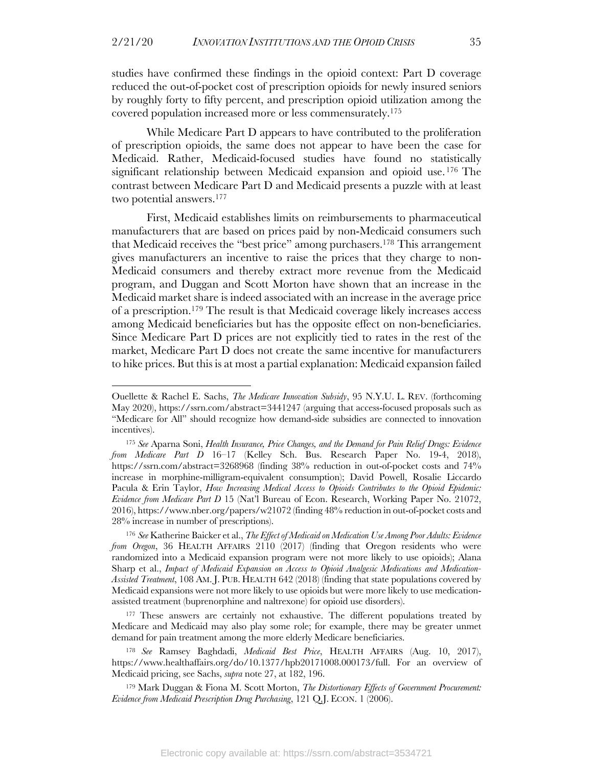studies have confirmed these findings in the opioid context: Part D coverage reduced the out-of-pocket cost of prescription opioids for newly insured seniors by roughly forty to fifty percent, and prescription opioid utilization among the covered population increased more or less commensurately.[175]

While Medicare Part D appears to have contributed to the proliferation of prescription opioids, the same does not appear to have been the case for Medicaid. Rather, Medicaid-focused studies have found no statistically significant relationship between Medicaid expansion and opioid use.[176] The contrast between Medicare Part D and Medicaid presents a puzzle with at least two potential answers.[177]

First, Medicaid establishes limits on reimbursements to pharmaceutical manufacturers that are based on prices paid by non-Medicaid consumers such that Medicaid receives the "best price" among purchasers.[178] This arrangement gives manufacturers an incentive to raise the prices that they charge to non-Medicaid consumers and thereby extract more revenue from the Medicaid program, and Duggan and Scott Morton have shown that an increase in the Medicaid market share is indeed associated with an increase in the average price of a prescription.[179] The result is that Medicaid coverage likely increases access among Medicaid beneficiaries but has the opposite effect on non-beneficiaries. Since Medicare Part D prices are not explicitly tied to rates in the rest of the market, Medicare Part D does not create the same incentive for manufacturers to hike prices. But this is at most a partial explanation: Medicaid expansion failed

---

Ouellette & Rachel E. Sachs, *The Medicare Innovation Subsidy*, 95 N.Y.U. L. REV. (forthcoming May 2020), https://ssrn.com/abstract=3441247 (arguing that access-focused proposals such as "Medicare for All" should recognize how demand-side subsidies are connected to innovation incentives).

[175] *See* Aparna Soni, *Health Insurance, Price Changes, and the Demand for Pain Relief Drugs: Evidence from Medicare Part D* 16–17 (Kelley Sch. Bus. Research Paper No. 19-4, 2018), https://ssrn.com/abstract=3268968 (finding 38% reduction in out-of-pocket costs and 74% increase in morphine-milligram-equivalent consumption); David Powell, Rosalie Liccardo Pacula & Erin Taylor, *How Increasing Medical Access to Opioids Contributes to the Opioid Epidemic: Evidence from Medicare Part D* 15 (Nat'l Bureau of Econ. Research, Working Paper No. 21072, 2016), https://www.nber.org/papers/w21072 (finding 48% reduction in out-of-pocket costs and 28% increase in number of prescriptions).

[176] *See* Katherine Baicker et al., *The Effect of Medicaid on Medication Use Among Poor Adults: Evidence from Oregon*, 36 HEALTH AFFAIRS 2110 (2017) (finding that Oregon residents who were randomized into a Medicaid expansion program were not more likely to use opioids); Alana Sharp et al., *Impact of Medicaid Expansion on Access to Opioid Analgesic Medications and Medication-Assisted Treatment*, 108 AM. J. PUB. HEALTH 642 (2018) (finding that state populations covered by Medicaid expansions were not more likely to use opioids but were more likely to use medication-assisted treatment (buprenorphine and naltrexone) for opioid use disorders).

[177] These answers are certainly not exhaustive. The different populations treated by Medicare and Medicaid may also play some role; for example, there may be greater unmet demand for pain treatment among the more elderly Medicare beneficiaries.

[178] *See* Ramsey Baghdadi, *Medicaid Best Price*, HEALTH AFFAIRS (Aug. 10, 2017), https://www.healthaffairs.org/do/10.1377/hpb20171008.000173/full. For an overview of Medicaid pricing, see Sachs, *supra* note 27, at 182, 196.

[179] Mark Duggan & Fiona M. Scott Morton, *The Distortionary Effects of Government Procurement: Evidence from Medicaid Prescription Drug Purchasing*, 121 Q.J. ECON. 1 (2006).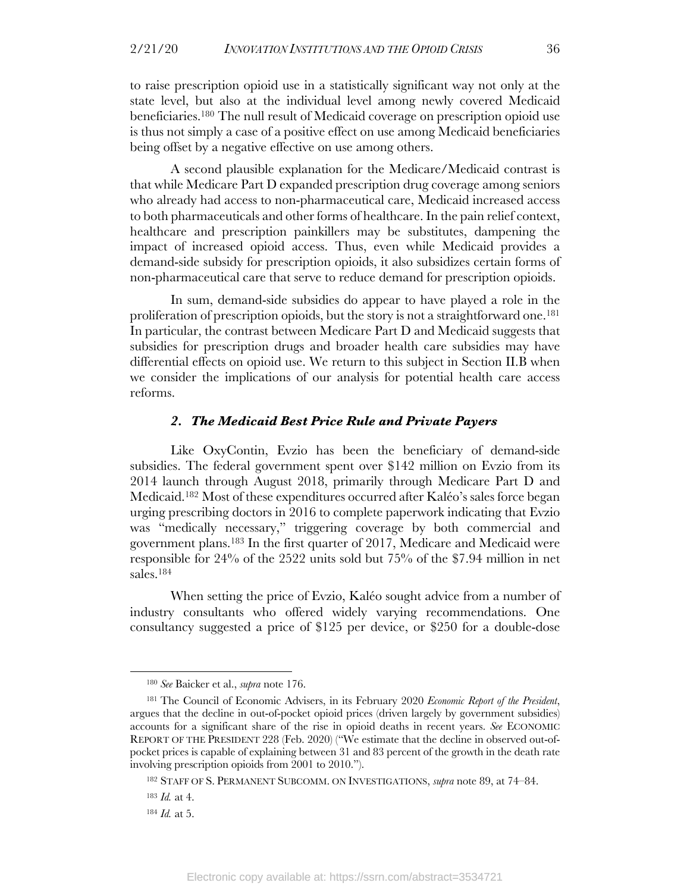to raise prescription opioid use in a statistically significant way not only at the state level, but also at the individual level among newly covered Medicaid beneficiaries.[180] The null result of Medicaid coverage on prescription opioid use is thus not simply a case of a positive effect on use among Medicaid beneficiaries being offset by a negative effective on use among others.

A second plausible explanation for the Medicare/Medicaid contrast is that while Medicare Part D expanded prescription drug coverage among seniors who already had access to non-pharmaceutical care, Medicaid increased access to both pharmaceuticals and other forms of healthcare. In the pain relief context, healthcare and prescription painkillers may be substitutes, dampening the impact of increased opioid access. Thus, even while Medicaid provides a demand-side subsidy for prescription opioids, it also subsidizes certain forms of non-pharmaceutical care that serve to reduce demand for prescription opioids.

In sum, demand-side subsidies do appear to have played a role in the proliferation of prescription opioids, but the story is not a straightforward one.[181] In particular, the contrast between Medicare Part D and Medicaid suggests that subsidies for prescription drugs and broader health care subsidies may have differential effects on opioid use. We return to this subject in Section II.B when we consider the implications of our analysis for potential health care access reforms.

#### *2. The Medicaid Best Price Rule and Private Payers*

Like OxyContin, Evzio has been the beneficiary of demand-side subsidies. The federal government spent over $142 million on Evzio from its 2014 launch through August 2018, primarily through Medicare Part D and Medicaid.[182] Most of these expenditures occurred after Kaléo's sales force began urging prescribing doctors in 2016 to complete paperwork indicating that Evzio was "medically necessary," triggering coverage by both commercial and government plans.[183] In the first quarter of 2017, Medicare and Medicaid were responsible for 24% of the 2522 units sold but 75% of the $7.94 million in net sales.[184]

When setting the price of Evzio, Kaléo sought advice from a number of industry consultants who offered widely varying recommendations. One consultancy suggested a price of $125 per device, or $250 for a double-dose

---

[180] *See* Baicker et al., *supra* note 176.

[181] The Council of Economic Advisers, in its February 2020 *Economic Report of the President*, argues that the decline in out-of-pocket opioid prices (driven largely by government subsidies) accounts for a significant share of the rise in opioid deaths in recent years. *See* ECONOMIC REPORT OF THE PRESIDENT 228 (Feb. 2020) ("We estimate that the decline in observed out-of-pocket prices is capable of explaining between 31 and 83 percent of the growth in the death rate involving prescription opioids from 2001 to 2010.").

[182] STAFF OF S. PERMANENT SUBCOMM. ON INVESTIGATIONS, *supra* note 89, at 74–84.

[183] *Id.* at 4.

[184] *Id.* at 5.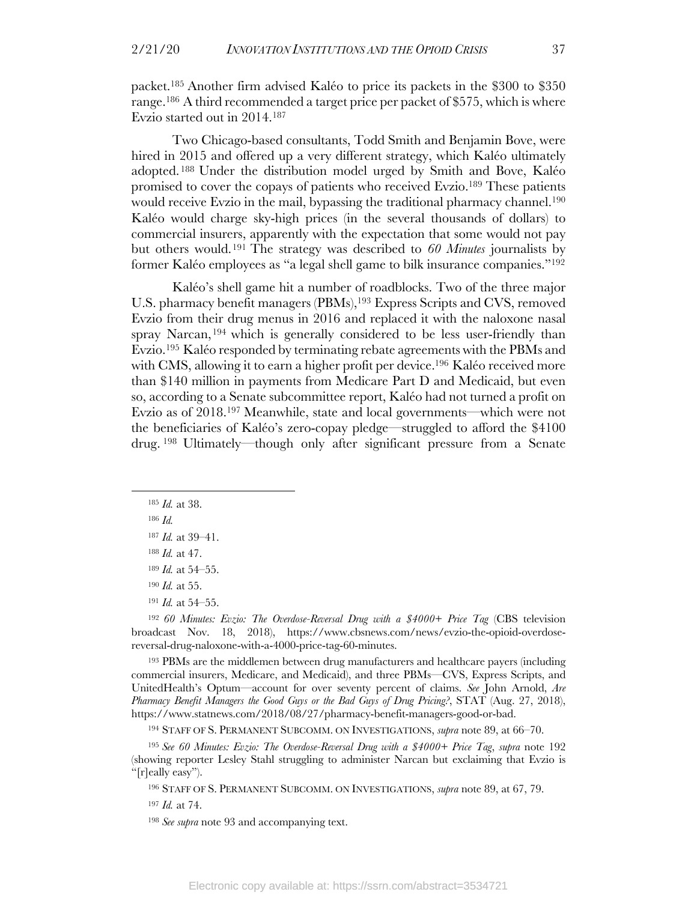packet.[185] Another firm advised Kaléo to price its packets in the $300 to $350 range.[186] A third recommended a target price per packet of $575, which is where Evzio started out in 2014.[187]

Two Chicago-based consultants, Todd Smith and Benjamin Bove, were hired in 2015 and offered up a very different strategy, which Kaléo ultimately adopted.[188] Under the distribution model urged by Smith and Bove, Kaléo promised to cover the copays of patients who received Evzio.[189] These patients would receive Evzio in the mail, bypassing the traditional pharmacy channel.[190] Kaléo would charge sky-high prices (in the several thousands of dollars) to commercial insurers, apparently with the expectation that some would not pay but others would.[191] The strategy was described to *60 Minutes* journalists by former Kaléo employees as "a legal shell game to bilk insurance companies."[192]

Kaléo's shell game hit a number of roadblocks. Two of the three major U.S. pharmacy benefit managers (PBMs),[193] Express Scripts and CVS, removed Evzio from their drug menus in 2016 and replaced it with the naloxone nasal spray Narcan,[194] which is generally considered to be less user-friendly than Evzio.[195] Kaléo responded by terminating rebate agreements with the PBMs and with CMS, allowing it to earn a higher profit per device.[196] Kaléo received more than $140 million in payments from Medicare Part D and Medicaid, but even so, according to a Senate subcommittee report, Kaléo had not turned a profit on Evzio as of 2018.[197] Meanwhile, state and local governments—which were not the beneficiaries of Kaléo's zero-copay pledge—struggled to afford the $4100 drug.[198] Ultimately—though only after significant pressure from a Senate

[185] *Id.* at 38.

[186] *Id.*

[187] *Id.* at 39–41.

[188] *Id.* at 47.

[189] *Id.* at 54–55.

[190] *Id.* at 55.

[191] *Id.* at 54–55.

[192] *60 Minutes: Evzio: The Overdose-Reversal Drug with a $4000+ Price Tag* (CBS television broadcast Nov. 18, 2018), https://www.cbsnews.com/news/evzio-the-opioid-overdose-reversal-drug-naloxone-with-a-4000-price-tag-60-minutes.

[193] PBMs are the middlemen between drug manufacturers and healthcare payers (including commercial insurers, Medicare, and Medicaid), and three PBMs—CVS, Express Scripts, and UnitedHealth's Optum—account for over seventy percent of claims. *See* John Arnold, *Are Pharmacy Benefit Managers the Good Guys or the Bad Guys of Drug Pricing?*, STAT (Aug. 27, 2018), https://www.statnews.com/2018/08/27/pharmacy-benefit-managers-good-or-bad.

[194] STAFF OF S. PERMANENT SUBCOMM. ON INVESTIGATIONS, *supra* note 89, at 66–70.

[195] *See 60 Minutes: Evzio: The Overdose-Reversal Drug with a $4000+ Price Tag*, *supra* note 192 (showing reporter Lesley Stahl struggling to administer Narcan but exclaiming that Evzio is "[r]eally easy").

[196] STAFF OF S. PERMANENT SUBCOMM. ON INVESTIGATIONS, *supra* note 89, at 67, 79.

[197] *Id.* at 74.

[198] *See supra* note 93 and accompanying text.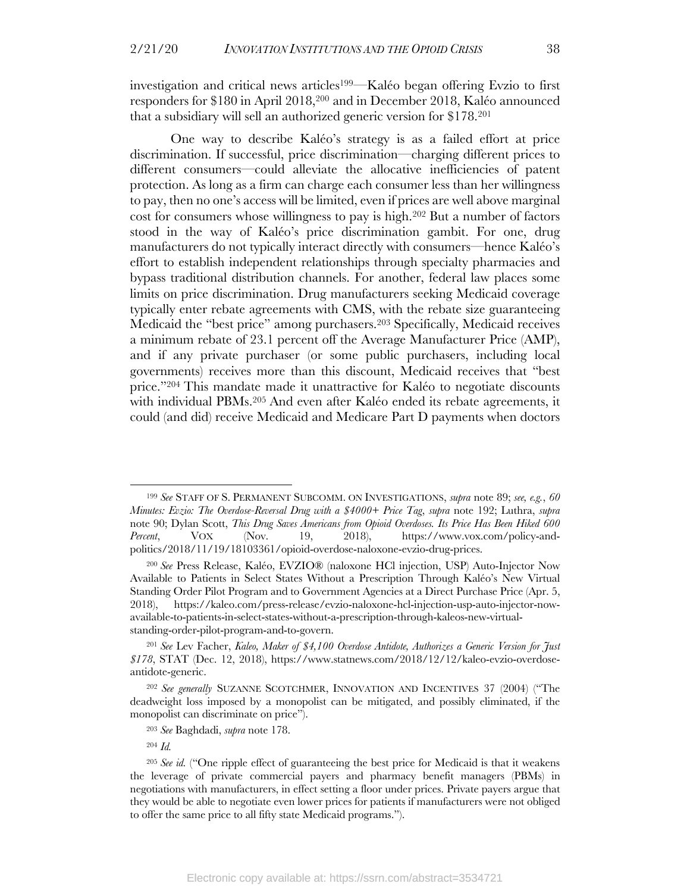investigation and critical news articles[199]—Kaléo began offering Evzio to first responders for $180 in April 2018,[200] and in December 2018, Kaléo announced that a subsidiary will sell an authorized generic version for $178.[201]

One way to describe Kaléo's strategy is as a failed effort at price discrimination. If successful, price discrimination—charging different prices to different consumers—could alleviate the allocative inefficiencies of patent protection. As long as a firm can charge each consumer less than her willingness to pay, then no one's access will be limited, even if prices are well above marginal cost for consumers whose willingness to pay is high.[202] But a number of factors stood in the way of Kaléo's price discrimination gambit. For one, drug manufacturers do not typically interact directly with consumers—hence Kaléo's effort to establish independent relationships through specialty pharmacies and bypass traditional distribution channels. For another, federal law places some limits on price discrimination. Drug manufacturers seeking Medicaid coverage typically enter rebate agreements with CMS, with the rebate size guaranteeing Medicaid the "best price" among purchasers.[203] Specifically, Medicaid receives a minimum rebate of 23.1 percent off the Average Manufacturer Price (AMP), and if any private purchaser (or some public purchasers, including local governments) receives more than this discount, Medicaid receives that "best price."[204] This mandate made it unattractive for Kaléo to negotiate discounts with individual PBMs.[205] And even after Kaléo ended its rebate agreements, it could (and did) receive Medicaid and Medicare Part D payments when doctors

---

[199] *See* STAFF OF S. PERMANENT SUBCOMM. ON INVESTIGATIONS, *supra* note 89; *see, e.g.*, *60 Minutes: Evzio: The Overdose-Reversal Drug with a $4000+ Price Tag*, *supra* note 192; Luthra, *supra* note 90; Dylan Scott, *This Drug Saves Americans from Opioid Overdoses. Its Price Has Been Hiked 600 Percent*, VOX (Nov. 19, 2018), https://www.vox.com/policy-and-politics/2018/11/19/18103361/opioid-overdose-naloxone-evzio-drug-prices.

[200] *See* Press Release, Kaléo, EVZIO® (naloxone HCl injection, USP) Auto-Injector Now Available to Patients in Select States Without a Prescription Through Kaléo's New Virtual Standing Order Pilot Program and to Government Agencies at a Direct Purchase Price (Apr. 5, 2018), https://kaleo.com/press-release/evzio-naloxone-hcl-injection-usp-auto-injector-now-available-to-patients-in-select-states-without-a-prescription-through-kaleos-new-virtual-standing-order-pilot-program-and-to-govern.

[201] *See* Lev Facher, *Kaleo, Maker of $4,100 Overdose Antidote, Authorizes a Generic Version for Just $178*, STAT (Dec. 12, 2018), https://www.statnews.com/2018/12/12/kaleo-evzio-overdose-antidote-generic.

[202] *See generally* SUZANNE SCOTCHMER, INNOVATION AND INCENTIVES 37 (2004) ("The deadweight loss imposed by a monopolist can be mitigated, and possibly eliminated, if the monopolist can discriminate on price").

[203] *See* Baghdadi, *supra* note 178.

[204] *Id.*

[205] *See id.* ("One ripple effect of guaranteeing the best price for Medicaid is that it weakens the leverage of private commercial payers and pharmacy benefit managers (PBMs) in negotiations with manufacturers, in effect setting a floor under prices. Private payers argue that they would be able to negotiate even lower prices for patients if manufacturers were not obliged to offer the same price to all fifty state Medicaid programs.").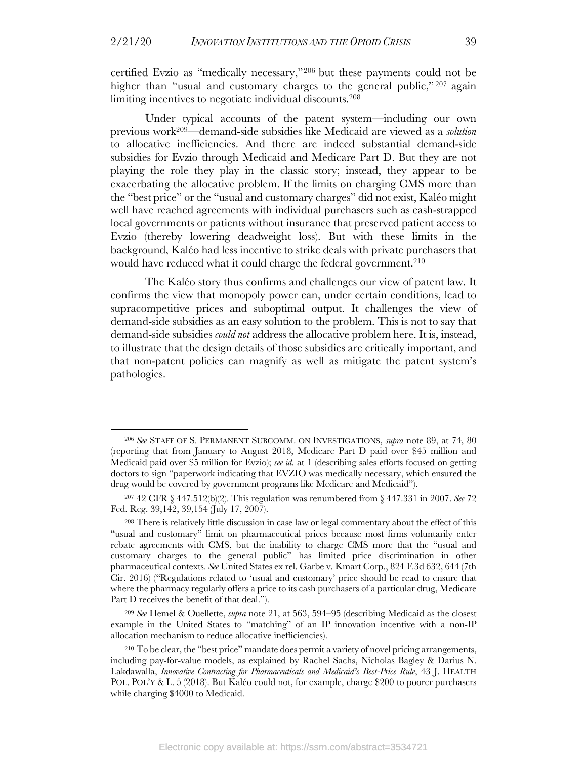certified Evzio as "medically necessary,"[206] but these payments could not be higher than "usual and customary charges to the general public,"[207] again limiting incentives to negotiate individual discounts.[208]

Under typical accounts of the patent system—including our own previous work[209]—demand-side subsidies like Medicaid are viewed as a *solution* to allocative inefficiencies. And there are indeed substantial demand-side subsidies for Evzio through Medicaid and Medicare Part D. But they are not playing the role they play in the classic story; instead, they appear to be exacerbating the allocative problem. If the limits on charging CMS more than the "best price" or the "usual and customary charges" did not exist, Kaléo might well have reached agreements with individual purchasers such as cash-strapped local governments or patients without insurance that preserved patient access to Evzio (thereby lowering deadweight loss). But with these limits in the background, Kaléo had less incentive to strike deals with private purchasers that would have reduced what it could charge the federal government.[210]

The Kaléo story thus confirms and challenges our view of patent law. It confirms the view that monopoly power can, under certain conditions, lead to supracompetitive prices and suboptimal output. It challenges the view of demand-side subsidies as an easy solution to the problem. This is not to say that demand-side subsidies *could not* address the allocative problem here. It is, instead, to illustrate that the design details of those subsidies are critically important, and that non-patent policies can magnify as well as mitigate the patent system's pathologies.

---

[206] *See* STAFF OF S. PERMANENT SUBCOMM. ON INVESTIGATIONS, *supra* note 89, at 74, 80 (reporting that from January to August 2018, Medicare Part D paid over $45 million and Medicaid paid over $5 million for Evzio); *see id.* at 1 (describing sales efforts focused on getting doctors to sign "paperwork indicating that EVZIO was medically necessary, which ensured the drug would be covered by government programs like Medicare and Medicaid").

[207] 42 CFR § 447.512(b)(2). This regulation was renumbered from § 447.331 in 2007. *See* 72 Fed. Reg. 39,142, 39,154 (July 17, 2007).

[208] There is relatively little discussion in case law or legal commentary about the effect of this "usual and customary" limit on pharmaceutical prices because most firms voluntarily enter rebate agreements with CMS, but the inability to charge CMS more that the "usual and customary charges to the general public" has limited price discrimination in other pharmaceutical contexts. *See* United States ex rel. Garbe v. Kmart Corp., 824 F.3d 632, 644 (7th Cir. 2016) ("Regulations related to 'usual and customary' price should be read to ensure that where the pharmacy regularly offers a price to its cash purchasers of a particular drug, Medicare Part D receives the benefit of that deal.").

[209] *See* Hemel & Ouellette, *supra* note 21, at 563, 594–95 (describing Medicaid as the closest example in the United States to "matching" of an IP innovation incentive with a non-IP allocation mechanism to reduce allocative inefficiencies).

[210] To be clear, the "best price" mandate does permit a variety of novel pricing arrangements, including pay-for-value models, as explained by Rachel Sachs, Nicholas Bagley & Darius N. Lakdawalla, *Innovative Contracting for Pharmaceuticals and Medicaid's Best-Price Rule*, 43 J. HEALTH POL. POL'Y & L. 5 (2018). But Kaléo could not, for example, charge $200 to poorer purchasers while charging $4000 to Medicaid.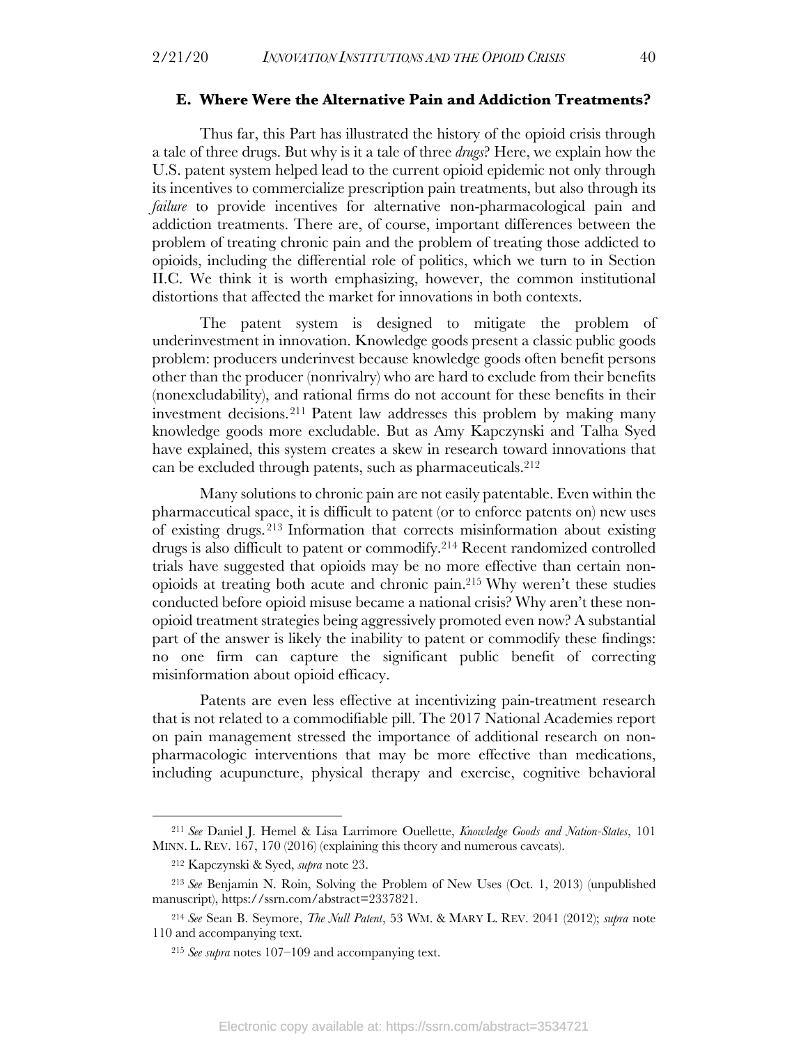### E. Where Were the Alternative Pain and Addiction Treatments?

Thus far, this Part has illustrated the history of the opioid crisis through a tale of three drugs. But why is it a tale of three *drugs*? Here, we explain how the U.S. patent system helped lead to the current opioid epidemic not only through its incentives to commercialize prescription pain treatments, but also through its *failure* to provide incentives for alternative non-pharmacological pain and addiction treatments. There are, of course, important differences between the problem of treating chronic pain and the problem of treating those addicted to opioids, including the differential role of politics, which we turn to in Section II.C. We think it is worth emphasizing, however, the common institutional distortions that affected the market for innovations in both contexts.

The patent system is designed to mitigate the problem of underinvestment in innovation. Knowledge goods present a classic public goods problem: producers underinvest because knowledge goods often benefit persons other than the producer (nonrivalry) who are hard to exclude from their benefits (nonexcludability), and rational firms do not account for these benefits in their investment decisions.[211] Patent law addresses this problem by making many knowledge goods more excludable. But as Amy Kapczynski and Talha Syed have explained, this system creates a skew in research toward innovations that can be excluded through patents, such as pharmaceuticals.[212]

Many solutions to chronic pain are not easily patentable. Even within the pharmaceutical space, it is difficult to patent (or to enforce patents on) new uses of existing drugs.[213] Information that corrects misinformation about existing drugs is also difficult to patent or commodify.[214] Recent randomized controlled trials have suggested that opioids may be no more effective than certain non-opioids at treating both acute and chronic pain.[215] Why weren't these studies conducted before opioid misuse became a national crisis? Why aren't these non-opioid treatment strategies being aggressively promoted even now? A substantial part of the answer is likely the inability to patent or commodify these findings: no one firm can capture the significant public benefit of correcting misinformation about opioid efficacy.

Patents are even less effective at incentivizing pain-treatment research that is not related to a commodifiable pill. The 2017 National Academies report on pain management stressed the importance of additional research on non-pharmacologic interventions that may be more effective than medications, including acupuncture, physical therapy and exercise, cognitive behavioral

---

[211] *See* Daniel J. Hemel & Lisa Larrimore Ouellette, *Knowledge Goods and Nation-States*, 101 MINN. L. REV. 167, 170 (2016) (explaining this theory and numerous caveats).

[212] Kapczynski & Syed, *supra* note 23.

[213] *See* Benjamin N. Roin, Solving the Problem of New Uses (Oct. 1, 2013) (unpublished manuscript), https://ssrn.com/abstract=2337821.

[214] *See* Sean B. Seymore, *The Null Patent*, 53 WM. & MARY L. REV. 2041 (2012); *supra* note 110 and accompanying text.

[215] *See supra* notes 107–109 and accompanying text.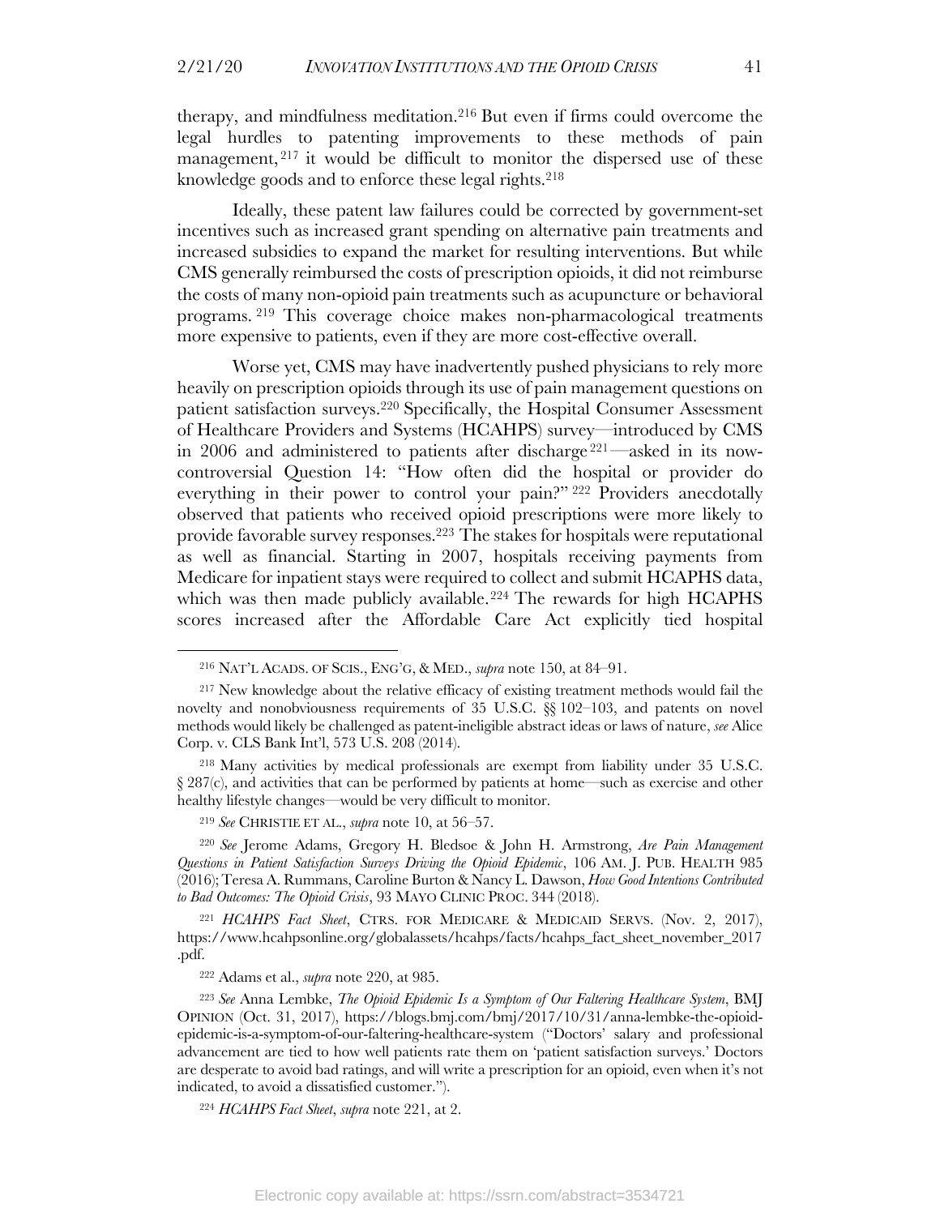therapy, and mindfulness meditation.[216] But even if firms could overcome the legal hurdles to patenting improvements to these methods of pain management,[217] it would be difficult to monitor the dispersed use of these knowledge goods and to enforce these legal rights.[218]

Ideally, these patent law failures could be corrected by government-set incentives such as increased grant spending on alternative pain treatments and increased subsidies to expand the market for resulting interventions. But while CMS generally reimbursed the costs of prescription opioids, it did not reimburse the costs of many non-opioid pain treatments such as acupuncture or behavioral programs.[219] This coverage choice makes non-pharmacological treatments more expensive to patients, even if they are more cost-effective overall.

Worse yet, CMS may have inadvertently pushed physicians to rely more heavily on prescription opioids through its use of pain management questions on patient satisfaction surveys.[220] Specifically, the Hospital Consumer Assessment of Healthcare Providers and Systems (HCAHPS) survey—introduced by CMS in 2006 and administered to patients after discharge[221]—asked in its now-controversial Question 14: "How often did the hospital or provider do everything in their power to control your pain?"[222] Providers anecdotally observed that patients who received opioid prescriptions were more likely to provide favorable survey responses.[223] The stakes for hospitals were reputational as well as financial. Starting in 2007, hospitals receiving payments from Medicare for inpatient stays were required to collect and submit HCAPHS data, which was then made publicly available.[224] The rewards for high HCAPHS scores increased after the Affordable Care Act explicitly tied hospital

---

[216] NAT'L ACADS. OF SCIS., ENG'G, & MED., *supra* note 150, at 84–91.

[217] New knowledge about the relative efficacy of existing treatment methods would fail the novelty and nonobviousness requirements of 35 U.S.C. §§ 102–103, and patents on novel methods would likely be challenged as patent-ineligible abstract ideas or laws of nature, *see* Alice Corp. v. CLS Bank Int'l, 573 U.S. 208 (2014).

[218] Many activities by medical professionals are exempt from liability under 35 U.S.C. § 287(c), and activities that can be performed by patients at home—such as exercise and other healthy lifestyle changes—would be very difficult to monitor.

[219] *See* CHRISTIE ET AL., *supra* note 10, at 56–57.

[220] *See* Jerome Adams, Gregory H. Bledsoe & John H. Armstrong, *Are Pain Management Questions in Patient Satisfaction Surveys Driving the Opioid Epidemic*, 106 AM. J. PUB. HEALTH 985 (2016); Teresa A. Rummans, Caroline Burton & Nancy L. Dawson, *How Good Intentions Contributed to Bad Outcomes: The Opioid Crisis*, 93 MAYO CLINIC PROC. 344 (2018).

[221] *HCAHPS Fact Sheet*, CTRS. FOR MEDICARE & MEDICAID SERVS. (Nov. 2, 2017), https://www.hcahpsonline.org/globalassets/hcahps/facts/hcahps_fact_sheet_november_2017.pdf.

[222] Adams et al., *supra* note 220, at 985.

[223] *See* Anna Lembke, *The Opioid Epidemic Is a Symptom of Our Faltering Healthcare System*, BMJ OPINION (Oct. 31, 2017), https://blogs.bmj.com/bmj/2017/10/31/anna-lembke-the-opioid-epidemic-is-a-symptom-of-our-faltering-healthcare-system ("Doctors' salary and professional advancement are tied to how well patients rate them on 'patient satisfaction surveys.' Doctors are desperate to avoid bad ratings, and will write a prescription for an opioid, even when it's not indicated, to avoid a dissatisfied customer.").

[224] *HCAHPS Fact Sheet*, *supra* note 221, at 2.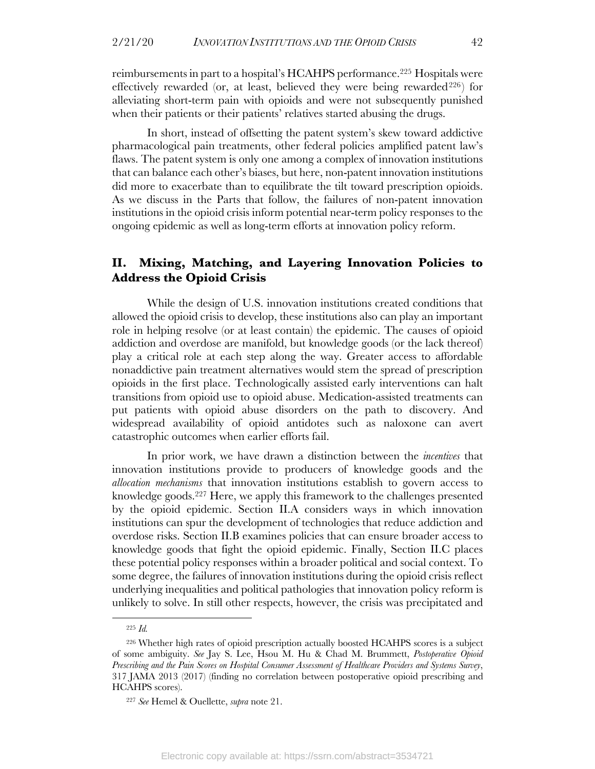reimbursements in part to a hospital's HCAHPS performance.[225] Hospitals were effectively rewarded (or, at least, believed they were being rewarded[226]) for alleviating short-term pain with opioids and were not subsequently punished when their patients or their patients' relatives started abusing the drugs.

In short, instead of offsetting the patent system's skew toward addictive pharmacological pain treatments, other federal policies amplified patent law's flaws. The patent system is only one among a complex of innovation institutions that can balance each other's biases, but here, non-patent innovation institutions did more to exacerbate than to equilibrate the tilt toward prescription opioids. As we discuss in the Parts that follow, the failures of non-patent innovation institutions in the opioid crisis inform potential near-term policy responses to the ongoing epidemic as well as long-term efforts at innovation policy reform.

## II. Mixing, Matching, and Layering Innovation Policies to Address the Opioid Crisis

While the design of U.S. innovation institutions created conditions that allowed the opioid crisis to develop, these institutions also can play an important role in helping resolve (or at least contain) the epidemic. The causes of opioid addiction and overdose are manifold, but knowledge goods (or the lack thereof) play a critical role at each step along the way. Greater access to affordable nonaddictive pain treatment alternatives would stem the spread of prescription opioids in the first place. Technologically assisted early interventions can halt transitions from opioid use to opioid abuse. Medication-assisted treatments can put patients with opioid abuse disorders on the path to discovery. And widespread availability of opioid antidotes such as naloxone can avert catastrophic outcomes when earlier efforts fail.

In prior work, we have drawn a distinction between the *incentives* that innovation institutions provide to producers of knowledge goods and the *allocation mechanisms* that innovation institutions establish to govern access to knowledge goods.[227] Here, we apply this framework to the challenges presented by the opioid epidemic. Section II.A considers ways in which innovation institutions can spur the development of technologies that reduce addiction and overdose risks. Section II.B examines policies that can ensure broader access to knowledge goods that fight the opioid epidemic. Finally, Section II.C places these potential policy responses within a broader political and social context. To some degree, the failures of innovation institutions during the opioid crisis reflect underlying inequalities and political pathologies that innovation policy reform is unlikely to solve. In still other respects, however, the crisis was precipitated and

---

[225] *Id.*

[226] Whether high rates of opioid prescription actually boosted HCAHPS scores is a subject of some ambiguity. *See* Jay S. Lee, Hsou M. Hu & Chad M. Brummett, *Postoperative Opioid Prescribing and the Pain Scores on Hospital Consumer Assessment of Healthcare Providers and Systems Survey*, 317 JAMA 2013 (2017) (finding no correlation between postoperative opioid prescribing and HCAHPS scores).

[227] *See* Hemel & Ouellette, *supra* note 21.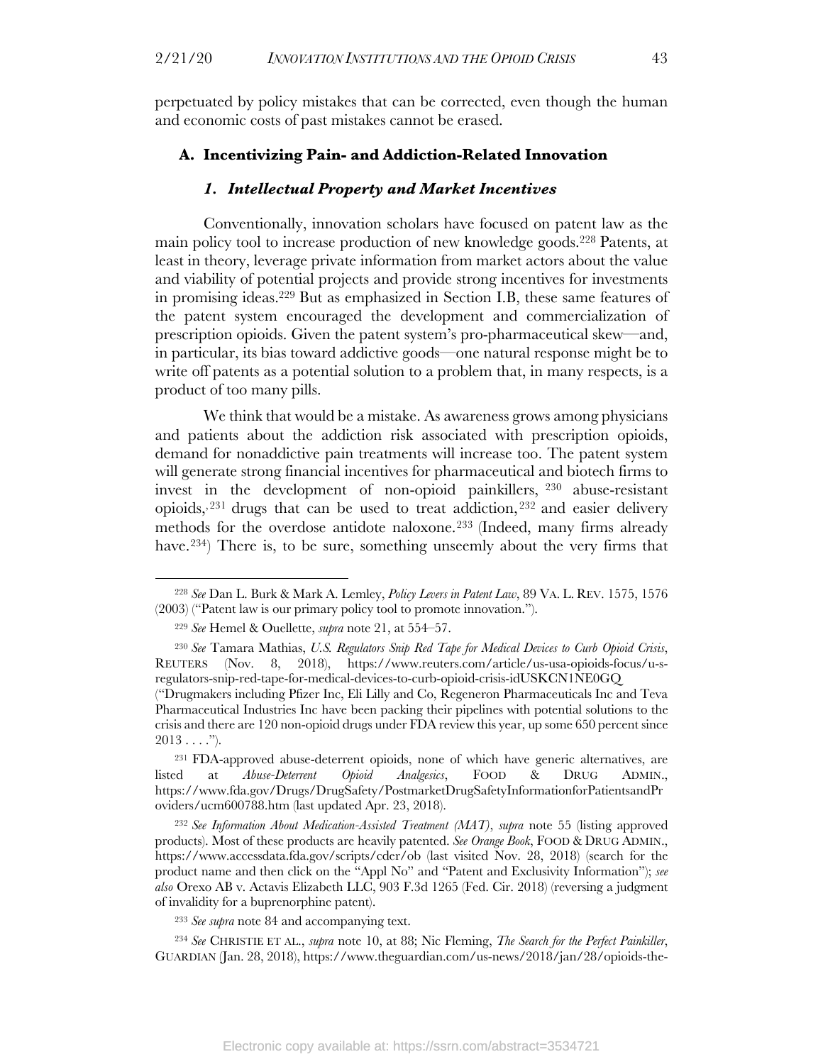perpetuated by policy mistakes that can be corrected, even though the human and economic costs of past mistakes cannot be erased.

### A. Incentivizing Pain- and Addiction-Related Innovation

#### *1. Intellectual Property and Market Incentives*

Conventionally, innovation scholars have focused on patent law as the main policy tool to increase production of new knowledge goods.[228] Patents, at least in theory, leverage private information from market actors about the value and viability of potential projects and provide strong incentives for investments in promising ideas.[229] But as emphasized in Section I.B, these same features of the patent system encouraged the development and commercialization of prescription opioids. Given the patent system's pro-pharmaceutical skew—and, in particular, its bias toward addictive goods—one natural response might be to write off patents as a potential solution to a problem that, in many respects, is a product of too many pills.

We think that would be a mistake. As awareness grows among physicians and patients about the addiction risk associated with prescription opioids, demand for nonaddictive pain treatments will increase too. The patent system will generate strong financial incentives for pharmaceutical and biotech firms to invest in the development of non-opioid painkillers,[230] abuse-resistant opioids,[231] drugs that can be used to treat addiction,[232] and easier delivery methods for the overdose antidote naloxone.[233] (Indeed, many firms already have.[234]) There is, to be sure, something unseemly about the very firms that

---

[228] *See* Dan L. Burk & Mark A. Lemley, *Policy Levers in Patent Law*, 89 VA. L. REV. 1575, 1576 (2003) ("Patent law is our primary policy tool to promote innovation.").

[229] *See* Hemel & Ouellette, *supra* note 21, at 554–57.

[230] *See* Tamara Mathias, *U.S. Regulators Snip Red Tape for Medical Devices to Curb Opioid Crisis*, REUTERS (Nov. 8, 2018), https://www.reuters.com/article/us-usa-opioids-focus/u-s-regulators-snip-red-tape-for-medical-devices-to-curb-opioid-crisis-idUSKCN1NE0GQ ("Drugmakers including Pfizer Inc, Eli Lilly and Co, Regeneron Pharmaceuticals Inc and Teva Pharmaceutical Industries Inc have been packing their pipelines with potential solutions to the crisis and there are 120 non-opioid drugs under FDA review this year, up some 650 percent since 2013 . . . .").

[231] FDA-approved abuse-deterrent opioids, none of which have generic alternatives, are listed at *Abuse-Deterrent Opioid Analgesics*, FOOD & DRUG ADMIN., https://www.fda.gov/Drugs/DrugSafety/PostmarketDrugSafetyInformationforPatientsandProviders/ucm600788.htm (last updated Apr. 23, 2018).

[232] *See Information About Medication-Assisted Treatment (MAT)*, *supra* note 55 (listing approved products). Most of these products are heavily patented. *See Orange Book*, FOOD & DRUG ADMIN., https://www.accessdata.fda.gov/scripts/cder/ob (last visited Nov. 28, 2018) (search for the product name and then click on the "Appl No" and "Patent and Exclusivity Information"); *see also* Orexo AB v. Actavis Elizabeth LLC, 903 F.3d 1265 (Fed. Cir. 2018) (reversing a judgment of invalidity for a buprenorphine patent).

[233] *See supra* note 84 and accompanying text.

[234] *See* CHRISTIE ET AL., *supra* note 10, at 88; Nic Fleming, *The Search for the Perfect Painkiller*, GUARDIAN (Jan. 28, 2018), https://www.theguardian.com/us-news/2018/jan/28/opioids-the-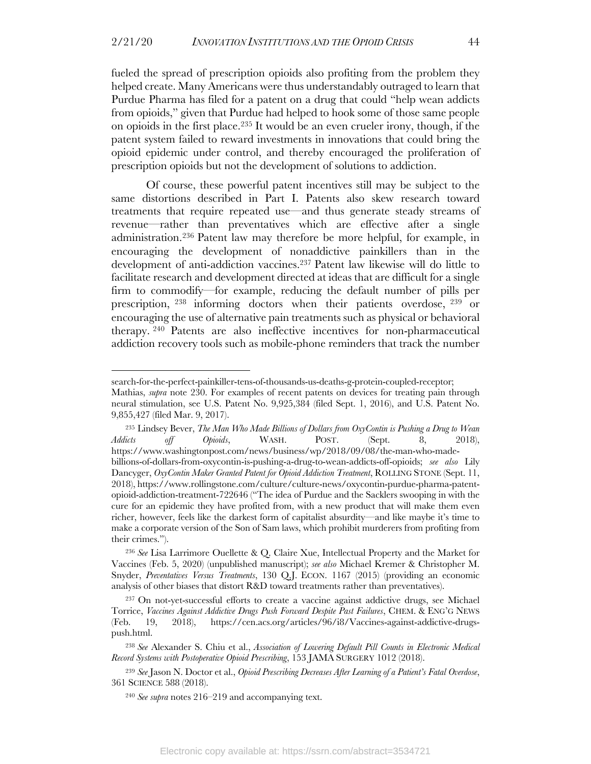fueled the spread of prescription opioids also profiting from the problem they helped create. Many Americans were thus understandably outraged to learn that Purdue Pharma has filed for a patent on a drug that could "help wean addicts from opioids," given that Purdue had helped to hook some of those same people on opioids in the first place.[235] It would be an even crueler irony, though, if the patent system failed to reward investments in innovations that could bring the opioid epidemic under control, and thereby encouraged the proliferation of prescription opioids but not the development of solutions to addiction.

Of course, these powerful patent incentives still may be subject to the same distortions described in Part I. Patents also skew research toward treatments that require repeated use—and thus generate steady streams of revenue—rather than preventatives which are effective after a single administration.[236] Patent law may therefore be more helpful, for example, in encouraging the development of nonaddictive painkillers than in the development of anti-addiction vaccines.[237] Patent law likewise will do little to facilitate research and development directed at ideas that are difficult for a single firm to commodify—for example, reducing the default number of pills per prescription,[238] informing doctors when their patients overdose,[239] or encouraging the use of alternative pain treatments such as physical or behavioral therapy.[240] Patents are also ineffective incentives for non-pharmaceutical addiction recovery tools such as mobile-phone reminders that track the number

---

search-for-the-perfect-painkiller-tens-of-thousands-us-deaths-g-protein-coupled-receptor; Mathias, *supra* note 230. For examples of recent patents on devices for treating pain through neural stimulation, see U.S. Patent No. 9,925,384 (filed Sept. 1, 2016), and U.S. Patent No. 9,855,427 (filed Mar. 9, 2017).

[235] Lindsey Bever, *The Man Who Made Billions of Dollars from OxyContin is Pushing a Drug to Wean Addicts off Opioids*, WASH. POST. (Sept. 8, 2018), https://www.washingtonpost.com/news/business/wp/2018/09/08/the-man-who-made-billions-of-dollars-from-oxycontin-is-pushing-a-drug-to-wean-addicts-off-opioids; *see also* Lily Dancyger, *OxyContin Maker Granted Patent for Opioid Addiction Treatment*, ROLLING STONE (Sept. 11, 2018), https://www.rollingstone.com/culture/culture-news/oxycontin-purdue-pharma-patent-opioid-addiction-treatment-722646 ("The idea of Purdue and the Sacklers swooping in with the cure for an epidemic they have profited from, with a new product that will make them even richer, however, feels like the darkest form of capitalist absurdity—and like maybe it's time to make a corporate version of the Son of Sam laws, which prohibit murderers from profiting from their crimes.").

[236] *See* Lisa Larrimore Ouellette & Q. Claire Xue, Intellectual Property and the Market for Vaccines (Feb. 5, 2020) (unpublished manuscript); *see also* Michael Kremer & Christopher M. Snyder, *Preventatives Versus Treatments*, 130 Q.J. ECON. 1167 (2015) (providing an economic analysis of other biases that distort R&D toward treatments rather than preventatives).

[237] On not-yet-successful efforts to create a vaccine against addictive drugs, see Michael Torrice, *Vaccines Against Addictive Drugs Push Forward Despite Past Failures*, CHEM. & ENG'G NEWS (Feb. 19, 2018), https://cen.acs.org/articles/96/i8/Vaccines-against-addictive-drugs-push.html.

[238] *See* Alexander S. Chiu et al., *Association of Lowering Default Pill Counts in Electronic Medical Record Systems with Postoperative Opioid Prescribing*, 153 JAMA SURGERY 1012 (2018).

[239] *See* Jason N. Doctor et al., *Opioid Prescribing Decreases After Learning of a Patient's Fatal Overdose*, 361 SCIENCE 588 (2018).

[240] *See supra* notes 216–219 and accompanying text.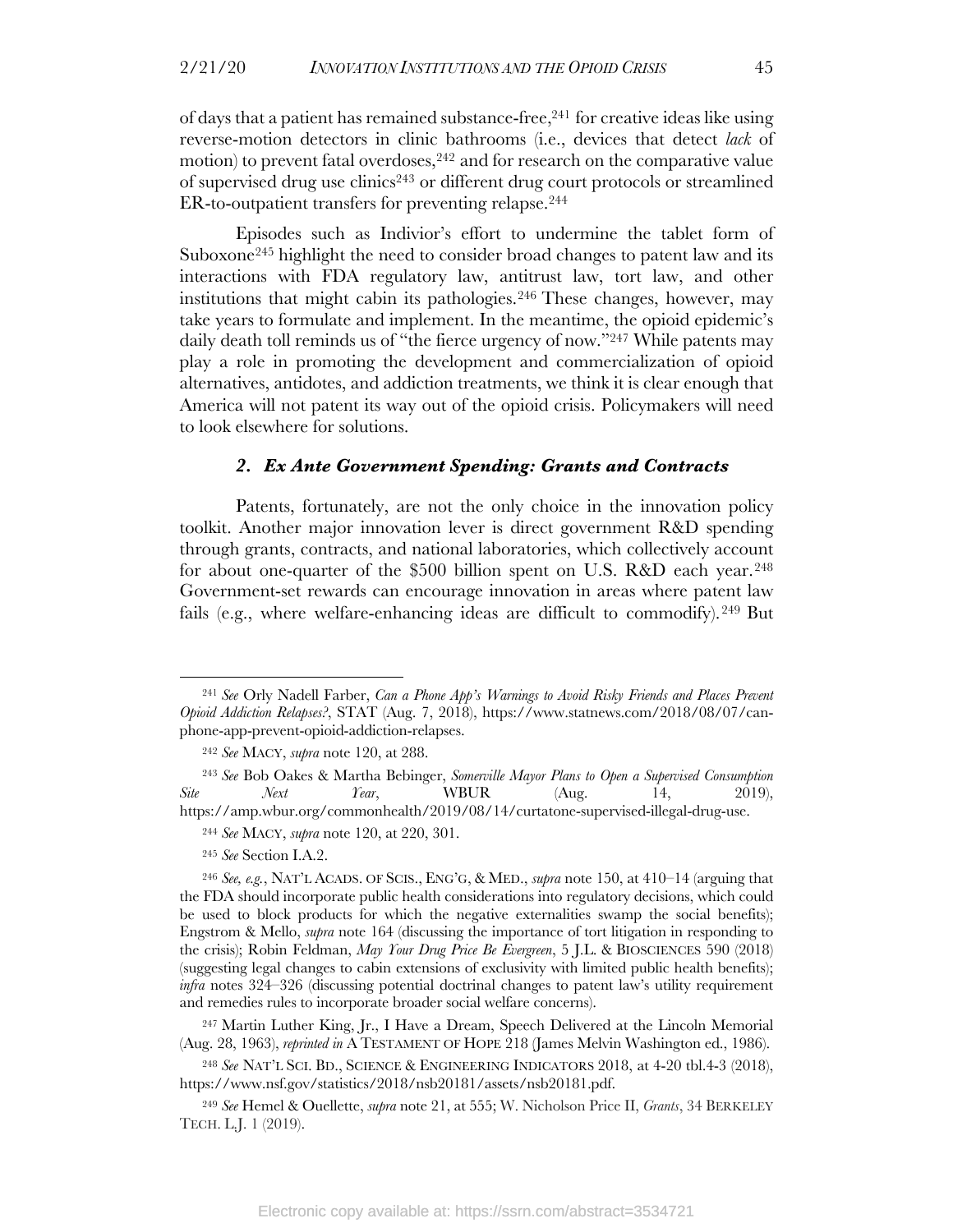of days that a patient has remained substance-free,[241] for creative ideas like using reverse-motion detectors in clinic bathrooms (i.e., devices that detect *lack* of motion) to prevent fatal overdoses,[242] and for research on the comparative value of supervised drug use clinics[243] or different drug court protocols or streamlined ER-to-outpatient transfers for preventing relapse.[244]

Episodes such as Indivior's effort to undermine the tablet form of Suboxone[245] highlight the need to consider broad changes to patent law and its interactions with FDA regulatory law, antitrust law, tort law, and other institutions that might cabin its pathologies.[246] These changes, however, may take years to formulate and implement. In the meantime, the opioid epidemic's daily death toll reminds us of "the fierce urgency of now."[247] While patents may play a role in promoting the development and commercialization of opioid alternatives, antidotes, and addiction treatments, we think it is clear enough that America will not patent its way out of the opioid crisis. Policymakers will need to look elsewhere for solutions.

### *2. Ex Ante Government Spending: Grants and Contracts*

Patents, fortunately, are not the only choice in the innovation policy toolkit. Another major innovation lever is direct government R&D spending through grants, contracts, and national laboratories, which collectively account for about one-quarter of the $500 billion spent on U.S. R&D each year.[248] Government-set rewards can encourage innovation in areas where patent law fails (e.g., where welfare-enhancing ideas are difficult to commodify).[249] But

---

[241] *See* Orly Nadell Farber, *Can a Phone App's Warnings to Avoid Risky Friends and Places Prevent Opioid Addiction Relapses?*, STAT (Aug. 7, 2018), https://www.statnews.com/2018/08/07/can-phone-app-prevent-opioid-addiction-relapses.

[242] *See* MACY, *supra* note 120, at 288.

[243] *See* Bob Oakes & Martha Bebinger, *Somerville Mayor Plans to Open a Supervised Consumption Site Next Year*, WBUR (Aug. 14, 2019), https://amp.wbur.org/commonhealth/2019/08/14/curtatone-supervised-illegal-drug-use.

[244] *See* MACY, *supra* note 120, at 220, 301.

[245] *See* Section I.A.2.

[246] *See, e.g.*, NAT'L ACADS. OF SCIS., ENG'G, & MED., *supra* note 150, at 410–14 (arguing that the FDA should incorporate public health considerations into regulatory decisions, which could be used to block products for which the negative externalities swamp the social benefits); Engstrom & Mello, *supra* note 164 (discussing the importance of tort litigation in responding to the crisis); Robin Feldman, *May Your Drug Price Be Evergreen*, 5 J.L. & BIOSCIENCES 590 (2018) (suggesting legal changes to cabin extensions of exclusivity with limited public health benefits); *infra* notes 324–326 (discussing potential doctrinal changes to patent law's utility requirement and remedies rules to incorporate broader social welfare concerns).

[247] Martin Luther King, Jr., I Have a Dream, Speech Delivered at the Lincoln Memorial (Aug. 28, 1963), *reprinted in* A TESTAMENT OF HOPE 218 (James Melvin Washington ed., 1986).

[248] *See* NAT'L SCI. BD., SCIENCE & ENGINEERING INDICATORS 2018, at 4-20 tbl.4-3 (2018), https://www.nsf.gov/statistics/2018/nsb20181/assets/nsb20181.pdf.

[249] *See* Hemel & Ouellette, *supra* note 21, at 555; W. Nicholson Price II, *Grants*, 34 BERKELEY TECH. L.J. 1 (2019).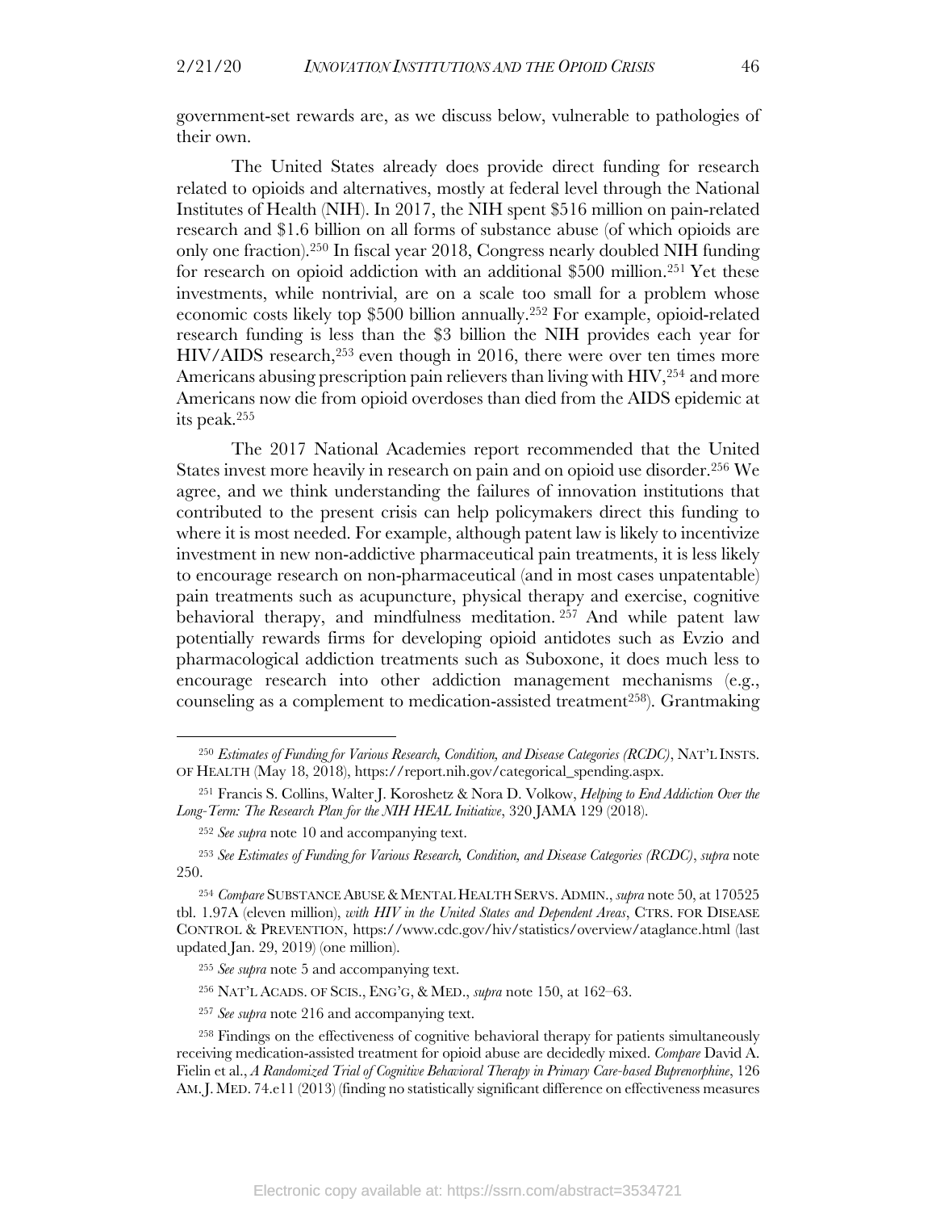government-set rewards are, as we discuss below, vulnerable to pathologies of their own.

The United States already does provide direct funding for research related to opioids and alternatives, mostly at federal level through the National Institutes of Health (NIH). In 2017, the NIH spent $516 million on pain-related research and $1.6 billion on all forms of substance abuse (of which opioids are only one fraction).[250] In fiscal year 2018, Congress nearly doubled NIH funding for research on opioid addiction with an additional $500 million.[251] Yet these investments, while nontrivial, are on a scale too small for a problem whose economic costs likely top $500 billion annually.[252] For example, opioid-related research funding is less than the $3 billion the NIH provides each year for HIV/AIDS research,[253] even though in 2016, there were over ten times more Americans abusing prescription pain relievers than living with HIV,[254] and more Americans now die from opioid overdoses than died from the AIDS epidemic at its peak.[255]

The 2017 National Academies report recommended that the United States invest more heavily in research on pain and on opioid use disorder.[256] We agree, and we think understanding the failures of innovation institutions that contributed to the present crisis can help policymakers direct this funding to where it is most needed. For example, although patent law is likely to incentivize investment in new non-addictive pharmaceutical pain treatments, it is less likely to encourage research on non-pharmaceutical (and in most cases unpatentable) pain treatments such as acupuncture, physical therapy and exercise, cognitive behavioral therapy, and mindfulness meditation.[257] And while patent law potentially rewards firms for developing opioid antidotes such as Evzio and pharmacological addiction treatments such as Suboxone, it does much less to encourage research into other addiction management mechanisms (e.g., counseling as a complement to medication-assisted treatment[258]). Grantmaking

---

[250] *Estimates of Funding for Various Research, Condition, and Disease Categories (RCDC)*, NAT'L INSTS. OF HEALTH (May 18, 2018), https://report.nih.gov/categorical_spending.aspx.

[251] Francis S. Collins, Walter J. Koroshetz & Nora D. Volkow, *Helping to End Addiction Over the Long-Term: The Research Plan for the NIH HEAL Initiative*, 320 JAMA 129 (2018).

[252] *See supra* note 10 and accompanying text.

[253] *See Estimates of Funding for Various Research, Condition, and Disease Categories (RCDC)*, *supra* note 250.

[254] *Compare* SUBSTANCE ABUSE & MENTAL HEALTH SERVS. ADMIN., *supra* note 50, at 170525 tbl. 1.97A (eleven million), *with HIV in the United States and Dependent Areas*, CTRS. FOR DISEASE CONTROL & PREVENTION, https://www.cdc.gov/hiv/statistics/overview/ataglance.html (last updated Jan. 29, 2019) (one million).

[255] *See supra* note 5 and accompanying text.

[256] NAT'L ACADS. OF SCIS., ENG'G, & MED., *supra* note 150, at 162–63.

[257] *See supra* note 216 and accompanying text.

[258] Findings on the effectiveness of cognitive behavioral therapy for patients simultaneously receiving medication-assisted treatment for opioid abuse are decidedly mixed. *Compare* David A. Fielin et al., *A Randomized Trial of Cognitive Behavioral Therapy in Primary Care-based Buprenorphine*, 126 AM. J. MED. 74.e11 (2013) (finding no statistically significant difference on effectiveness measures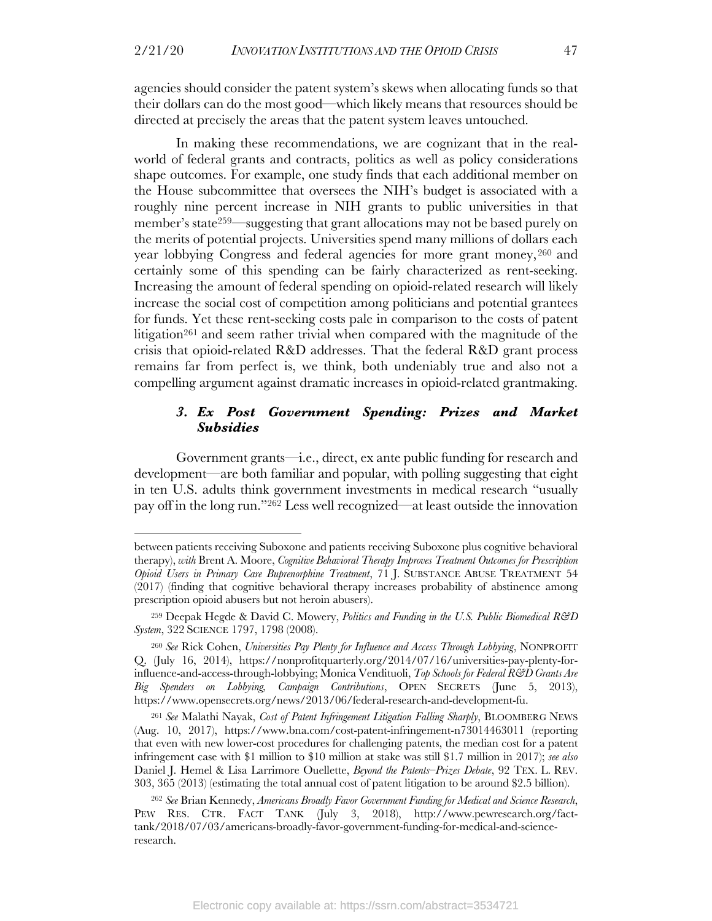agencies should consider the patent system's skews when allocating funds so that their dollars can do the most good—which likely means that resources should be directed at precisely the areas that the patent system leaves untouched.

In making these recommendations, we are cognizant that in the real-world of federal grants and contracts, politics as well as policy considerations shape outcomes. For example, one study finds that each additional member on the House subcommittee that oversees the NIH's budget is associated with a roughly nine percent increase in NIH grants to public universities in that member's state[259]—suggesting that grant allocations may not be based purely on the merits of potential projects. Universities spend many millions of dollars each year lobbying Congress and federal agencies for more grant money,[260] and certainly some of this spending can be fairly characterized as rent-seeking. Increasing the amount of federal spending on opioid-related research will likely increase the social cost of competition among politicians and potential grantees for funds. Yet these rent-seeking costs pale in comparison to the costs of patent litigation[261] and seem rather trivial when compared with the magnitude of the crisis that opioid-related R&D addresses. That the federal R&D grant process remains far from perfect is, we think, both undeniably true and also not a compelling argument against dramatic increases in opioid-related grantmaking.

### *3. Ex Post Government Spending: Prizes and Market Subsidies*

Government grants—i.e., direct, ex ante public funding for research and development—are both familiar and popular, with polling suggesting that eight in ten U.S. adults think government investments in medical research "usually pay off in the long run."[262] Less well recognized—at least outside the innovation

---

between patients receiving Suboxone and patients receiving Suboxone plus cognitive behavioral therapy), *with* Brent A. Moore, *Cognitive Behavioral Therapy Improves Treatment Outcomes for Prescription Opioid Users in Primary Care Buprenorphine Treatment*, 71 J. SUBSTANCE ABUSE TREATMENT 54 (2017) (finding that cognitive behavioral therapy increases probability of abstinence among prescription opioid abusers but not heroin abusers).

[259] Deepak Hegde & David C. Mowery, *Politics and Funding in the U.S. Public Biomedical R&D System*, 322 SCIENCE 1797, 1798 (2008).

[260] *See* Rick Cohen, *Universities Pay Plenty for Influence and Access Through Lobbying*, NONPROFIT Q. (July 16, 2014), https://nonprofitquarterly.org/2014/07/16/universities-pay-plenty-for-influence-and-access-through-lobbying; Monica Vendituoli, *Top Schools for Federal R&D Grants Are Big Spenders on Lobbying, Campaign Contributions*, OPEN SECRETS (June 5, 2013), https://www.opensecrets.org/news/2013/06/federal-research-and-development-fu.

[261] *See* Malathi Nayak, *Cost of Patent Infringement Litigation Falling Sharply*, BLOOMBERG NEWS (Aug. 10, 2017), https://www.bna.com/cost-patent-infringement-n73014463011 (reporting that even with new lower-cost procedures for challenging patents, the median cost for a patent infringement case with $1 million to $10 million at stake was still $1.7 million in 2017); *see also* Daniel J. Hemel & Lisa Larrimore Ouellette, *Beyond the Patents–Prizes Debate*, 92 TEX. L. REV. 303, 365 (2013) (estimating the total annual cost of patent litigation to be around $2.5 billion).

[262] *See* Brian Kennedy, *Americans Broadly Favor Government Funding for Medical and Science Research*, PEW RES. CTR. FACT TANK (July 3, 2018), http://www.pewresearch.org/fact-tank/2018/07/03/americans-broadly-favor-government-funding-for-medical-and-science-research.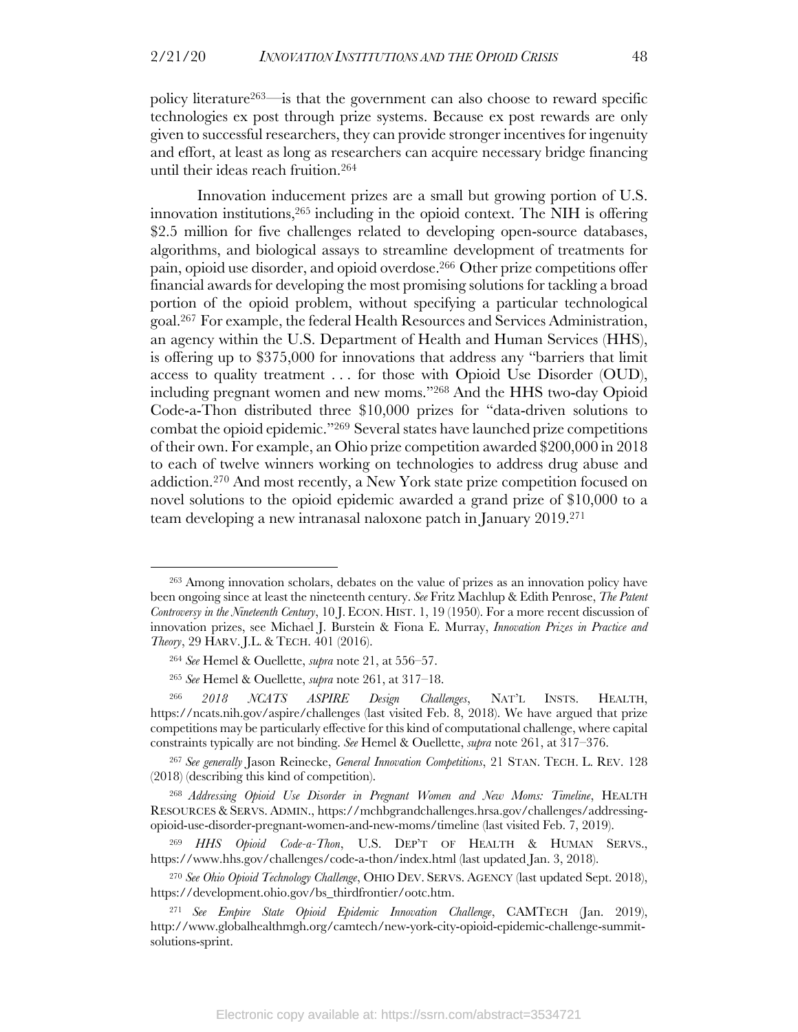policy literature[263]—is that the government can also choose to reward specific technologies ex post through prize systems. Because ex post rewards are only given to successful researchers, they can provide stronger incentives for ingenuity and effort, at least as long as researchers can acquire necessary bridge financing until their ideas reach fruition.[264]

Innovation inducement prizes are a small but growing portion of U.S. innovation institutions,[265] including in the opioid context. The NIH is offering \$2.5 million for five challenges related to developing open-source databases, algorithms, and biological assays to streamline development of treatments for pain, opioid use disorder, and opioid overdose.[266] Other prize competitions offer financial awards for developing the most promising solutions for tackling a broad portion of the opioid problem, without specifying a particular technological goal.[267] For example, the federal Health Resources and Services Administration, an agency within the U.S. Department of Health and Human Services (HHS), is offering up to \$375,000 for innovations that address any "barriers that limit access to quality treatment . . . for those with Opioid Use Disorder (OUD), including pregnant women and new moms."[268] And the HHS two-day Opioid Code-a-Thon distributed three \$10,000 prizes for "data-driven solutions to combat the opioid epidemic."[269] Several states have launched prize competitions of their own. For example, an Ohio prize competition awarded \$200,000 in 2018 to each of twelve winners working on technologies to address drug abuse and addiction.[270] And most recently, a New York state prize competition focused on novel solutions to the opioid epidemic awarded a grand prize of \$10,000 to a team developing a new intranasal naloxone patch in January 2019.[271]

---

[263] Among innovation scholars, debates on the value of prizes as an innovation policy have been ongoing since at least the nineteenth century. *See* Fritz Machlup & Edith Penrose, *The Patent Controversy in the Nineteenth Century*, 10 J. ECON. HIST. 1, 19 (1950). For a more recent discussion of innovation prizes, see Michael J. Burstein & Fiona E. Murray, *Innovation Prizes in Practice and Theory*, 29 HARV. J.L. & TECH. 401 (2016).

[264] *See* Hemel & Ouellette, *supra* note 21, at 556–57.

[265] *See* Hemel & Ouellette, *supra* note 261, at 317–18.

[266] *2018 NCATS ASPIRE Design Challenges*, NAT'L INSTS. HEALTH, https://ncats.nih.gov/aspire/challenges (last visited Feb. 8, 2018). We have argued that prize competitions may be particularly effective for this kind of computational challenge, where capital constraints typically are not binding. *See* Hemel & Ouellette, *supra* note 261, at 317–376.

[267] *See generally* Jason Reinecke, *General Innovation Competitions*, 21 STAN. TECH. L. REV. 128 (2018) (describing this kind of competition).

[268] *Addressing Opioid Use Disorder in Pregnant Women and New Moms: Timeline*, HEALTH RESOURCES & SERVS. ADMIN., https://mchbgrandchallenges.hrsa.gov/challenges/addressing-opioid-use-disorder-pregnant-women-and-new-moms/timeline (last visited Feb. 7, 2019).

[269] *HHS Opioid Code-a-Thon*, U.S. DEP'T OF HEALTH & HUMAN SERVS., https://www.hhs.gov/challenges/code-a-thon/index.html (last updated Jan. 3, 2018).

[270] *See Ohio Opioid Technology Challenge*, OHIO DEV. SERVS. AGENCY (last updated Sept. 2018), https://development.ohio.gov/bs_thirdfrontier/ootc.htm.

[271] *See Empire State Opioid Epidemic Innovation Challenge*, CAMTECH (Jan. 2019), http://www.globalhealthmgh.org/camtech/new-york-city-opioid-epidemic-challenge-summit-solutions-sprint.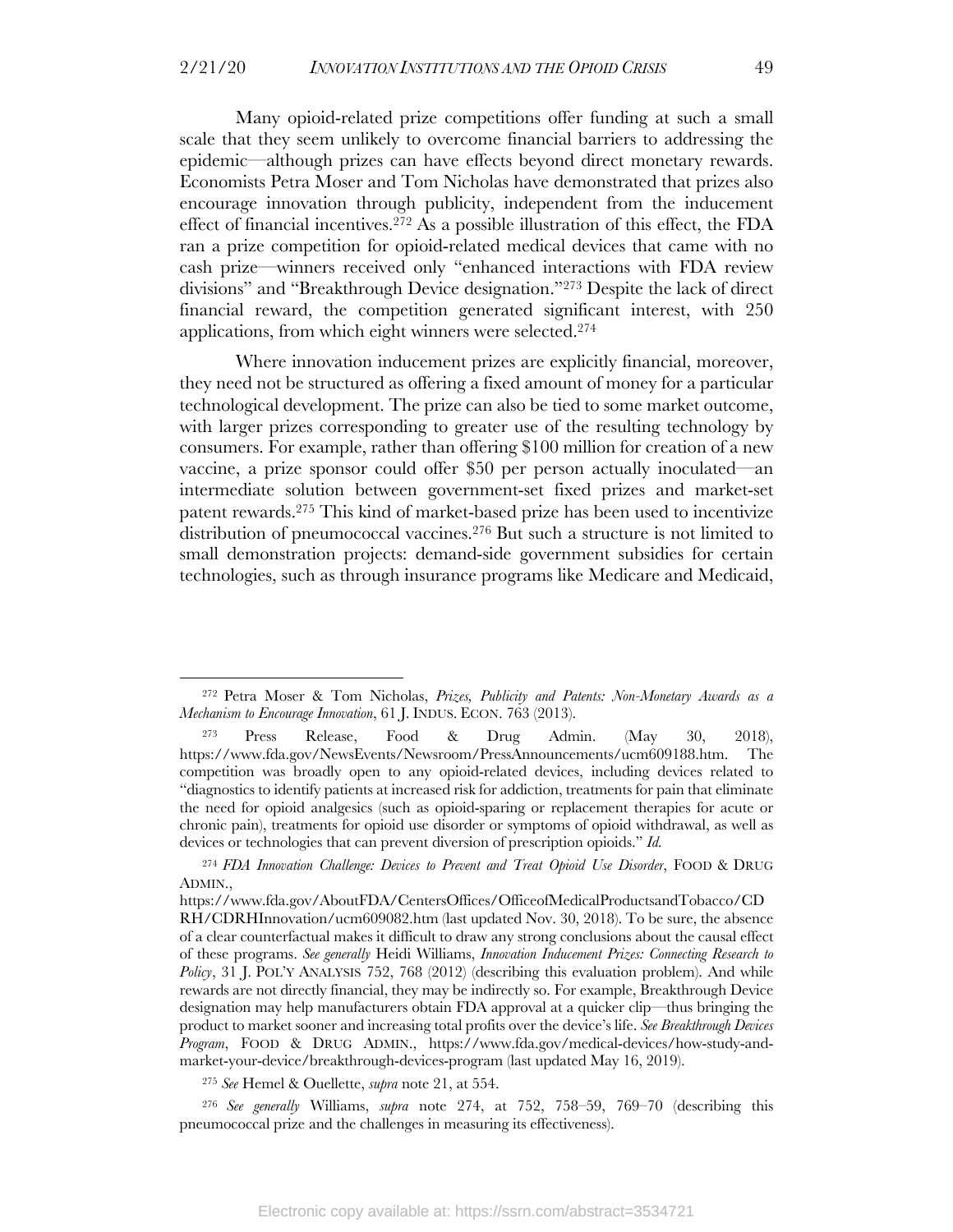Many opioid-related prize competitions offer funding at such a small scale that they seem unlikely to overcome financial barriers to addressing the epidemic—although prizes can have effects beyond direct monetary rewards. Economists Petra Moser and Tom Nicholas have demonstrated that prizes also encourage innovation through publicity, independent from the inducement effect of financial incentives.[272] As a possible illustration of this effect, the FDA ran a prize competition for opioid-related medical devices that came with no cash prize—winners received only "enhanced interactions with FDA review divisions" and "Breakthrough Device designation."[273] Despite the lack of direct financial reward, the competition generated significant interest, with 250 applications, from which eight winners were selected.[274]

Where innovation inducement prizes are explicitly financial, moreover, they need not be structured as offering a fixed amount of money for a particular technological development. The prize can also be tied to some market outcome, with larger prizes corresponding to greater use of the resulting technology by consumers. For example, rather than offering $100 million for creation of a new vaccine, a prize sponsor could offer $50 per person actually inoculated—an intermediate solution between government-set fixed prizes and market-set patent rewards.[275] This kind of market-based prize has been used to incentivize distribution of pneumococcal vaccines.[276] But such a structure is not limited to small demonstration projects: demand-side government subsidies for certain technologies, such as through insurance programs like Medicare and Medicaid,

---

[272] Petra Moser & Tom Nicholas, *Prizes, Publicity and Patents: Non-Monetary Awards as a Mechanism to Encourage Innovation*, 61 J. INDUS. ECON. 763 (2013).

[273] Press Release, Food & Drug Admin. (May 30, 2018), https://www.fda.gov/NewsEvents/Newsroom/PressAnnouncements/ucm609188.htm. The competition was broadly open to any opioid-related devices, including devices related to "diagnostics to identify patients at increased risk for addiction, treatments for pain that eliminate the need for opioid analgesics (such as opioid-sparing or replacement therapies for acute or chronic pain), treatments for opioid use disorder or symptoms of opioid withdrawal, as well as devices or technologies that can prevent diversion of prescription opioids." *Id.*

[274] *FDA Innovation Challenge: Devices to Prevent and Treat Opioid Use Disorder*, FOOD & DRUG ADMIN., https://www.fda.gov/AboutFDA/CentersOffices/OfficeofMedicalProductsandTobacco/CDRH/CDRHInnovation/ucm609082.htm (last updated Nov. 30, 2018). To be sure, the absence of a clear counterfactual makes it difficult to draw any strong conclusions about the causal effect of these programs. *See generally* Heidi Williams, *Innovation Inducement Prizes: Connecting Research to Policy*, 31 J. POL'Y ANALYSIS 752, 768 (2012) (describing this evaluation problem). And while rewards are not directly financial, they may be indirectly so. For example, Breakthrough Device designation may help manufacturers obtain FDA approval at a quicker clip—thus bringing the product to market sooner and increasing total profits over the device's life. *See Breakthrough Devices Program*, FOOD & DRUG ADMIN., https://www.fda.gov/medical-devices/how-study-and-market-your-device/breakthrough-devices-program (last updated May 16, 2019).

[275] *See* Hemel & Ouellette, *supra* note 21, at 554.

[276] *See generally* Williams, *supra* note 274, at 752, 758–59, 769–70 (describing this pneumococcal prize and the challenges in measuring its effectiveness).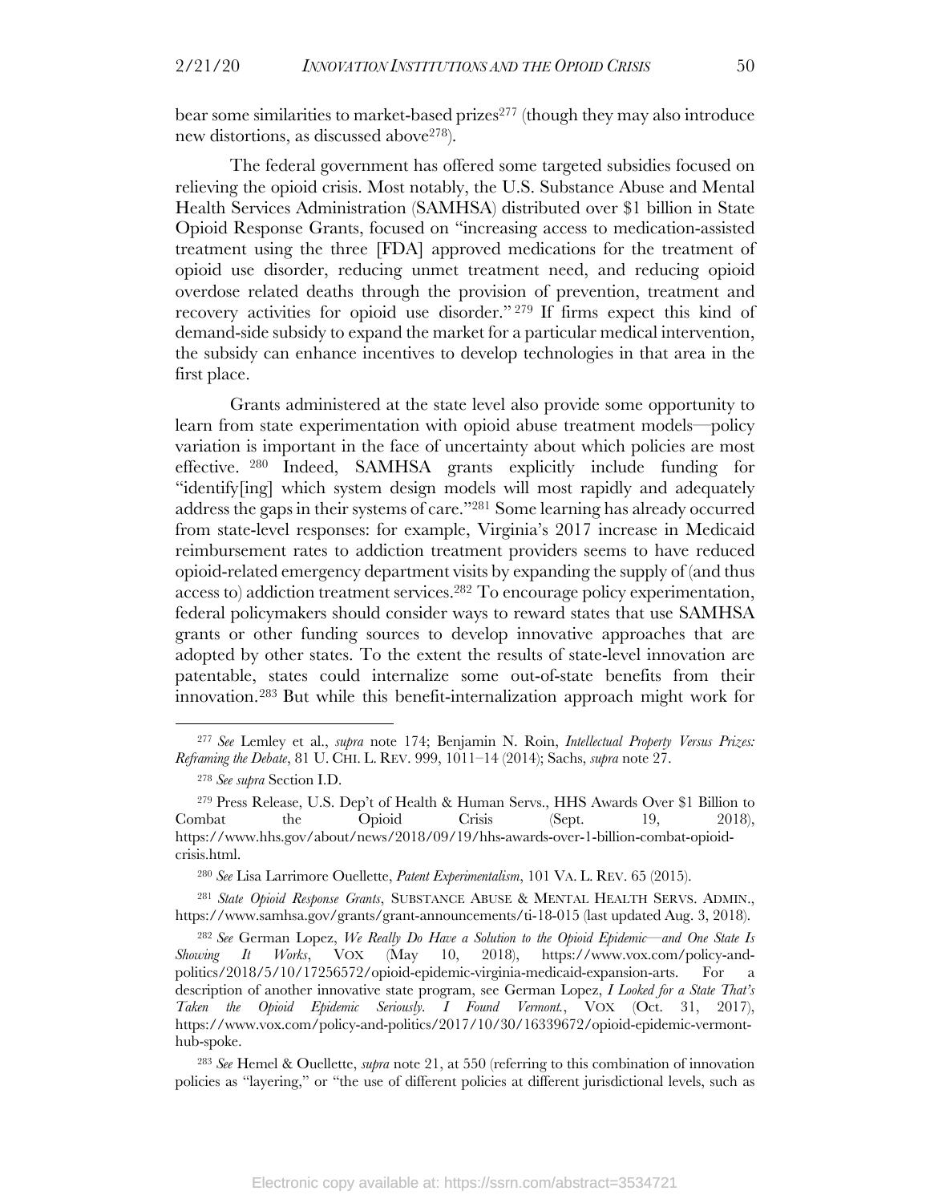bear some similarities to market-based prizes[277] (though they may also introduce new distortions, as discussed above[278]).

The federal government has offered some targeted subsidies focused on relieving the opioid crisis. Most notably, the U.S. Substance Abuse and Mental Health Services Administration (SAMHSA) distributed over $1 billion in State Opioid Response Grants, focused on "increasing access to medication-assisted treatment using the three [FDA] approved medications for the treatment of opioid use disorder, reducing unmet treatment need, and reducing opioid overdose related deaths through the provision of prevention, treatment and recovery activities for opioid use disorder."[279] If firms expect this kind of demand-side subsidy to expand the market for a particular medical intervention, the subsidy can enhance incentives to develop technologies in that area in the first place.

Grants administered at the state level also provide some opportunity to learn from state experimentation with opioid abuse treatment models—policy variation is important in the face of uncertainty about which policies are most effective.[280] Indeed, SAMHSA grants explicitly include funding for "identify[ing] which system design models will most rapidly and adequately address the gaps in their systems of care."[281] Some learning has already occurred from state-level responses: for example, Virginia's 2017 increase in Medicaid reimbursement rates to addiction treatment providers seems to have reduced opioid-related emergency department visits by expanding the supply of (and thus access to) addiction treatment services.[282] To encourage policy experimentation, federal policymakers should consider ways to reward states that use SAMHSA grants or other funding sources to develop innovative approaches that are adopted by other states. To the extent the results of state-level innovation are patentable, states could internalize some out-of-state benefits from their innovation.[283] But while this benefit-internalization approach might work for

---

[277] *See* Lemley et al., *supra* note 174; Benjamin N. Roin, *Intellectual Property Versus Prizes: Reframing the Debate*, 81 U. CHI. L. REV. 999, 1011–14 (2014); Sachs, *supra* note 27.

[278] *See supra* Section I.D.

[279] Press Release, U.S. Dep't of Health & Human Servs., HHS Awards Over $1 Billion to Combat the Opioid Crisis (Sept. 19, 2018), https://www.hhs.gov/about/news/2018/09/19/hhs-awards-over-1-billion-combat-opioid-crisis.html.

[280] *See* Lisa Larrimore Ouellette, *Patent Experimentalism*, 101 VA. L. REV. 65 (2015).

[281] *State Opioid Response Grants*, SUBSTANCE ABUSE & MENTAL HEALTH SERVS. ADMIN., https://www.samhsa.gov/grants/grant-announcements/ti-18-015 (last updated Aug. 3, 2018).

[282] *See* German Lopez, *We Really Do Have a Solution to the Opioid Epidemic—and One State Is Showing It Works*, VOX (May 10, 2018), https://www.vox.com/policy-and-politics/2018/5/10/17256572/opioid-epidemic-virginia-medicaid-expansion-arts. For a description of another innovative state program, see German Lopez, *I Looked for a State That's Taken the Opioid Epidemic Seriously. I Found Vermont.*, VOX (Oct. 31, 2017), https://www.vox.com/policy-and-politics/2017/10/30/16339672/opioid-epidemic-vermont-hub-spoke.

[283] *See* Hemel & Ouellette, *supra* note 21, at 550 (referring to this combination of innovation policies as "layering," or "the use of different policies at different jurisdictional levels, such as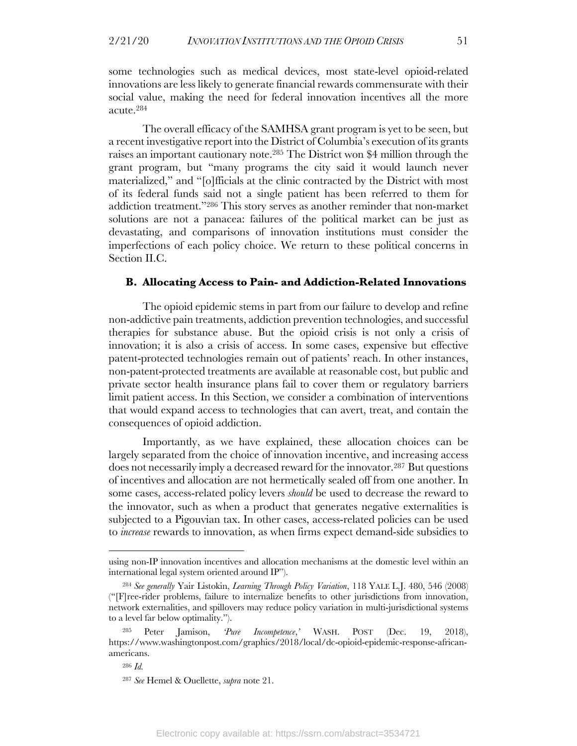some technologies such as medical devices, most state-level opioid-related innovations are less likely to generate financial rewards commensurate with their social value, making the need for federal innovation incentives all the more acute.[284]

The overall efficacy of the SAMHSA grant program is yet to be seen, but a recent investigative report into the District of Columbia's execution of its grants raises an important cautionary note.[285] The District won $4 million through the grant program, but "many programs the city said it would launch never materialized," and "[o]fficials at the clinic contracted by the District with most of its federal funds said not a single patient has been referred to them for addiction treatment."[286] This story serves as another reminder that non-market solutions are not a panacea: failures of the political market can be just as devastating, and comparisons of innovation institutions must consider the imperfections of each policy choice. We return to these political concerns in Section II.C.

### B. Allocating Access to Pain- and Addiction-Related Innovations

The opioid epidemic stems in part from our failure to develop and refine non-addictive pain treatments, addiction prevention technologies, and successful therapies for substance abuse. But the opioid crisis is not only a crisis of innovation; it is also a crisis of access. In some cases, expensive but effective patent-protected technologies remain out of patients' reach. In other instances, non-patent-protected treatments are available at reasonable cost, but public and private sector health insurance plans fail to cover them or regulatory barriers limit patient access. In this Section, we consider a combination of interventions that would expand access to technologies that can avert, treat, and contain the consequences of opioid addiction.

Importantly, as we have explained, these allocation choices can be largely separated from the choice of innovation incentive, and increasing access does not necessarily imply a decreased reward for the innovator.[287] But questions of incentives and allocation are not hermetically sealed off from one another. In some cases, access-related policy levers *should* be used to decrease the reward to the innovator, such as when a product that generates negative externalities is subjected to a Pigouvian tax. In other cases, access-related policies can be used to *increase* rewards to innovation, as when firms expect demand-side subsidies to

---

using non-IP innovation incentives and allocation mechanisms at the domestic level within an international legal system oriented around IP").

[284] *See generally* Yair Listokin, *Learning Through Policy Variation*, 118 YALE L.J. 480, 546 (2008) ("[F]ree-rider problems, failure to internalize benefits to other jurisdictions from innovation, network externalities, and spillovers may reduce policy variation in multi-jurisdictional systems to a level far below optimality.").

[285] Peter Jamison, *'Pure Incompetence*,' WASH. POST (Dec. 19, 2018), https://www.washingtonpost.com/graphics/2018/local/dc-opioid-epidemic-response-african-americans.

[286] *Id.*

[287] *See* Hemel & Ouellette, *supra* note 21.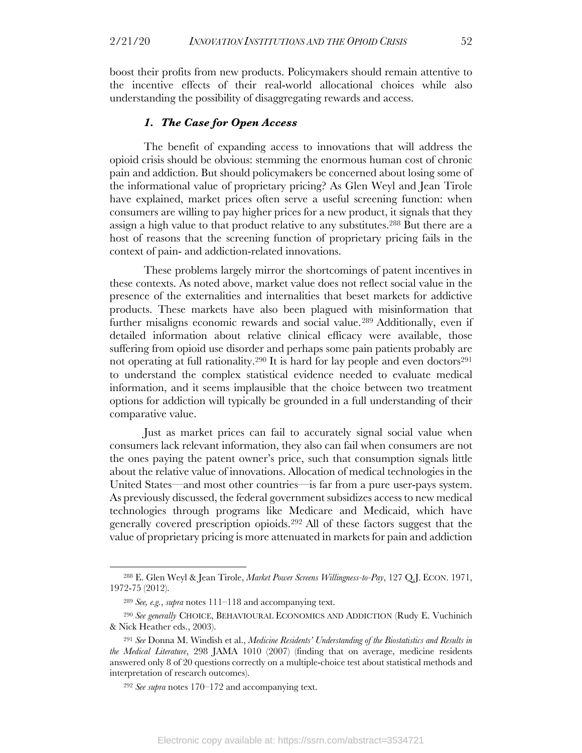boost their profits from new products. Policymakers should remain attentive to the incentive effects of their real-world allocational choices while also understanding the possibility of disaggregating rewards and access.

### *1. The Case for Open Access*

The benefit of expanding access to innovations that will address the opioid crisis should be obvious: stemming the enormous human cost of chronic pain and addiction. But should policymakers be concerned about losing some of the informational value of proprietary pricing? As Glen Weyl and Jean Tirole have explained, market prices often serve a useful screening function: when consumers are willing to pay higher prices for a new product, it signals that they assign a high value to that product relative to any substitutes.[288] But there are a host of reasons that the screening function of proprietary pricing fails in the context of pain- and addiction-related innovations.

These problems largely mirror the shortcomings of patent incentives in these contexts. As noted above, market value does not reflect social value in the presence of the externalities and internalities that beset markets for addictive products. These markets have also been plagued with misinformation that further misaligns economic rewards and social value.[289] Additionally, even if detailed information about relative clinical efficacy were available, those suffering from opioid use disorder and perhaps some pain patients probably are not operating at full rationality.[290] It is hard for lay people and even doctors[291] to understand the complex statistical evidence needed to evaluate medical information, and it seems implausible that the choice between two treatment options for addiction will typically be grounded in a full understanding of their comparative value.

Just as market prices can fail to accurately signal social value when consumers lack relevant information, they also can fail when consumers are not the ones paying the patent owner's price, such that consumption signals little about the relative value of innovations. Allocation of medical technologies in the United States—and most other countries—is far from a pure user-pays system. As previously discussed, the federal government subsidizes access to new medical technologies through programs like Medicare and Medicaid, which have generally covered prescription opioids.[292] All of these factors suggest that the value of proprietary pricing is more attenuated in markets for pain and addiction

---

[288] E. Glen Weyl & Jean Tirole, *Market Power Screens Willingness-to-Pay*, 127 Q.J. ECON. 1971, 1972-75 (2012).

[289] *See, e.g.*, *supra* notes 111–118 and accompanying text.

[290] *See generally* CHOICE, BEHAVIOURAL ECONOMICS AND ADDICTION (Rudy E. Vuchinich & Nick Heather eds., 2003).

[291] *See* Donna M. Windish et al., *Medicine Residents' Understanding of the Biostatistics and Results in the Medical Literature*, 298 JAMA 1010 (2007) (finding that on average, medicine residents answered only 8 of 20 questions correctly on a multiple-choice test about statistical methods and interpretation of research outcomes).

[292] *See supra* notes 170–172 and accompanying text.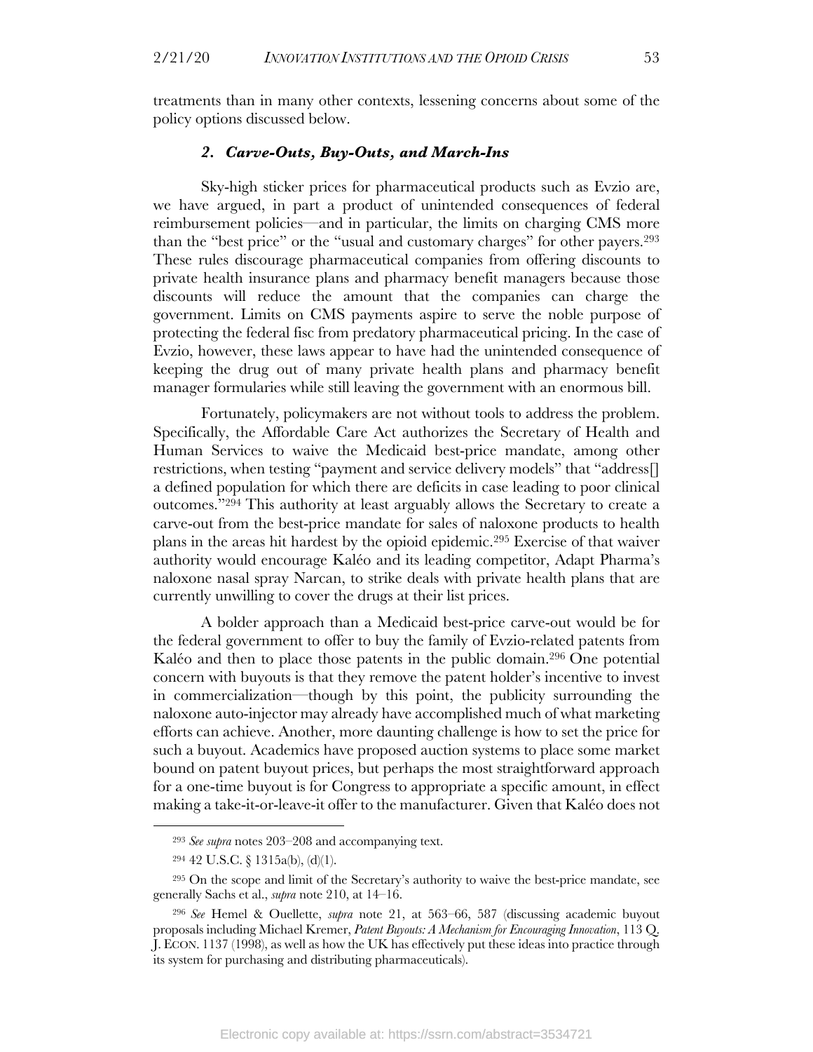treatments than in many other contexts, lessening concerns about some of the policy options discussed below.

### *2. Carve-Outs, Buy-Outs, and March-Ins*

Sky-high sticker prices for pharmaceutical products such as Evzio are, we have argued, in part a product of unintended consequences of federal reimbursement policies—and in particular, the limits on charging CMS more than the "best price" or the "usual and customary charges" for other payers.[293] These rules discourage pharmaceutical companies from offering discounts to private health insurance plans and pharmacy benefit managers because those discounts will reduce the amount that the companies can charge the government. Limits on CMS payments aspire to serve the noble purpose of protecting the federal fisc from predatory pharmaceutical pricing. In the case of Evzio, however, these laws appear to have had the unintended consequence of keeping the drug out of many private health plans and pharmacy benefit manager formularies while still leaving the government with an enormous bill.

Fortunately, policymakers are not without tools to address the problem. Specifically, the Affordable Care Act authorizes the Secretary of Health and Human Services to waive the Medicaid best-price mandate, among other restrictions, when testing "payment and service delivery models" that "address[] a defined population for which there are deficits in case leading to poor clinical outcomes."[294] This authority at least arguably allows the Secretary to create a carve-out from the best-price mandate for sales of naloxone products to health plans in the areas hit hardest by the opioid epidemic.[295] Exercise of that waiver authority would encourage Kaléo and its leading competitor, Adapt Pharma's naloxone nasal spray Narcan, to strike deals with private health plans that are currently unwilling to cover the drugs at their list prices.

A bolder approach than a Medicaid best-price carve-out would be for the federal government to offer to buy the family of Evzio-related patents from Kaléo and then to place those patents in the public domain.[296] One potential concern with buyouts is that they remove the patent holder's incentive to invest in commercialization—though by this point, the publicity surrounding the naloxone auto-injector may already have accomplished much of what marketing efforts can achieve. Another, more daunting challenge is how to set the price for such a buyout. Academics have proposed auction systems to place some market bound on patent buyout prices, but perhaps the most straightforward approach for a one-time buyout is for Congress to appropriate a specific amount, in effect making a take-it-or-leave-it offer to the manufacturer. Given that Kaléo does not

---

[293] *See supra* notes 203–208 and accompanying text.

[294] 42 U.S.C. § 1315a(b), (d)(1).

[295] On the scope and limit of the Secretary's authority to waive the best-price mandate, see generally Sachs et al., *supra* note 210, at 14–16.

[296] *See* Hemel & Ouellette, *supra* note 21, at 563–66, 587 (discussing academic buyout proposals including Michael Kremer, *Patent Buyouts: A Mechanism for Encouraging Innovation*, 113 Q. J. ECON. 1137 (1998), as well as how the UK has effectively put these ideas into practice through its system for purchasing and distributing pharmaceuticals).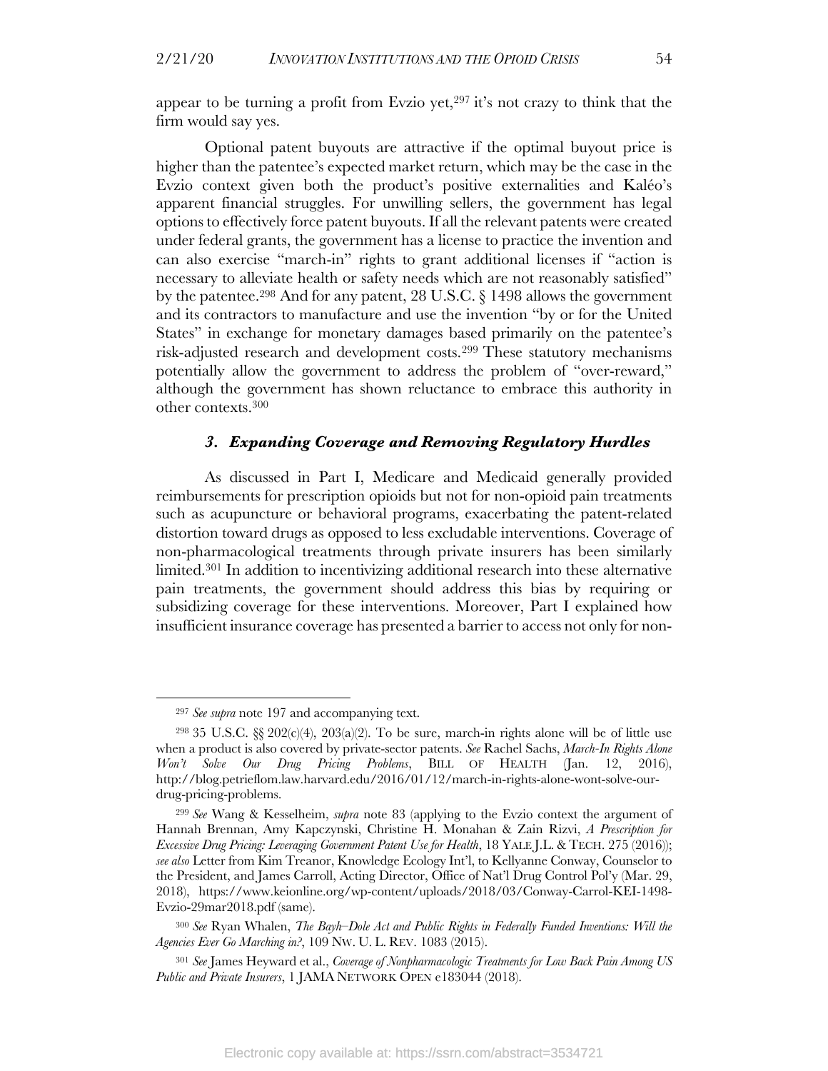appear to be turning a profit from Evzio yet,[297] it's not crazy to think that the firm would say yes.

Optional patent buyouts are attractive if the optimal buyout price is higher than the patentee's expected market return, which may be the case in the Evzio context given both the product's positive externalities and Kaléo's apparent financial struggles. For unwilling sellers, the government has legal options to effectively force patent buyouts. If all the relevant patents were created under federal grants, the government has a license to practice the invention and can also exercise "march-in" rights to grant additional licenses if "action is necessary to alleviate health or safety needs which are not reasonably satisfied" by the patentee.[298] And for any patent, 28 U.S.C. § 1498 allows the government and its contractors to manufacture and use the invention "by or for the United States" in exchange for monetary damages based primarily on the patentee's risk-adjusted research and development costs.[299] These statutory mechanisms potentially allow the government to address the problem of "over-reward," although the government has shown reluctance to embrace this authority in other contexts.[300]

### *3. Expanding Coverage and Removing Regulatory Hurdles*

As discussed in Part I, Medicare and Medicaid generally provided reimbursements for prescription opioids but not for non-opioid pain treatments such as acupuncture or behavioral programs, exacerbating the patent-related distortion toward drugs as opposed to less excludable interventions. Coverage of non-pharmacological treatments through private insurers has been similarly limited.[301] In addition to incentivizing additional research into these alternative pain treatments, the government should address this bias by requiring or subsidizing coverage for these interventions. Moreover, Part I explained how insufficient insurance coverage has presented a barrier to access not only for non-

---

[297] *See supra* note 197 and accompanying text.

[298] 35 U.S.C. §§ 202(c)(4), 203(a)(2). To be sure, march-in rights alone will be of little use when a product is also covered by private-sector patents. *See* Rachel Sachs, *March-In Rights Alone Won't Solve Our Drug Pricing Problems*, BILL OF HEALTH (Jan. 12, 2016), http://blog.petrieflom.law.harvard.edu/2016/01/12/march-in-rights-alone-wont-solve-our-drug-pricing-problems.

[299] *See* Wang & Kesselheim, *supra* note 83 (applying to the Evzio context the argument of Hannah Brennan, Amy Kapczynski, Christine H. Monahan & Zain Rizvi, *A Prescription for Excessive Drug Pricing: Leveraging Government Patent Use for Health*, 18 YALE J.L. & TECH. 275 (2016)); *see also* Letter from Kim Treanor, Knowledge Ecology Int'l, to Kellyanne Conway, Counselor to the President, and James Carroll, Acting Director, Office of Nat'l Drug Control Pol'y (Mar. 29, 2018), https://www.keionline.org/wp-content/uploads/2018/03/Conway-Carrol-KEI-1498-Evzio-29mar2018.pdf (same).

[300] *See* Ryan Whalen, *The Bayh–Dole Act and Public Rights in Federally Funded Inventions: Will the Agencies Ever Go Marching in?*, 109 NW. U. L. REV. 1083 (2015).

[301] *See* James Heyward et al., *Coverage of Nonpharmacologic Treatments for Low Back Pain Among US Public and Private Insurers*, 1 JAMA NETWORK OPEN e183044 (2018).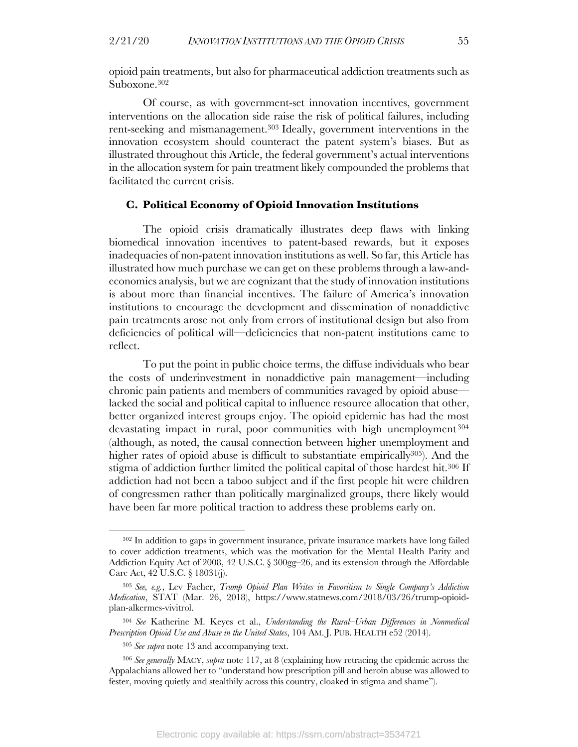opioid pain treatments, but also for pharmaceutical addiction treatments such as Suboxone.[302]

Of course, as with government-set innovation incentives, government interventions on the allocation side raise the risk of political failures, including rent-seeking and mismanagement.[303] Ideally, government interventions in the innovation ecosystem should counteract the patent system's biases. But as illustrated throughout this Article, the federal government's actual interventions in the allocation system for pain treatment likely compounded the problems that facilitated the current crisis.

### C. Political Economy of Opioid Innovation Institutions

The opioid crisis dramatically illustrates deep flaws with linking biomedical innovation incentives to patent-based rewards, but it exposes inadequacies of non-patent innovation institutions as well. So far, this Article has illustrated how much purchase we can get on these problems through a law-and-economics analysis, but we are cognizant that the study of innovation institutions is about more than financial incentives. The failure of America's innovation institutions to encourage the development and dissemination of nonaddictive pain treatments arose not only from errors of institutional design but also from deficiencies of political will—deficiencies that non-patent institutions came to reflect.

To put the point in public choice terms, the diffuse individuals who bear the costs of underinvestment in nonaddictive pain management—including chronic pain patients and members of communities ravaged by opioid abuse—lacked the social and political capital to influence resource allocation that other, better organized interest groups enjoy. The opioid epidemic has had the most devastating impact in rural, poor communities with high unemployment[304] (although, as noted, the causal connection between higher unemployment and higher rates of opioid abuse is difficult to substantiate empirically[305]). And the stigma of addiction further limited the political capital of those hardest hit.[306] If addiction had not been a taboo subject and if the first people hit were children of congressmen rather than politically marginalized groups, there likely would have been far more political traction to address these problems early on.

---

[302] In addition to gaps in government insurance, private insurance markets have long failed to cover addiction treatments, which was the motivation for the Mental Health Parity and Addiction Equity Act of 2008, 42 U.S.C. § 300gg–26, and its extension through the Affordable Care Act, 42 U.S.C. § 18031(j).

[303] *See, e.g.*, Lev Facher, *Trump Opioid Plan Writes in Favoritism to Single Company's Addiction Medication*, STAT (Mar. 26, 2018), https://www.statnews.com/2018/03/26/trump-opioid-plan-alkermes-vivitrol.

[304] *See* Katherine M. Keyes et al., *Understanding the Rural–Urban Differences in Nonmedical Prescription Opioid Use and Abuse in the United States*, 104 AM. J. PUB. HEALTH e52 (2014).

[305] *See supra* note 13 and accompanying text.

[306] *See generally* MACY, *supra* note 117, at 8 (explaining how retracing the epidemic across the Appalachians allowed her to "understand how prescription pill and heroin abuse was allowed to fester, moving quietly and stealthily across this country, cloaked in stigma and shame").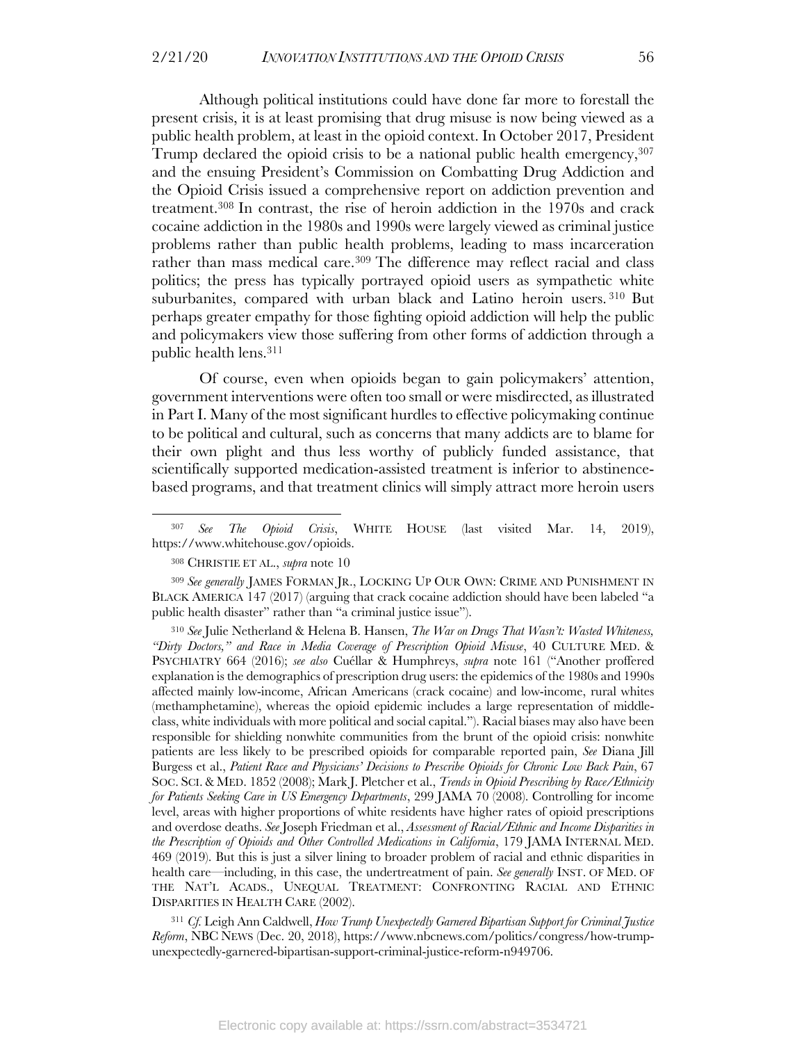Although political institutions could have done far more to forestall the present crisis, it is at least promising that drug misuse is now being viewed as a public health problem, at least in the opioid context. In October 2017, President Trump declared the opioid crisis to be a national public health emergency,[307] and the ensuing President's Commission on Combatting Drug Addiction and the Opioid Crisis issued a comprehensive report on addiction prevention and treatment.[308] In contrast, the rise of heroin addiction in the 1970s and crack cocaine addiction in the 1980s and 1990s were largely viewed as criminal justice problems rather than public health problems, leading to mass incarceration rather than mass medical care.[309] The difference may reflect racial and class politics; the press has typically portrayed opioid users as sympathetic white suburbanites, compared with urban black and Latino heroin users.[310] But perhaps greater empathy for those fighting opioid addiction will help the public and policymakers view those suffering from other forms of addiction through a public health lens.[311]

Of course, even when opioids began to gain policymakers' attention, government interventions were often too small or were misdirected, as illustrated in Part I. Many of the most significant hurdles to effective policymaking continue to be political and cultural, such as concerns that many addicts are to blame for their own plight and thus less worthy of publicly funded assistance, that scientifically supported medication-assisted treatment is inferior to abstinence-based programs, and that treatment clinics will simply attract more heroin users

---

[307] *See The Opioid Crisis*, WHITE HOUSE (last visited Mar. 14, 2019), https://www.whitehouse.gov/opioids.

[308] CHRISTIE ET AL., *supra* note 10

[309] *See generally* JAMES FORMAN JR., LOCKING UP OUR OWN: CRIME AND PUNISHMENT IN BLACK AMERICA 147 (2017) (arguing that crack cocaine addiction should have been labeled "a public health disaster" rather than "a criminal justice issue").

[310] *See* Julie Netherland & Helena B. Hansen, *The War on Drugs That Wasn't: Wasted Whiteness, "Dirty Doctors," and Race in Media Coverage of Prescription Opioid Misuse*, 40 CULTURE MED. & PSYCHIATRY 664 (2016); *see also* Cuéllar & Humphreys, *supra* note 161 ("Another proffered explanation is the demographics of prescription drug users: the epidemics of the 1980s and 1990s affected mainly low-income, African Americans (crack cocaine) and low-income, rural whites (methamphetamine), whereas the opioid epidemic includes a large representation of middle-class, white individuals with more political and social capital."). Racial biases may also have been responsible for shielding nonwhite communities from the brunt of the opioid crisis: nonwhite patients are less likely to be prescribed opioids for comparable reported pain, *See* Diana Jill Burgess et al., *Patient Race and Physicians' Decisions to Prescribe Opioids for Chronic Low Back Pain*, 67 SOC. SCI. & MED. 1852 (2008); Mark J. Pletcher et al., *Trends in Opioid Prescribing by Race/Ethnicity for Patients Seeking Care in US Emergency Departments*, 299 JAMA 70 (2008). Controlling for income level, areas with higher proportions of white residents have higher rates of opioid prescriptions and overdose deaths. *See* Joseph Friedman et al., *Assessment of Racial/Ethnic and Income Disparities in the Prescription of Opioids and Other Controlled Medications in California*, 179 JAMA INTERNAL MED. 469 (2019). But this is just a silver lining to broader problem of racial and ethnic disparities in health care—including, in this case, the undertreatment of pain. *See generally* INST. OF MED. OF THE NAT'L ACADS., UNEQUAL TREATMENT: CONFRONTING RACIAL AND ETHNIC DISPARITIES IN HEALTH CARE (2002).

[311] *Cf.* Leigh Ann Caldwell, *How Trump Unexpectedly Garnered Bipartisan Support for Criminal Justice Reform*, NBC NEWS (Dec. 20, 2018), https://www.nbcnews.com/politics/congress/how-trump-unexpectedly-garnered-bipartisan-support-criminal-justice-reform-n949706.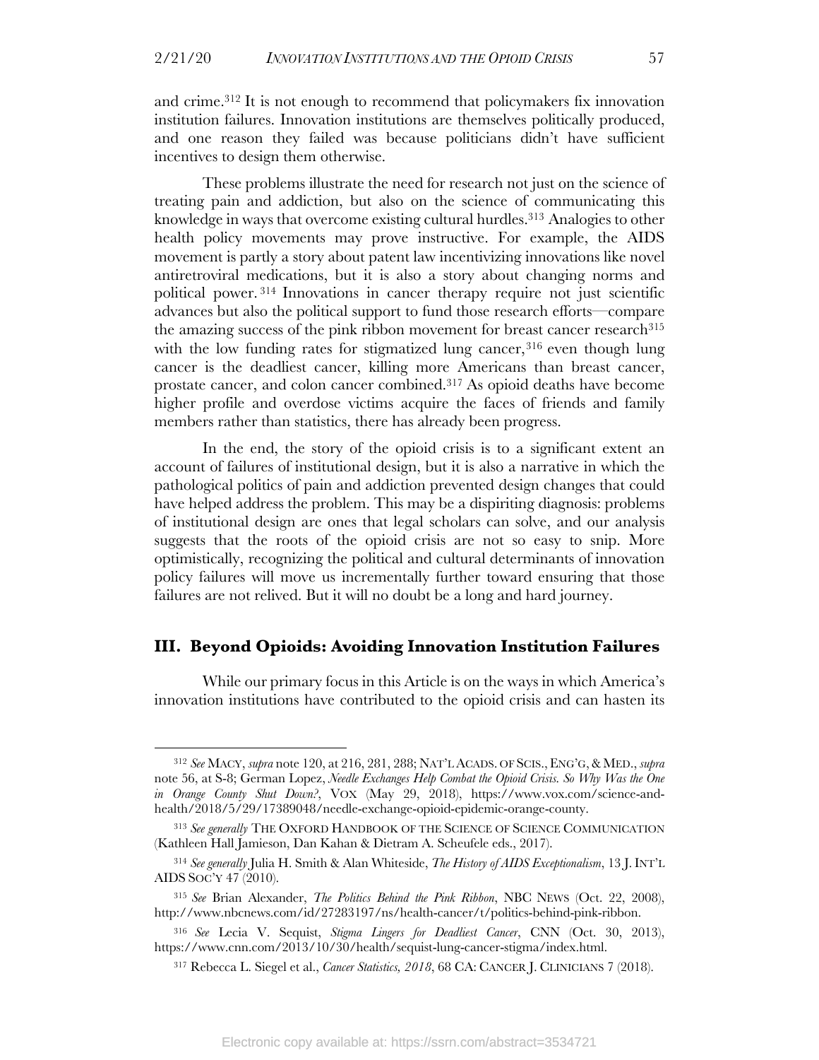and crime.[312] It is not enough to recommend that policymakers fix innovation institution failures. Innovation institutions are themselves politically produced, and one reason they failed was because politicians didn't have sufficient incentives to design them otherwise.

These problems illustrate the need for research not just on the science of treating pain and addiction, but also on the science of communicating this knowledge in ways that overcome existing cultural hurdles.[313] Analogies to other health policy movements may prove instructive. For example, the AIDS movement is partly a story about patent law incentivizing innovations like novel antiretroviral medications, but it is also a story about changing norms and political power.[314] Innovations in cancer therapy require not just scientific advances but also the political support to fund those research efforts—compare the amazing success of the pink ribbon movement for breast cancer research[315] with the low funding rates for stigmatized lung cancer,[316] even though lung cancer is the deadliest cancer, killing more Americans than breast cancer, prostate cancer, and colon cancer combined.[317] As opioid deaths have become higher profile and overdose victims acquire the faces of friends and family members rather than statistics, there has already been progress.

In the end, the story of the opioid crisis is to a significant extent an account of failures of institutional design, but it is also a narrative in which the pathological politics of pain and addiction prevented design changes that could have helped address the problem. This may be a dispiriting diagnosis: problems of institutional design are ones that legal scholars can solve, and our analysis suggests that the roots of the opioid crisis are not so easy to snip. More optimistically, recognizing the political and cultural determinants of innovation policy failures will move us incrementally further toward ensuring that those failures are not relived. But it will no doubt be a long and hard journey.

## III. Beyond Opioids: Avoiding Innovation Institution Failures

While our primary focus in this Article is on the ways in which America's innovation institutions have contributed to the opioid crisis and can hasten its

---

[312] *See* MACY, *supra* note 120, at 216, 281, 288; NAT'L ACADS. OF SCIS., ENG'G, & MED., *supra* note 56, at S-8; German Lopez, *Needle Exchanges Help Combat the Opioid Crisis. So Why Was the One in Orange County Shut Down?*, VOX (May 29, 2018), https://www.vox.com/science-and-health/2018/5/29/17389048/needle-exchange-opioid-epidemic-orange-county.

[313] *See generally* THE OXFORD HANDBOOK OF THE SCIENCE OF SCIENCE COMMUNICATION (Kathleen Hall Jamieson, Dan Kahan & Dietram A. Scheufele eds., 2017).

[314] *See generally* Julia H. Smith & Alan Whiteside, *The History of AIDS Exceptionalism*, 13 J. INT'L AIDS SOC'Y 47 (2010).

[315] *See* Brian Alexander, *The Politics Behind the Pink Ribbon*, NBC NEWS (Oct. 22, 2008), http://www.nbcnews.com/id/27283197/ns/health-cancer/t/politics-behind-pink-ribbon.

[316] *See* Lecia V. Sequist, *Stigma Lingers for Deadliest Cancer*, CNN (Oct. 30, 2013), https://www.cnn.com/2013/10/30/health/sequist-lung-cancer-stigma/index.html.

[317] Rebecca L. Siegel et al., *Cancer Statistics, 2018*, 68 CA: CANCER J. CLINICIANS 7 (2018).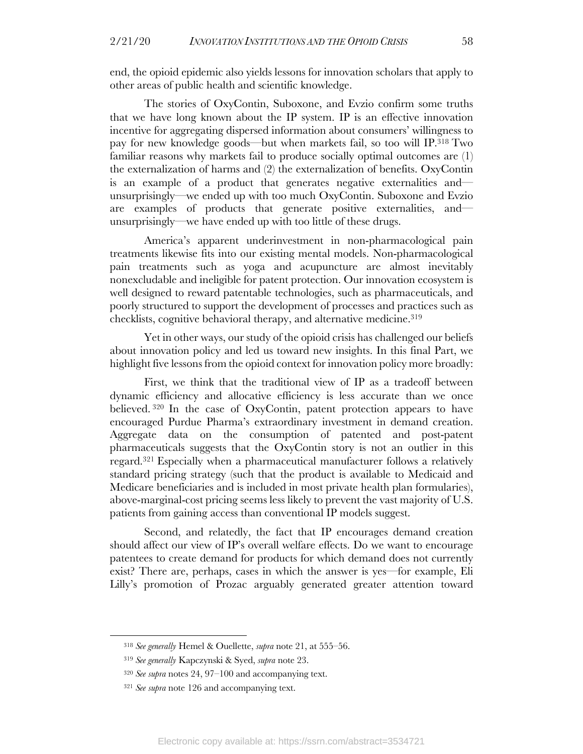end, the opioid epidemic also yields lessons for innovation scholars that apply to other areas of public health and scientific knowledge.

The stories of OxyContin, Suboxone, and Evzio confirm some truths that we have long known about the IP system. IP is an effective innovation incentive for aggregating dispersed information about consumers' willingness to pay for new knowledge goods—but when markets fail, so too will IP.[318] Two familiar reasons why markets fail to produce socially optimal outcomes are (1) the externalization of harms and (2) the externalization of benefits. OxyContin is an example of a product that generates negative externalities and—unsurprisingly—we ended up with too much OxyContin. Suboxone and Evzio are examples of products that generate positive externalities, and—unsurprisingly—we have ended up with too little of these drugs.

America's apparent underinvestment in non-pharmacological pain treatments likewise fits into our existing mental models. Non-pharmacological pain treatments such as yoga and acupuncture are almost inevitably nonexcludable and ineligible for patent protection. Our innovation ecosystem is well designed to reward patentable technologies, such as pharmaceuticals, and poorly structured to support the development of processes and practices such as checklists, cognitive behavioral therapy, and alternative medicine.[319]

Yet in other ways, our study of the opioid crisis has challenged our beliefs about innovation policy and led us toward new insights. In this final Part, we highlight five lessons from the opioid context for innovation policy more broadly:

First, we think that the traditional view of IP as a tradeoff between dynamic efficiency and allocative efficiency is less accurate than we once believed.[320] In the case of OxyContin, patent protection appears to have encouraged Purdue Pharma's extraordinary investment in demand creation. Aggregate data on the consumption of patented and post-patent pharmaceuticals suggests that the OxyContin story is not an outlier in this regard.[321] Especially when a pharmaceutical manufacturer follows a relatively standard pricing strategy (such that the product is available to Medicaid and Medicare beneficiaries and is included in most private health plan formularies), above-marginal-cost pricing seems less likely to prevent the vast majority of U.S. patients from gaining access than conventional IP models suggest.

Second, and relatedly, the fact that IP encourages demand creation should affect our view of IP's overall welfare effects. Do we want to encourage patentees to create demand for products for which demand does not currently exist? There are, perhaps, cases in which the answer is yes—for example, Eli Lilly's promotion of Prozac arguably generated greater attention toward

---

[318] *See generally* Hemel & Ouellette, *supra* note 21, at 555–56.

[319] *See generally* Kapczynski & Syed, *supra* note 23.

[320] *See supra* notes 24, 97–100 and accompanying text.

[321] *See supra* note 126 and accompanying text.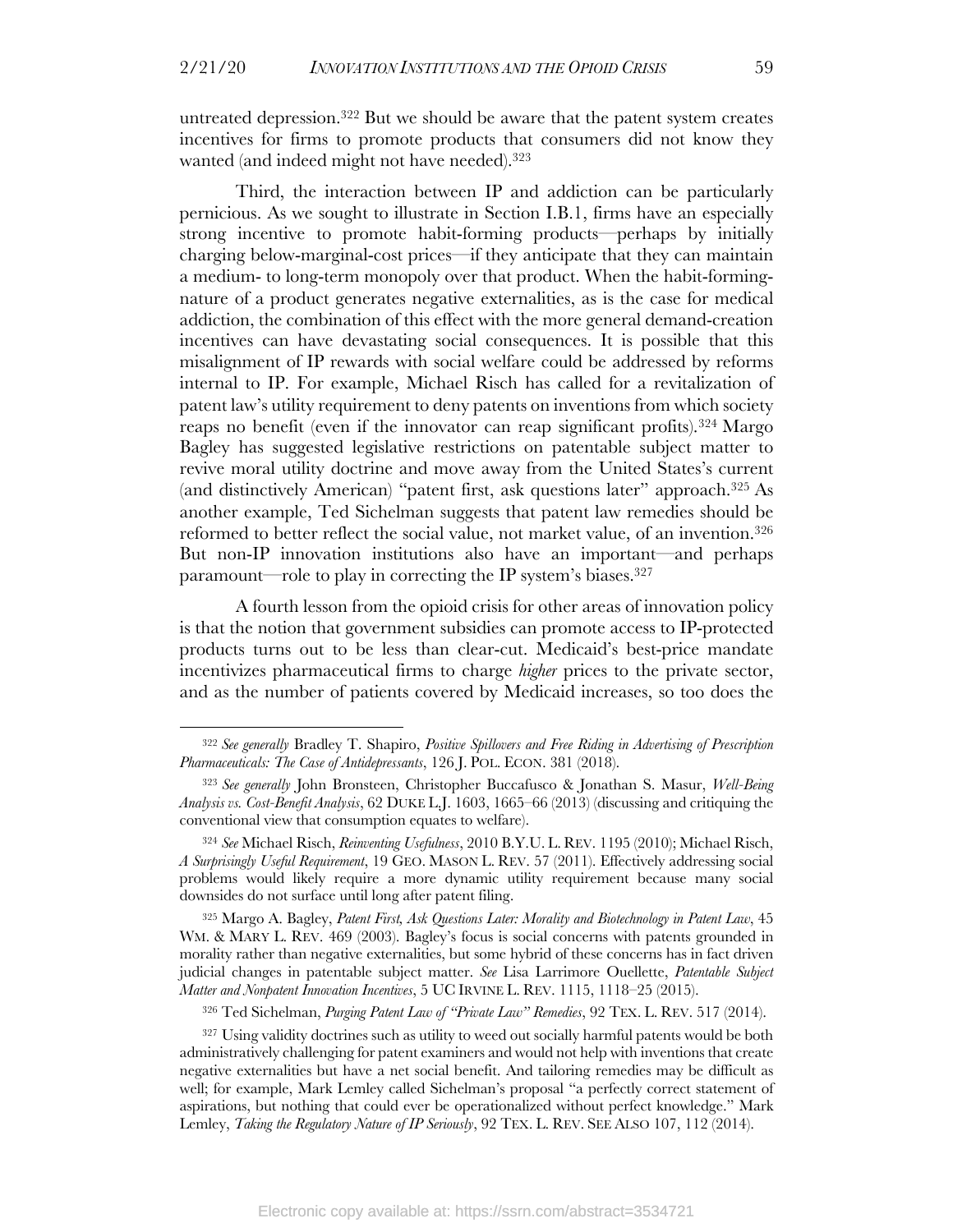untreated depression.[322] But we should be aware that the patent system creates incentives for firms to promote products that consumers did not know they wanted (and indeed might not have needed).[323]

Third, the interaction between IP and addiction can be particularly pernicious. As we sought to illustrate in Section I.B.1, firms have an especially strong incentive to promote habit-forming products—perhaps by initially charging below-marginal-cost prices—if they anticipate that they can maintain a medium- to long-term monopoly over that product. When the habit-forming-nature of a product generates negative externalities, as is the case for medical addiction, the combination of this effect with the more general demand-creation incentives can have devastating social consequences. It is possible that this misalignment of IP rewards with social welfare could be addressed by reforms internal to IP. For example, Michael Risch has called for a revitalization of patent law's utility requirement to deny patents on inventions from which society reaps no benefit (even if the innovator can reap significant profits).[324] Margo Bagley has suggested legislative restrictions on patentable subject matter to revive moral utility doctrine and move away from the United States's current (and distinctively American) "patent first, ask questions later" approach.[325] As another example, Ted Sichelman suggests that patent law remedies should be reformed to better reflect the social value, not market value, of an invention.[326] But non-IP innovation institutions also have an important—and perhaps paramount—role to play in correcting the IP system's biases.[327]

A fourth lesson from the opioid crisis for other areas of innovation policy is that the notion that government subsidies can promote access to IP-protected products turns out to be less than clear-cut. Medicaid's best-price mandate incentivizes pharmaceutical firms to charge *higher* prices to the private sector, and as the number of patients covered by Medicaid increases, so too does the

---

[322] *See generally* Bradley T. Shapiro, *Positive Spillovers and Free Riding in Advertising of Prescription Pharmaceuticals: The Case of Antidepressants*, 126 J. POL. ECON. 381 (2018).

[323] *See generally* John Bronsteen, Christopher Buccafusco & Jonathan S. Masur, *Well-Being Analysis vs. Cost-Benefit Analysis*, 62 DUKE L.J. 1603, 1665–66 (2013) (discussing and critiquing the conventional view that consumption equates to welfare).

[324] *See* Michael Risch, *Reinventing Usefulness*, 2010 B.Y.U. L. REV. 1195 (2010); Michael Risch, *A Surprisingly Useful Requirement*, 19 GEO. MASON L. REV. 57 (2011). Effectively addressing social problems would likely require a more dynamic utility requirement because many social downsides do not surface until long after patent filing.

[325] Margo A. Bagley, *Patent First, Ask Questions Later: Morality and Biotechnology in Patent Law*, 45 WM. & MARY L. REV. 469 (2003). Bagley's focus is social concerns with patents grounded in morality rather than negative externalities, but some hybrid of these concerns has in fact driven judicial changes in patentable subject matter. *See* Lisa Larrimore Ouellette, *Patentable Subject Matter and Nonpatent Innovation Incentives*, 5 UC IRVINE L. REV. 1115, 1118–25 (2015).

[326] Ted Sichelman, *Purging Patent Law of "Private Law" Remedies*, 92 TEX. L. REV. 517 (2014).

[327] Using validity doctrines such as utility to weed out socially harmful patents would be both administratively challenging for patent examiners and would not help with inventions that create negative externalities but have a net social benefit. And tailoring remedies may be difficult as well; for example, Mark Lemley called Sichelman's proposal "a perfectly correct statement of aspirations, but nothing that could ever be operationalized without perfect knowledge." Mark Lemley, *Taking the Regulatory Nature of IP Seriously*, 92 TEX. L. REV. SEE ALSO 107, 112 (2014).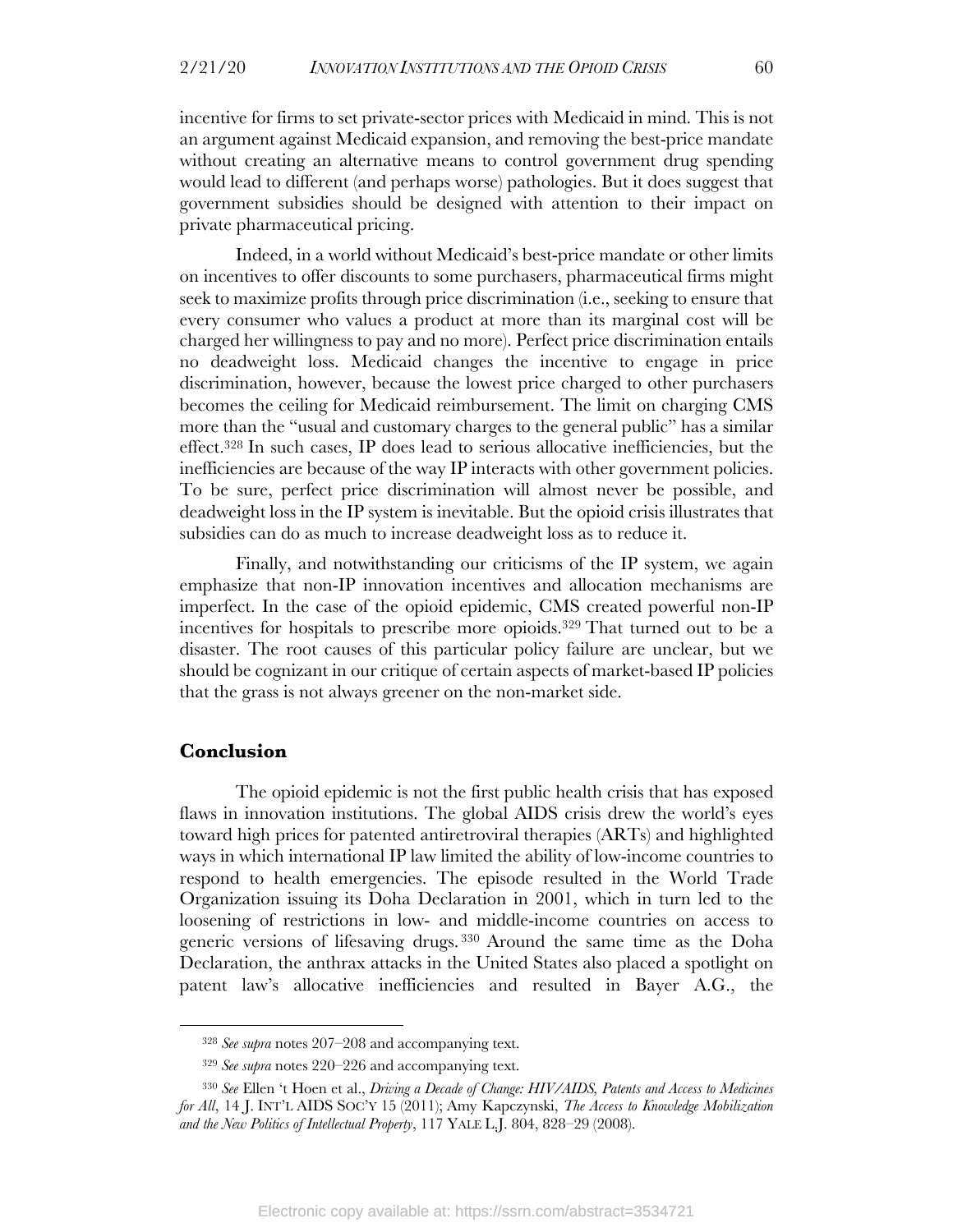incentive for firms to set private-sector prices with Medicaid in mind. This is not an argument against Medicaid expansion, and removing the best-price mandate without creating an alternative means to control government drug spending would lead to different (and perhaps worse) pathologies. But it does suggest that government subsidies should be designed with attention to their impact on private pharmaceutical pricing.

Indeed, in a world without Medicaid's best-price mandate or other limits on incentives to offer discounts to some purchasers, pharmaceutical firms might seek to maximize profits through price discrimination (i.e., seeking to ensure that every consumer who values a product at more than its marginal cost will be charged her willingness to pay and no more). Perfect price discrimination entails no deadweight loss. Medicaid changes the incentive to engage in price discrimination, however, because the lowest price charged to other purchasers becomes the ceiling for Medicaid reimbursement. The limit on charging CMS more than the "usual and customary charges to the general public" has a similar effect.[328] In such cases, IP does lead to serious allocative inefficiencies, but the inefficiencies are because of the way IP interacts with other government policies. To be sure, perfect price discrimination will almost never be possible, and deadweight loss in the IP system is inevitable. But the opioid crisis illustrates that subsidies can do as much to increase deadweight loss as to reduce it.

Finally, and notwithstanding our criticisms of the IP system, we again emphasize that non-IP innovation incentives and allocation mechanisms are imperfect. In the case of the opioid epidemic, CMS created powerful non-IP incentives for hospitals to prescribe more opioids.[329] That turned out to be a disaster. The root causes of this particular policy failure are unclear, but we should be cognizant in our critique of certain aspects of market-based IP policies that the grass is not always greener on the non-market side.

## Conclusion

The opioid epidemic is not the first public health crisis that has exposed flaws in innovation institutions. The global AIDS crisis drew the world's eyes toward high prices for patented antiretroviral therapies (ARTs) and highlighted ways in which international IP law limited the ability of low-income countries to respond to health emergencies. The episode resulted in the World Trade Organization issuing its Doha Declaration in 2001, which in turn led to the loosening of restrictions in low- and middle-income countries on access to generic versions of lifesaving drugs.[330] Around the same time as the Doha Declaration, the anthrax attacks in the United States also placed a spotlight on patent law's allocative inefficiencies and resulted in Bayer A.G., the

---

[328] *See supra* notes 207–208 and accompanying text.

[329] *See supra* notes 220–226 and accompanying text.

[330] *See* Ellen 't Hoen et al., *Driving a Decade of Change: HIV/AIDS, Patents and Access to Medicines for All*, 14 J. INT'L AIDS SOC'Y 15 (2011); Amy Kapczynski, *The Access to Knowledge Mobilization and the New Politics of Intellectual Property*, 117 YALE L.J. 804, 828–29 (2008).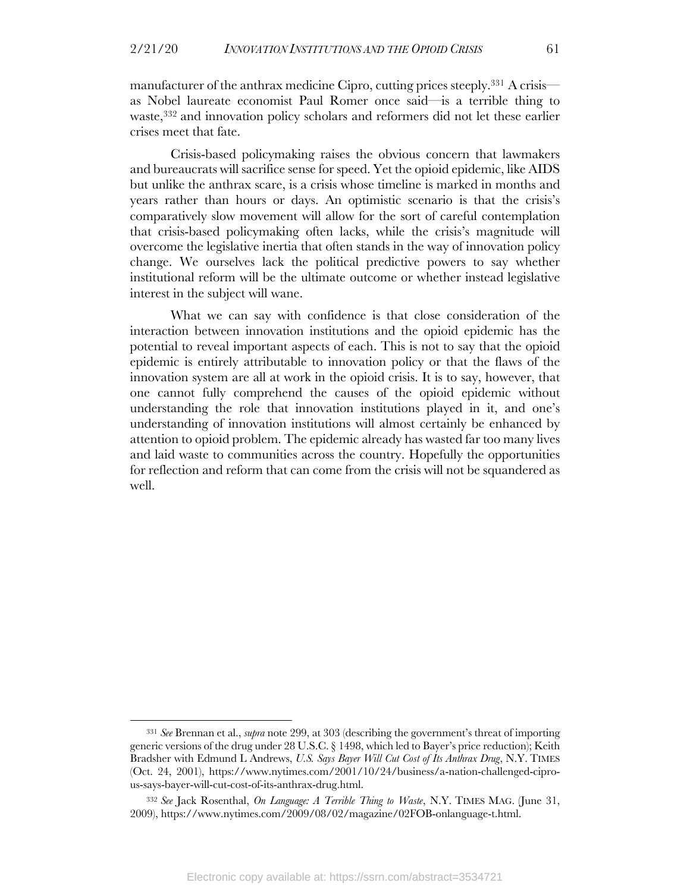manufacturer of the anthrax medicine Cipro, cutting prices steeply.[331] A crisis—as Nobel laureate economist Paul Romer once said—is a terrible thing to waste,[332] and innovation policy scholars and reformers did not let these earlier crises meet that fate.

Crisis-based policymaking raises the obvious concern that lawmakers and bureaucrats will sacrifice sense for speed. Yet the opioid epidemic, like AIDS but unlike the anthrax scare, is a crisis whose timeline is marked in months and years rather than hours or days. An optimistic scenario is that the crisis's comparatively slow movement will allow for the sort of careful contemplation that crisis-based policymaking often lacks, while the crisis's magnitude will overcome the legislative inertia that often stands in the way of innovation policy change. We ourselves lack the political predictive powers to say whether institutional reform will be the ultimate outcome or whether instead legislative interest in the subject will wane.

What we can say with confidence is that close consideration of the interaction between innovation institutions and the opioid epidemic has the potential to reveal important aspects of each. This is not to say that the opioid epidemic is entirely attributable to innovation policy or that the flaws of the innovation system are all at work in the opioid crisis. It is to say, however, that one cannot fully comprehend the causes of the opioid epidemic without understanding the role that innovation institutions played in it, and one's understanding of innovation institutions will almost certainly be enhanced by attention to opioid problem. The epidemic already has wasted far too many lives and laid waste to communities across the country. Hopefully the opportunities for reflection and reform that can come from the crisis will not be squandered as well.

---

[331] *See* Brennan et al., *supra* note 299, at 303 (describing the government's threat of importing generic versions of the drug under 28 U.S.C. § 1498, which led to Bayer's price reduction); Keith Bradsher with Edmund L Andrews, *U.S. Says Bayer Will Cut Cost of Its Anthrax Drug*, N.Y. TIMES (Oct. 24, 2001), https://www.nytimes.com/2001/10/24/business/a-nation-challenged-cipro-us-says-bayer-will-cut-cost-of-its-anthrax-drug.html.

[332] *See* Jack Rosenthal, *On Language: A Terrible Thing to Waste*, N.Y. TIMES MAG. (June 31, 2009), https://www.nytimes.com/2009/08/02/magazine/02FOB-onlanguage-t.html.